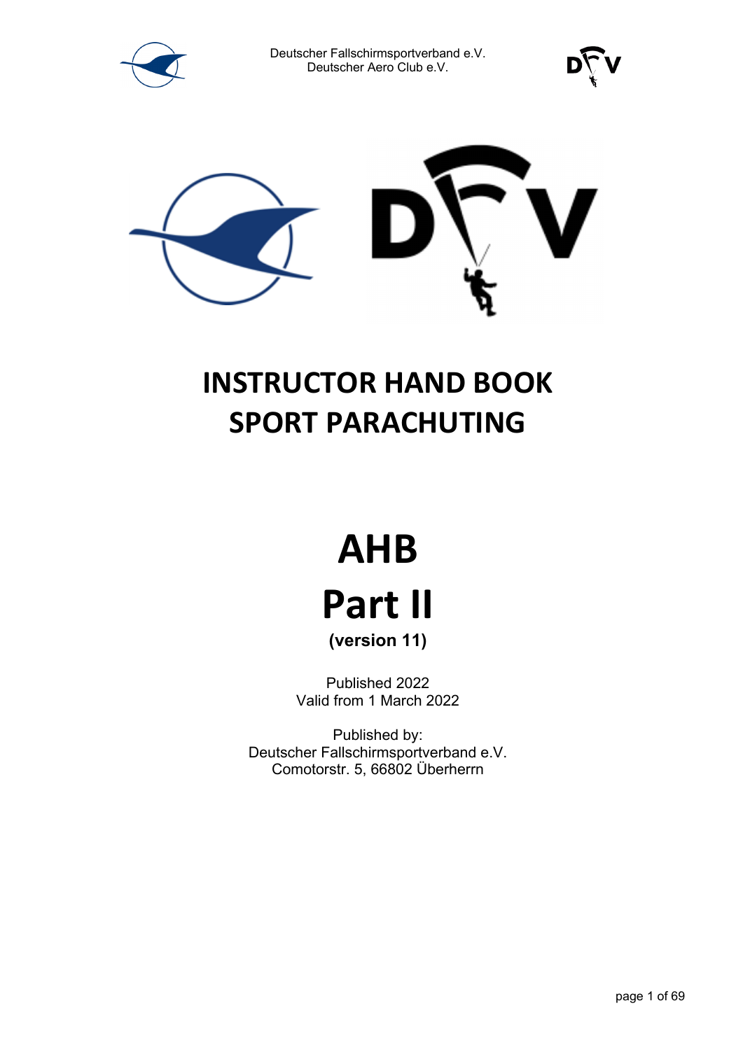Deutscher Fallschirmsportverband e.V.
Deutscher Aero Club e.V.

# INSTRUCTOR HAND BOOK SPORT PARACHUTING

# AHB

# Part II

**(version 11)**

Published 2022
Valid from 1 March 2022

Published by:
Deutscher Fallschirmsportverband e.V.
Comotorstr. 5, 66802 Überherrn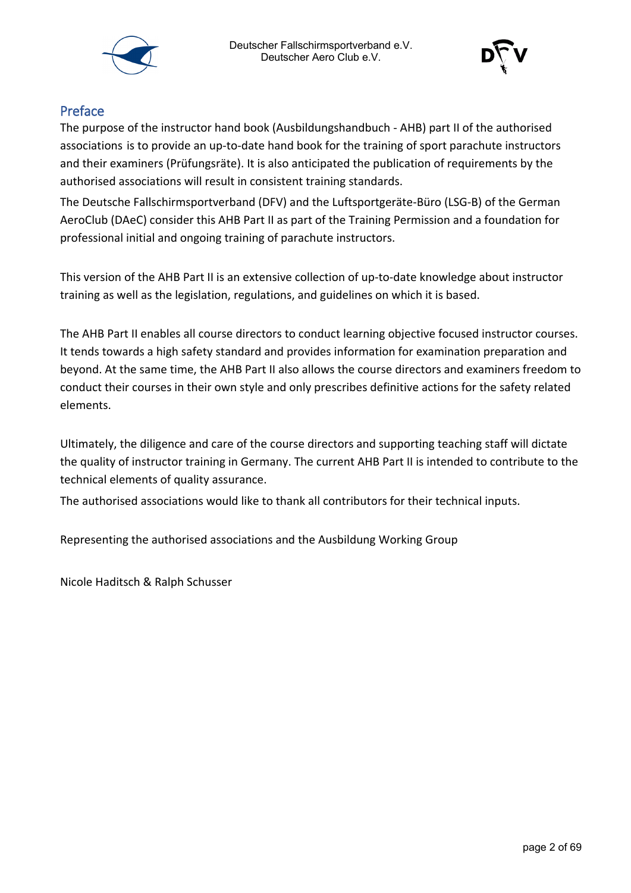## Preface

The purpose of the instructor hand book (Ausbildungshandbuch - AHB) part II of the authorised associations is to provide an up-to-date hand book for the training of sport parachute instructors and their examiners (Prüfungsräte). It is also anticipated the publication of requirements by the authorised associations will result in consistent training standards.

The Deutsche Fallschirmsportverband (DFV) and the Luftsportgeräte-Büro (LSG-B) of the German AeroClub (DAeC) consider this AHB Part II as part of the Training Permission and a foundation for professional initial and ongoing training of parachute instructors.

This version of the AHB Part II is an extensive collection of up-to-date knowledge about instructor training as well as the legislation, regulations, and guidelines on which it is based.

The AHB Part II enables all course directors to conduct learning objective focused instructor courses. It tends towards a high safety standard and provides information for examination preparation and beyond. At the same time, the AHB Part II also allows the course directors and examiners freedom to conduct their courses in their own style and only prescribes definitive actions for the safety related elements.

Ultimately, the diligence and care of the course directors and supporting teaching staff will dictate the quality of instructor training in Germany. The current AHB Part II is intended to contribute to the technical elements of quality assurance.

The authorised associations would like to thank all contributors for their technical inputs.

Representing the authorised associations and the Ausbildung Working Group

Nicole Haditsch & Ralph Schusser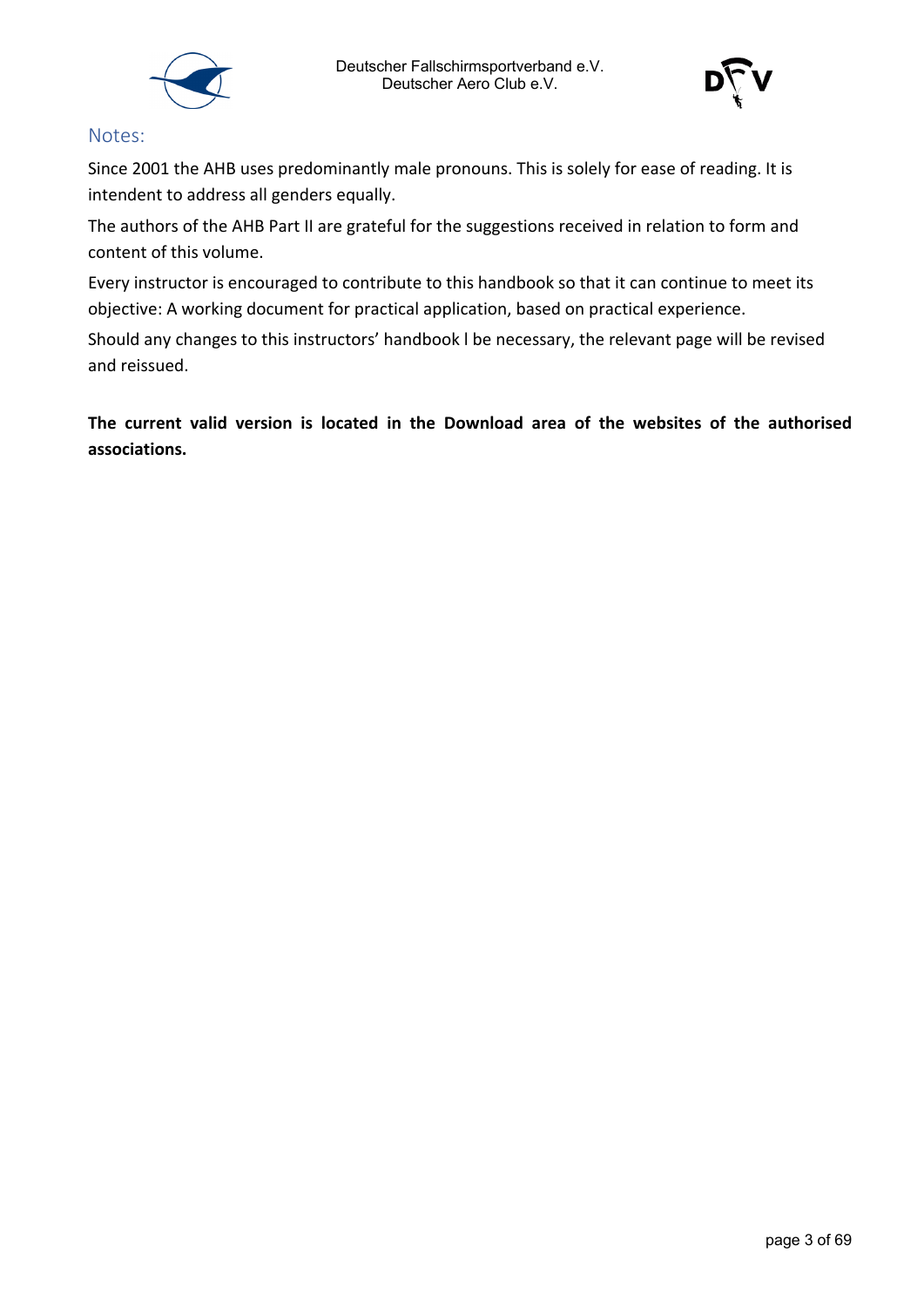## Notes:

Since 2001 the AHB uses predominantly male pronouns. This is solely for ease of reading. It is intendent to address all genders equally.

The authors of the AHB Part II are grateful for the suggestions received in relation to form and content of this volume.

Every instructor is encouraged to contribute to this handbook so that it can continue to meet its objective: A working document for practical application, based on practical experience.

Should any changes to this instructors' handbook l be necessary, the relevant page will be revised and reissued.

**The current valid version is located in the Download area of the websites of the authorised associations.**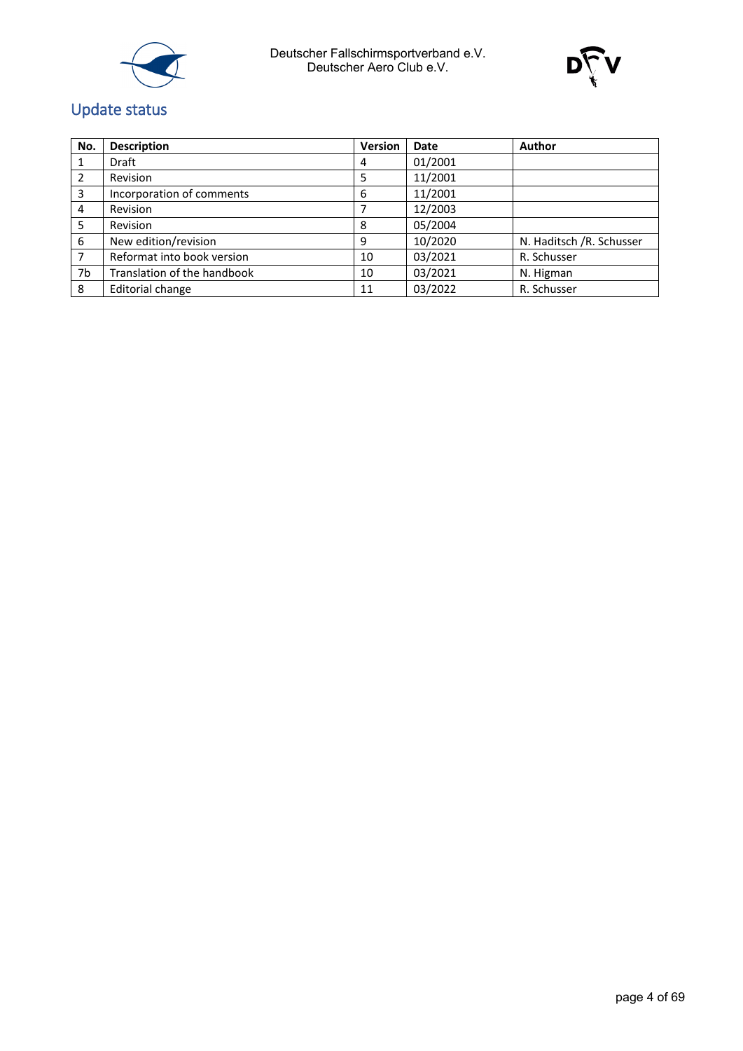## Update status

| No. | Description | Version | Date | Author |
|---|---|---|---|---|
| 1 | Draft | 4 | 01/2001 | |
| 2 | Revision | 5 | 11/2001 | |
| 3 | Incorporation of comments | 6 | 11/2001 | |
| 4 | Revision | 7 | 12/2003 | |
| 5 | Revision | 8 | 05/2004 | |
| 6 | New edition/revision | 9 | 10/2020 | N. Haditsch /R. Schusser |
| 7 | Reformat into book version | 10 | 03/2021 | R. Schusser |
| 7b | Translation of the handbook | 10 | 03/2021 | N. Higman |
| 8 | Editorial change | 11 | 03/2022 | R. Schusser |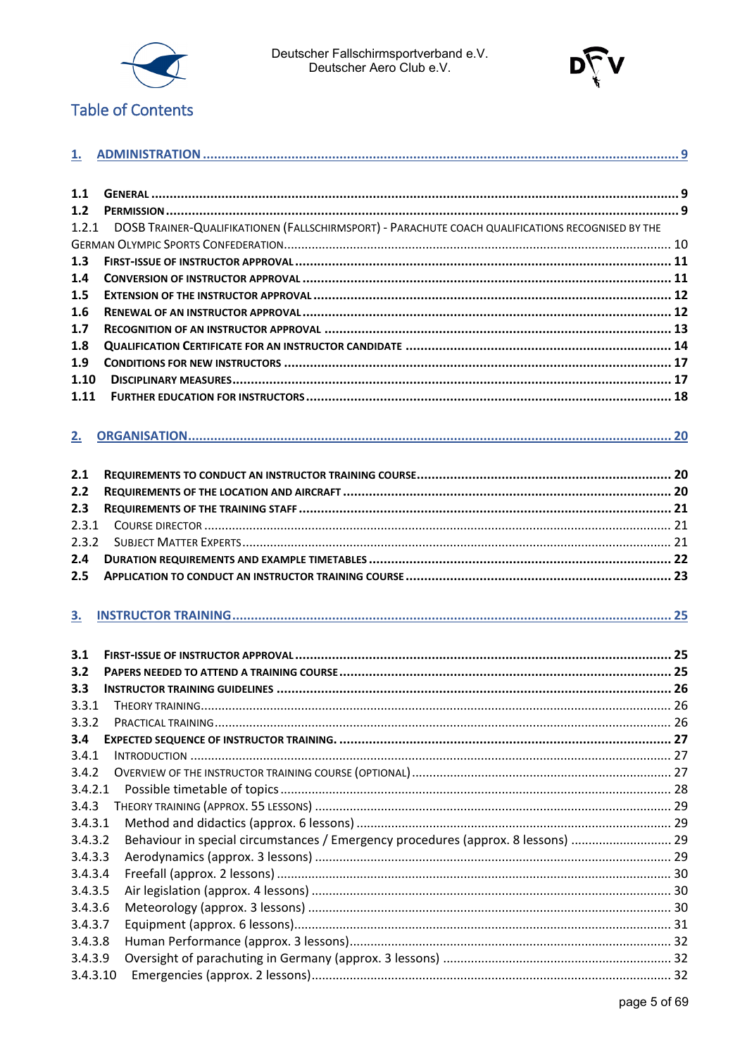Deutscher Fallschirmsportverband e.V.
Deutscher Aero Club e.V.

# Table of Contents

**1. ADMINISTRATION ... 9**

**1.1 GENERAL ... 9**
**1.2 PERMISSION ... 9**
1.2.1 DOSB TRAINER-QUALIFIKATIONEN (FALLSCHIRMSPORT) - PARACHUTE COACH QUALIFICATIONS RECOGNISED BY THE GERMAN OLYMPIC SPORTS CONFEDERATION ... 10
**1.3 FIRST-ISSUE OF INSTRUCTOR APPROVAL ... 11**
**1.4 CONVERSION OF INSTRUCTOR APPROVAL ... 11**
**1.5 EXTENSION OF THE INSTRUCTOR APPROVAL ... 12**
**1.6 RENEWAL OF AN INSTRUCTOR APPROVAL ... 12**
**1.7 RECOGNITION OF AN INSTRUCTOR APPROVAL ... 13**
**1.8 QUALIFICATION CERTIFICATE FOR AN INSTRUCTOR CANDIDATE ... 14**
**1.9 CONDITIONS FOR NEW INSTRUCTORS ... 17**
**1.10 DISCIPLINARY MEASURES ... 17**
**1.11 FURTHER EDUCATION FOR INSTRUCTORS ... 18**

**2. ORGANISATION ... 20**

**2.1 REQUIREMENTS TO CONDUCT AN INSTRUCTOR TRAINING COURSE ... 20**
**2.2 REQUIREMENTS OF THE LOCATION AND AIRCRAFT ... 20**
**2.3 REQUIREMENTS OF THE TRAINING STAFF ... 21**
2.3.1 COURSE DIRECTOR ... 21
2.3.2 SUBJECT MATTER EXPERTS ... 21
**2.4 DURATION REQUIREMENTS AND EXAMPLE TIMETABLES ... 22**
**2.5 APPLICATION TO CONDUCT AN INSTRUCTOR TRAINING COURSE ... 23**

**3. INSTRUCTOR TRAINING ... 25**

**3.1 FIRST-ISSUE OF INSTRUCTOR APPROVAL ... 25**
**3.2 PAPERS NEEDED TO ATTEND A TRAINING COURSE ... 25**
**3.3 INSTRUCTOR TRAINING GUIDELINES ... 26**
3.3.1 THEORY TRAINING ... 26
3.3.2 PRACTICAL TRAINING ... 26
**3.4 EXPECTED SEQUENCE OF INSTRUCTOR TRAINING. ... 27**
3.4.1 INTRODUCTION ... 27
3.4.2 OVERVIEW OF THE INSTRUCTOR TRAINING COURSE (OPTIONAL) ... 27
3.4.2.1 Possible timetable of topics ... 28
3.4.3 THEORY TRAINING (APPROX. 55 LESSONS) ... 29
3.4.3.1 Method and didactics (approx. 6 lessons) ... 29
3.4.3.2 Behaviour in special circumstances / Emergency procedures (approx. 8 lessons) ... 29
3.4.3.3 Aerodynamics (approx. 3 lessons) ... 29
3.4.3.4 Freefall (approx. 2 lessons) ... 30
3.4.3.5 Air legislation (approx. 4 lessons) ... 30
3.4.3.6 Meteorology (approx. 3 lessons) ... 30
3.4.3.7 Equipment (approx. 6 lessons) ... 31
3.4.3.8 Human Performance (approx. 3 lessons) ... 32
3.4.3.9 Oversight of parachuting in Germany (approx. 3 lessons) ... 32
3.4.3.10 Emergencies (approx. 2 lessons) ... 32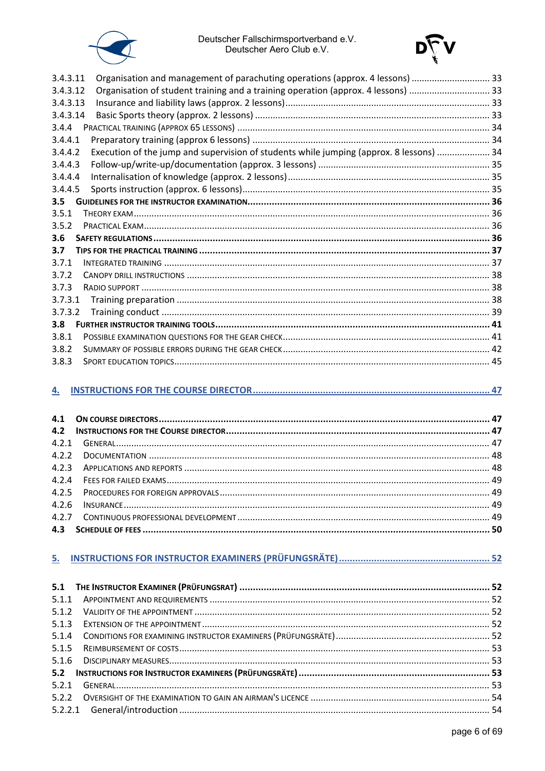3.4.3.11 Organisation and management of parachuting operations (approx. 4 lessons) .............................. 33
3.4.3.12 Organisation of student training and a training operation (approx. 4 lessons) ................................ 33
3.4.3.13 Insurance and liability laws (approx. 2 lessons)................................................................................ 33
3.4.3.14 Basic Sports theory (approx. 2 lessons) ............................................................................................ 33
3.4.4 PRACTICAL TRAINING (APPROX 65 LESSONS) .................................................................................... 34
3.4.4.1 Preparatory training (approx 6 lessons) .............................................................................................. 34
3.4.4.2 Execution of the jump and supervision of students while jumping (approx. 8 lessons) ..................... 34
3.4.4.3 Follow-up/write-up/documentation (approx. 3 lessons) ................................................................... 35
3.4.4.4 Internalisation of knowledge (approx. 2 lessons)............................................................................... 35
3.4.4.5 Sports instruction (approx. 6 lessons)................................................................................................. 35

**3.5 GUIDELINES FOR THE INSTRUCTOR EXAMINATION......................................................................... 36**

3.5.1 THEORY EXAM ............................................................................................................................ 36
3.5.2 PRACTICAL EXAM......................................................................................................................... 36

**3.6 SAFETY REGULATIONS ............................................................................................................. 36**

**3.7 TIPS FOR THE PRACTICAL TRAINING ............................................................................................ 37**

3.7.1 INTEGRATED TRAINING ................................................................................................................ 37
3.7.2 CANOPY DRILL INSTRUCTIONS ....................................................................................................... 38
3.7.3 RADIO SUPPORT ......................................................................................................................... 38
3.7.3.1 Training preparation ........................................................................................................................... 38
3.7.3.2 Training conduct ................................................................................................................................. 39

**3.8 FURTHER INSTRUCTOR TRAINING TOOLS..................................................................................... 41**

3.8.1 POSSIBLE EXAMINATION QUESTIONS FOR THE GEAR CHECK.................................................................. 41
3.8.2 SUMMARY OF POSSIBLE ERRORS DURING THE GEAR CHECK .................................................................. 42
3.8.3 SPORT EDUCATION TOPICS............................................................................................................ 45

**4. INSTRUCTIONS FOR THE COURSE DIRECTOR ....................................................................................... 47**

**4.1 ON COURSE DIRECTORS.......................................................................................................... 47**

**4.2 INSTRUCTIONS FOR THE COURSE DIRECTOR.................................................................................. 47**

4.2.1 GENERAL.................................................................................................................................. 47
4.2.2 DOCUMENTATION ..................................................................................................................... 48
4.2.3 APPLICATIONS AND REPORTS ........................................................................................................ 48
4.2.4 FEES FOR FAILED EXAMS............................................................................................................... 49
4.2.5 PROCEDURES FOR FOREIGN APPROVALS........................................................................................... 49
4.2.6 INSURANCE............................................................................................................................... 49
4.2.7 CONTINUOUS PROFESSIONAL DEVELOPMENT ................................................................................... 49

**4.3 SCHEDULE OF FEES ................................................................................................................ 50**

**5. INSTRUCTIONS FOR INSTRUCTOR EXAMINERS (PRÜFUNGSRÄTE) ........................................................ 52**

**5.1 THE INSTRUCTOR EXAMINER (PRÜFUNGSRAT) ............................................................................. 52**

5.1.1 APPOINTMENT AND REQUIREMENTS .............................................................................................. 52
5.1.2 VALIDITY OF THE APPOINTMENT .................................................................................................... 52
5.1.3 EXTENSION OF THE APPOINTMENT ................................................................................................. 52
5.1.4 CONDITIONS FOR EXAMINING INSTRUCTOR EXAMINERS (PRÜFUNGSRÄTE) ............................................. 52
5.1.5 REIMBURSEMENT OF COSTS.......................................................................................................... 53
5.1.6 DISCIPLINARY MEASURES............................................................................................................. 53

**5.2 INSTRUCTIONS FOR INSTRUCTOR EXAMINERS (PRÜFUNGSRÄTE) ....................................................... 53**

5.2.1 GENERAL.................................................................................................................................. 53
5.2.2 OVERSIGHT OF THE EXAMINATION TO GAIN AN AIRMAN'S LICENCE ...................................................... 54
5.2.2.1 General/introduction ......................................................................................................................... 54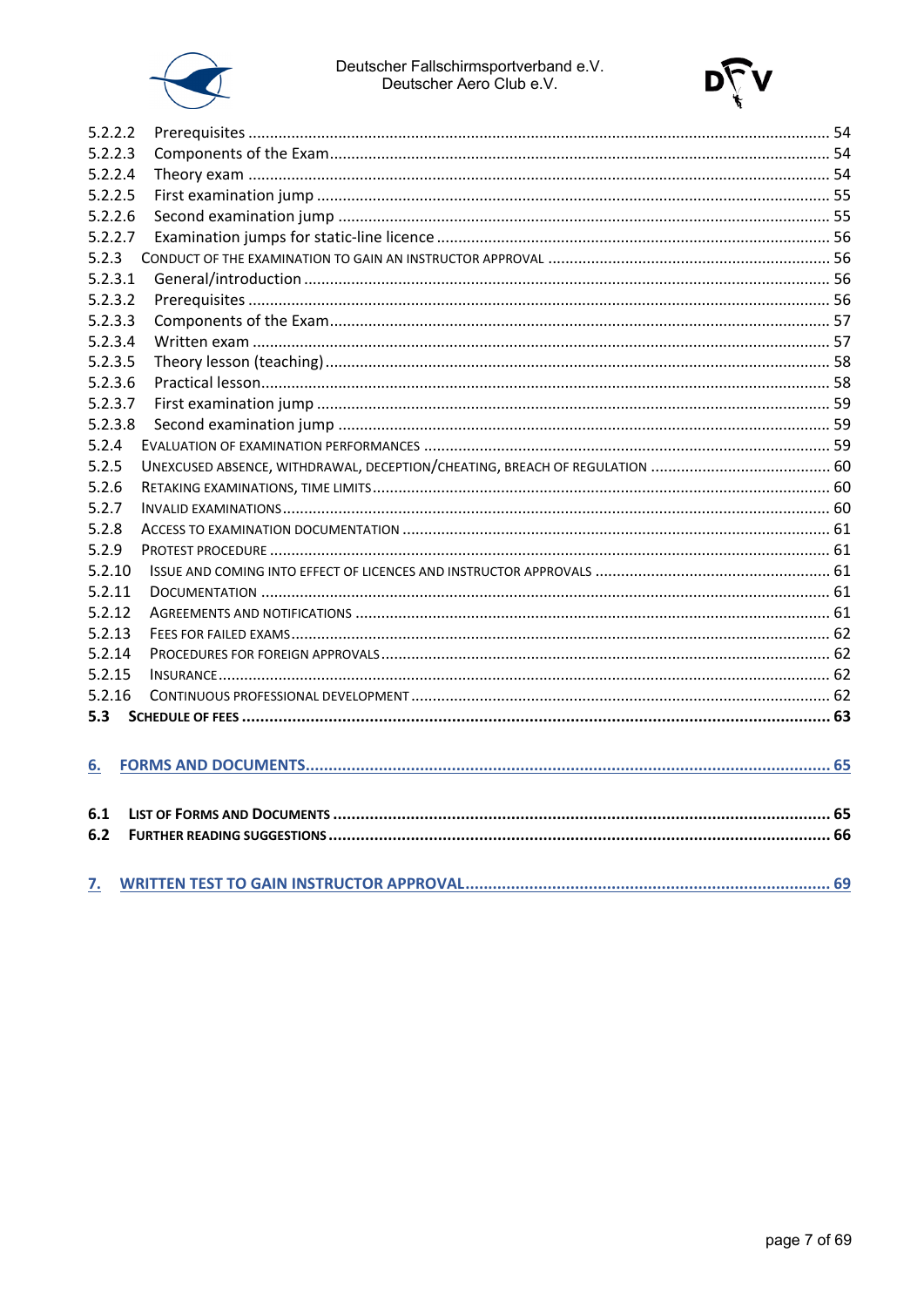5.2.2.2 Prerequisites ..... 54
5.2.2.3 Components of the Exam ..... 54
5.2.2.4 Theory exam ..... 54
5.2.2.5 First examination jump ..... 55
5.2.2.6 Second examination jump ..... 55
5.2.2.7 Examination jumps for static-line licence ..... 56
5.2.3 Conduct of the examination to gain an instructor approval ..... 56
5.2.3.1 General/introduction ..... 56
5.2.3.2 Prerequisites ..... 56
5.2.3.3 Components of the Exam ..... 57
5.2.3.4 Written exam ..... 57
5.2.3.5 Theory lesson (teaching) ..... 58
5.2.3.6 Practical lesson ..... 58
5.2.3.7 First examination jump ..... 59
5.2.3.8 Second examination jump ..... 59
5.2.4 Evaluation of examination performances ..... 59
5.2.5 Unexcused absence, withdrawal, deception/cheating, breach of regulation ..... 60
5.2.6 Retaking examinations, time limits ..... 60
5.2.7 Invalid examinations ..... 60
5.2.8 Access to examination documentation ..... 61
5.2.9 Protest procedure ..... 61
5.2.10 Issue and coming into effect of licences and instructor approvals ..... 61
5.2.11 Documentation ..... 61
5.2.12 Agreements and notifications ..... 61
5.2.13 Fees for failed exams ..... 62
5.2.14 Procedures for foreign approvals ..... 62
5.2.15 Insurance ..... 62
5.2.16 Continuous professional development ..... 62
**5.3 Schedule of fees ..... 63**

**6. Forms and Documents ..... 65**

**6.1 List of Forms and Documents ..... 65**
**6.2 Further reading suggestions ..... 66**

**7. Written test to gain instructor approval ..... 69**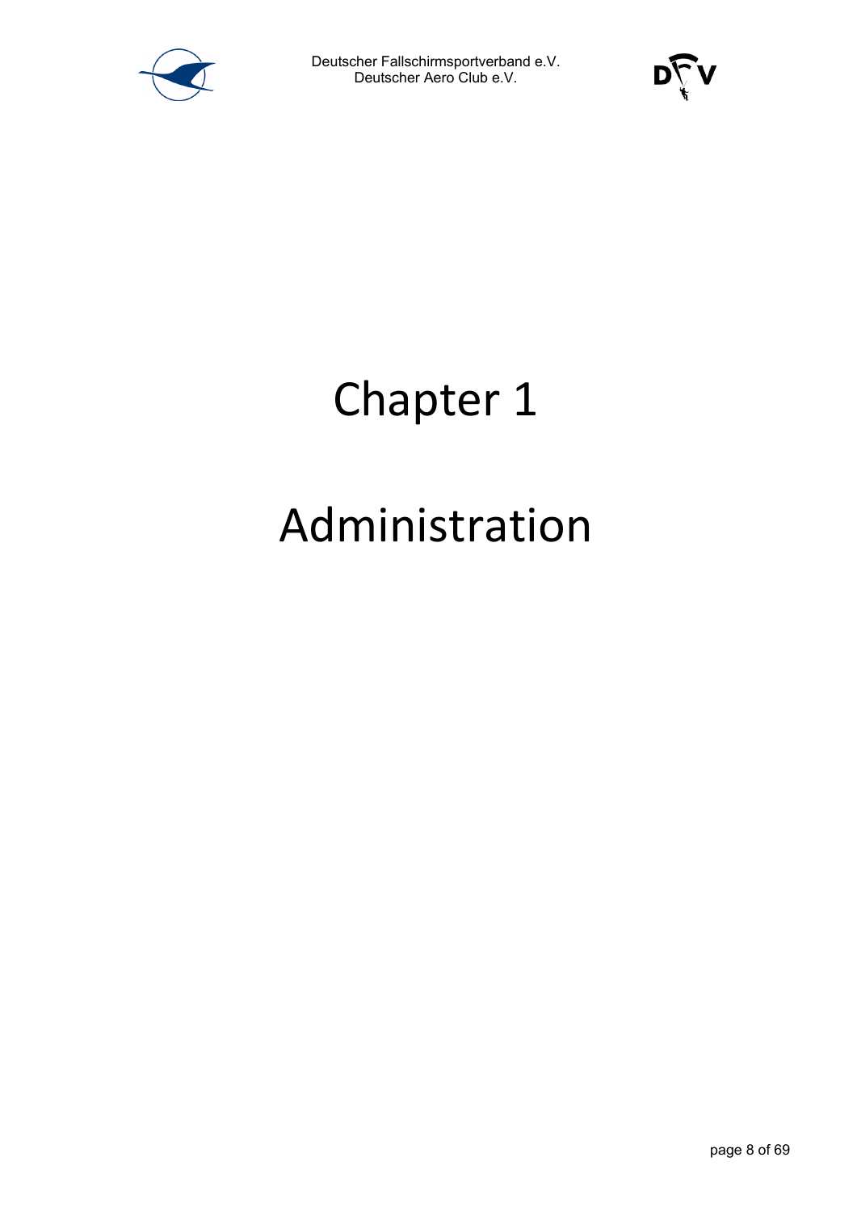# Chapter 1

# Administration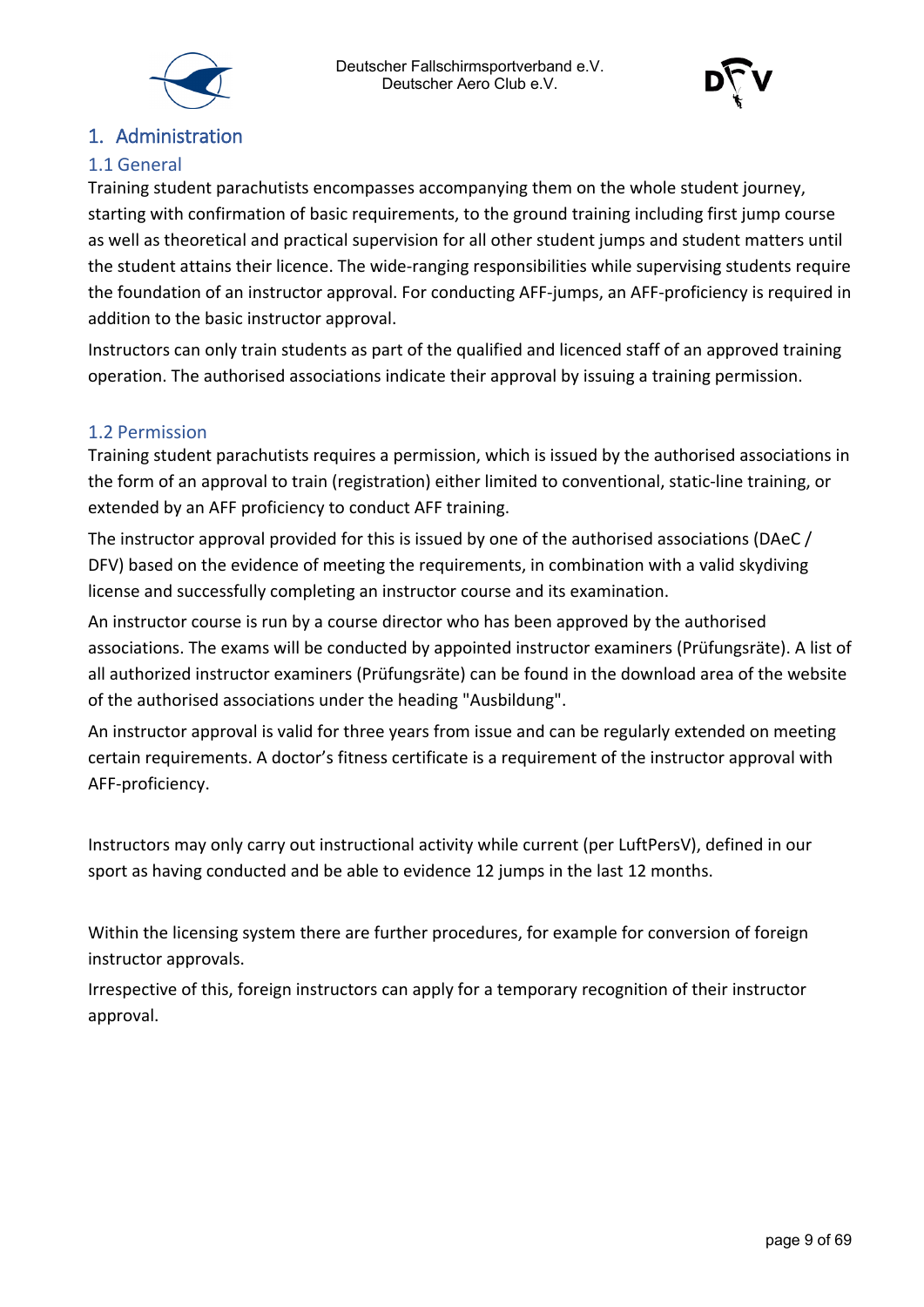# 1. Administration

## 1.1 General

Training student parachutists encompasses accompanying them on the whole student journey, starting with confirmation of basic requirements, to the ground training including first jump course as well as theoretical and practical supervision for all other student jumps and student matters until the student attains their licence. The wide-ranging responsibilities while supervising students require the foundation of an instructor approval. For conducting AFF-jumps, an AFF-proficiency is required in addition to the basic instructor approval.

Instructors can only train students as part of the qualified and licenced staff of an approved training operation. The authorised associations indicate their approval by issuing a training permission.

## 1.2 Permission

Training student parachutists requires a permission, which is issued by the authorised associations in the form of an approval to train (registration) either limited to conventional, static-line training, or extended by an AFF proficiency to conduct AFF training.

The instructor approval provided for this is issued by one of the authorised associations (DAeC / DFV) based on the evidence of meeting the requirements, in combination with a valid skydiving license and successfully completing an instructor course and its examination.

An instructor course is run by a course director who has been approved by the authorised associations. The exams will be conducted by appointed instructor examiners (Prüfungsräte). A list of all authorized instructor examiners (Prüfungsräte) can be found in the download area of the website of the authorised associations under the heading "Ausbildung".

An instructor approval is valid for three years from issue and can be regularly extended on meeting certain requirements. A doctor's fitness certificate is a requirement of the instructor approval with AFF-proficiency.

Instructors may only carry out instructional activity while current (per LuftPersV), defined in our sport as having conducted and be able to evidence 12 jumps in the last 12 months.

Within the licensing system there are further procedures, for example for conversion of foreign instructor approvals.

Irrespective of this, foreign instructors can apply for a temporary recognition of their instructor approval.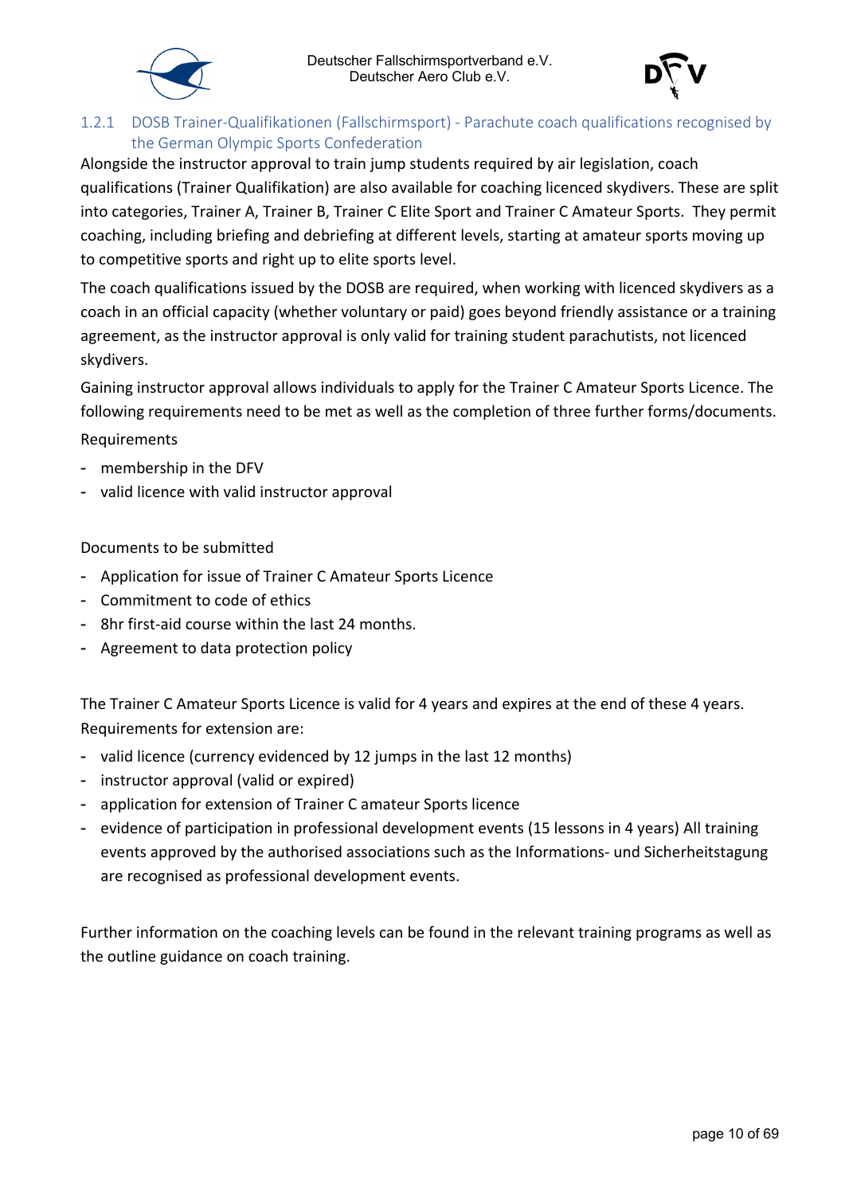### 1.2.1 DOSB Trainer-Qualifikationen (Fallschirmsport) - Parachute coach qualifications recognised by the German Olympic Sports Confederation

Alongside the instructor approval to train jump students required by air legislation, coach qualifications (Trainer Qualifikation) are also available for coaching licenced skydivers. These are split into categories, Trainer A, Trainer B, Trainer C Elite Sport and Trainer C Amateur Sports. They permit coaching, including briefing and debriefing at different levels, starting at amateur sports moving up to competitive sports and right up to elite sports level.

The coach qualifications issued by the DOSB are required, when working with licenced skydivers as a coach in an official capacity (whether voluntary or paid) goes beyond friendly assistance or a training agreement, as the instructor approval is only valid for training student parachutists, not licenced skydivers.

Gaining instructor approval allows individuals to apply for the Trainer C Amateur Sports Licence. The following requirements need to be met as well as the completion of three further forms/documents.

Requirements

- membership in the DFV
- valid licence with valid instructor approval

Documents to be submitted

- Application for issue of Trainer C Amateur Sports Licence
- Commitment to code of ethics
- 8hr first-aid course within the last 24 months.
- Agreement to data protection policy

The Trainer C Amateur Sports Licence is valid for 4 years and expires at the end of these 4 years. Requirements for extension are:

- valid licence (currency evidenced by 12 jumps in the last 12 months)
- instructor approval (valid or expired)
- application for extension of Trainer C amateur Sports licence
- evidence of participation in professional development events (15 lessons in 4 years) All training events approved by the authorised associations such as the Informations- und Sicherheitstagung are recognised as professional development events.

Further information on the coaching levels can be found in the relevant training programs as well as the outline guidance on coach training.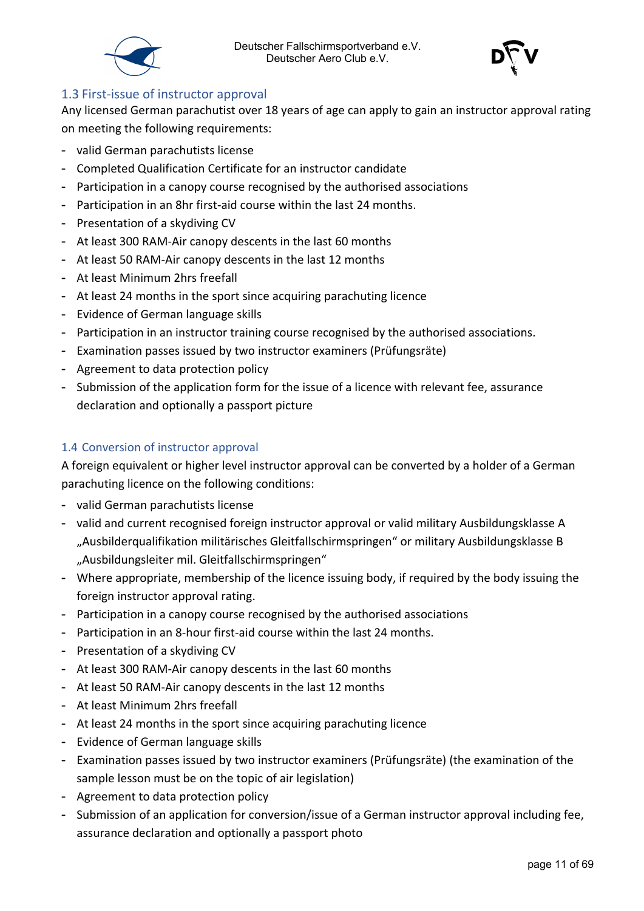## 1.3 First-issue of instructor approval

Any licensed German parachutist over 18 years of age can apply to gain an instructor approval rating on meeting the following requirements:

- valid German parachutists license
- Completed Qualification Certificate for an instructor candidate
- Participation in a canopy course recognised by the authorised associations
- Participation in an 8hr first-aid course within the last 24 months.
- Presentation of a skydiving CV
- At least 300 RAM-Air canopy descents in the last 60 months
- At least 50 RAM-Air canopy descents in the last 12 months
- At least Minimum 2hrs freefall
- At least 24 months in the sport since acquiring parachuting licence
- Evidence of German language skills
- Participation in an instructor training course recognised by the authorised associations.
- Examination passes issued by two instructor examiners (Prüfungsräte)
- Agreement to data protection policy
- Submission of the application form for the issue of a licence with relevant fee, assurance declaration and optionally a passport picture

## 1.4 Conversion of instructor approval

A foreign equivalent or higher level instructor approval can be converted by a holder of a German parachuting licence on the following conditions:

- valid German parachutists license
- valid and current recognised foreign instructor approval or valid military Ausbildungsklasse A „Ausbilderqualifikation militärisches Gleitfallschirmspringen“ or military Ausbildungsklasse B „Ausbildungsleiter mil. Gleitfallschirmspringen“
- Where appropriate, membership of the licence issuing body, if required by the body issuing the foreign instructor approval rating.
- Participation in a canopy course recognised by the authorised associations
- Participation in an 8-hour first-aid course within the last 24 months.
- Presentation of a skydiving CV
- At least 300 RAM-Air canopy descents in the last 60 months
- At least 50 RAM-Air canopy descents in the last 12 months
- At least Minimum 2hrs freefall
- At least 24 months in the sport since acquiring parachuting licence
- Evidence of German language skills
- Examination passes issued by two instructor examiners (Prüfungsräte) (the examination of the sample lesson must be on the topic of air legislation)
- Agreement to data protection policy
- Submission of an application for conversion/issue of a German instructor approval including fee, assurance declaration and optionally a passport photo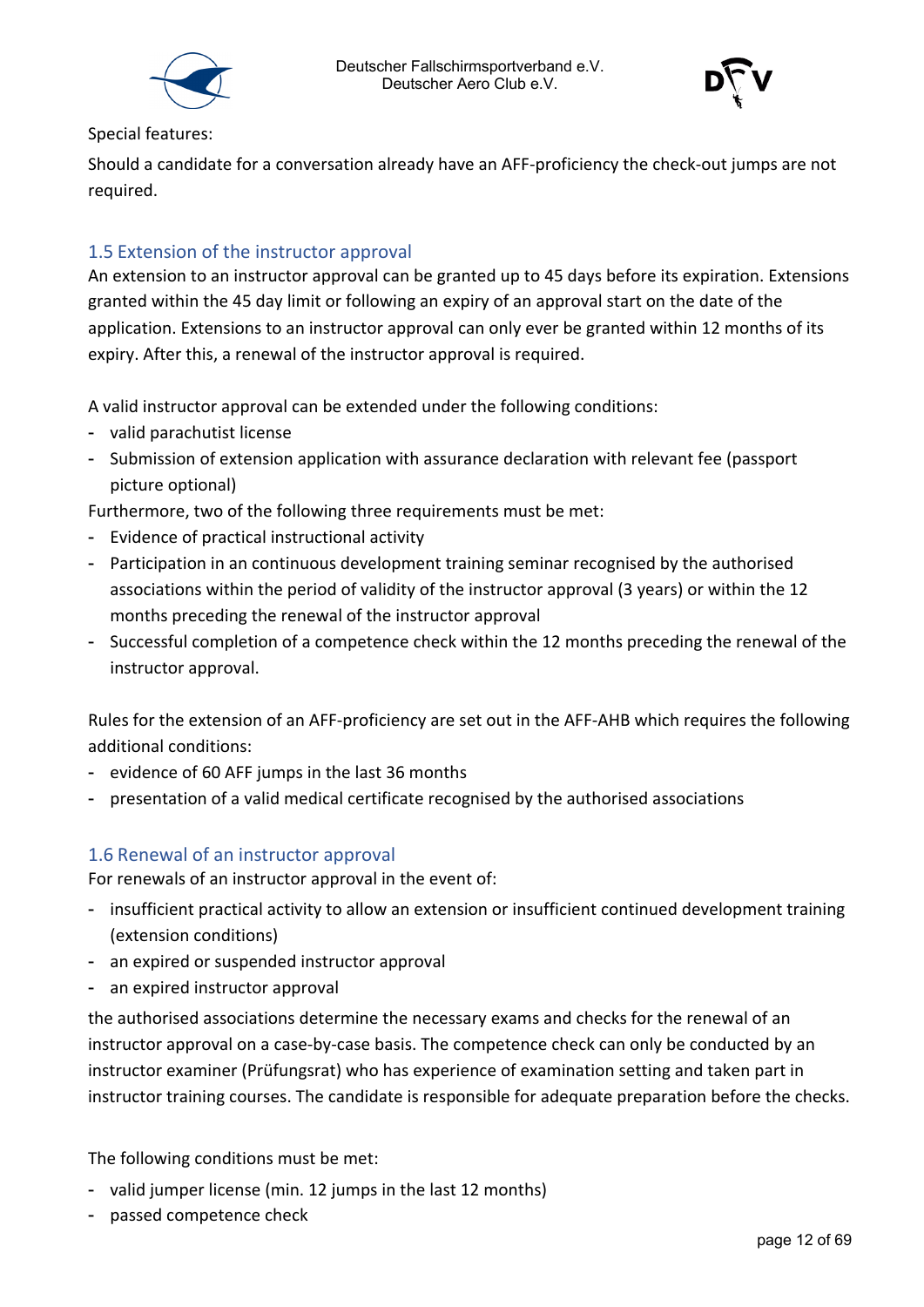Special features:

Should a candidate for a conversation already have an AFF-proficiency the check-out jumps are not required.

## 1.5 Extension of the instructor approval

An extension to an instructor approval can be granted up to 45 days before its expiration. Extensions granted within the 45 day limit or following an expiry of an approval start on the date of the application. Extensions to an instructor approval can only ever be granted within 12 months of its expiry. After this, a renewal of the instructor approval is required.

A valid instructor approval can be extended under the following conditions:

- valid parachutist license
- Submission of extension application with assurance declaration with relevant fee (passport picture optional)

Furthermore, two of the following three requirements must be met:

- Evidence of practical instructional activity
- Participation in an continuous development training seminar recognised by the authorised associations within the period of validity of the instructor approval (3 years) or within the 12 months preceding the renewal of the instructor approval
- Successful completion of a competence check within the 12 months preceding the renewal of the instructor approval.

Rules for the extension of an AFF-proficiency are set out in the AFF-AHB which requires the following additional conditions:

- evidence of 60 AFF jumps in the last 36 months
- presentation of a valid medical certificate recognised by the authorised associations

## 1.6 Renewal of an instructor approval

For renewals of an instructor approval in the event of:

- insufficient practical activity to allow an extension or insufficient continued development training (extension conditions)
- an expired or suspended instructor approval
- an expired instructor approval

the authorised associations determine the necessary exams and checks for the renewal of an instructor approval on a case-by-case basis. The competence check can only be conducted by an instructor examiner (Prüfungsrat) who has experience of examination setting and taken part in instructor training courses. The candidate is responsible for adequate preparation before the checks.

The following conditions must be met:

- valid jumper license (min. 12 jumps in the last 12 months)
- passed competence check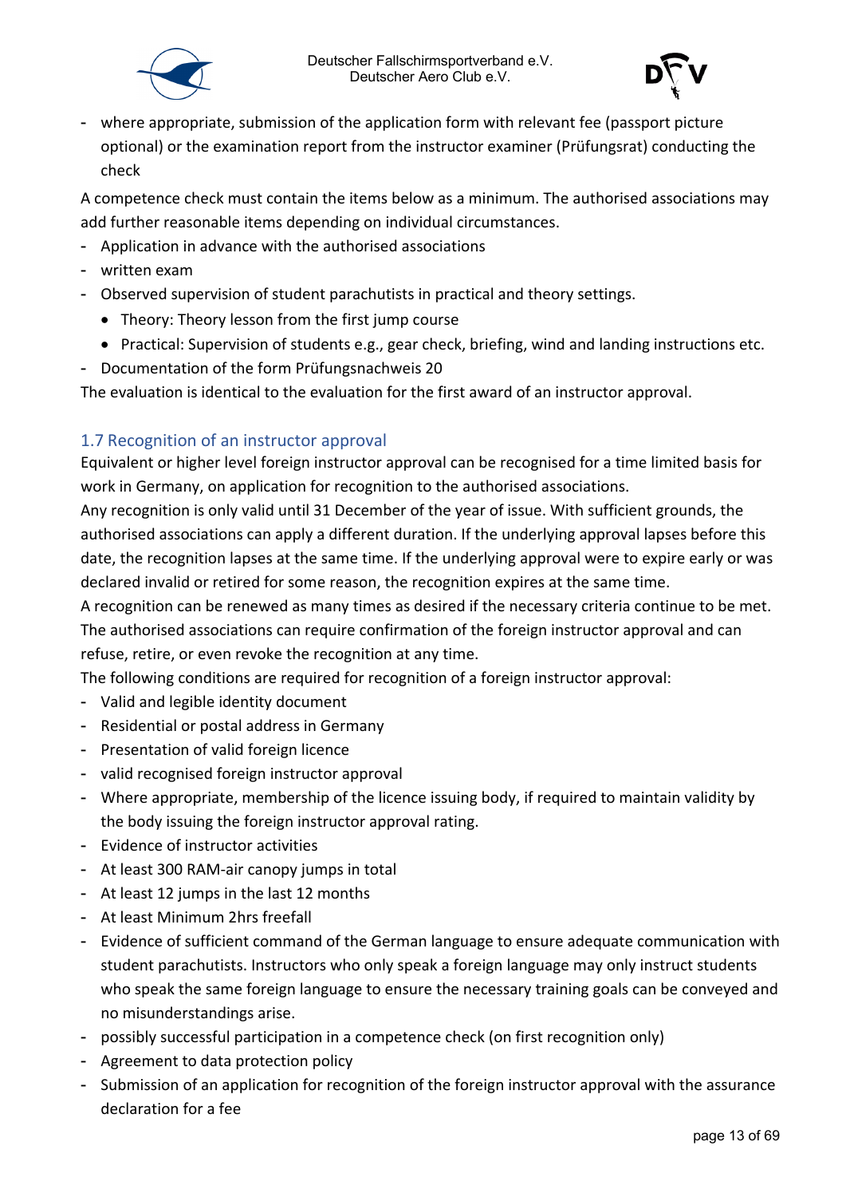- where appropriate, submission of the application form with relevant fee (passport picture optional) or the examination report from the instructor examiner (Prüfungsrat) conducting the check

A competence check must contain the items below as a minimum. The authorised associations may add further reasonable items depending on individual circumstances.

- Application in advance with the authorised associations
- written exam
- Observed supervision of student parachutists in practical and theory settings.
  - Theory: Theory lesson from the first jump course
  - Practical: Supervision of students e.g., gear check, briefing, wind and landing instructions etc.
- Documentation of the form Prüfungsnachweis 20

The evaluation is identical to the evaluation for the first award of an instructor approval.

## 1.7 Recognition of an instructor approval

Equivalent or higher level foreign instructor approval can be recognised for a time limited basis for work in Germany, on application for recognition to the authorised associations.

Any recognition is only valid until 31 December of the year of issue. With sufficient grounds, the authorised associations can apply a different duration. If the underlying approval lapses before this date, the recognition lapses at the same time. If the underlying approval were to expire early or was declared invalid or retired for some reason, the recognition expires at the same time.

A recognition can be renewed as many times as desired if the necessary criteria continue to be met. The authorised associations can require confirmation of the foreign instructor approval and can refuse, retire, or even revoke the recognition at any time.

The following conditions are required for recognition of a foreign instructor approval:

- Valid and legible identity document
- Residential or postal address in Germany
- Presentation of valid foreign licence
- valid recognised foreign instructor approval
- Where appropriate, membership of the licence issuing body, if required to maintain validity by the body issuing the foreign instructor approval rating.
- Evidence of instructor activities
- At least 300 RAM-air canopy jumps in total
- At least 12 jumps in the last 12 months
- At least Minimum 2hrs freefall
- Evidence of sufficient command of the German language to ensure adequate communication with student parachutists. Instructors who only speak a foreign language may only instruct students who speak the same foreign language to ensure the necessary training goals can be conveyed and no misunderstandings arise.
- possibly successful participation in a competence check (on first recognition only)
- Agreement to data protection policy
- Submission of an application for recognition of the foreign instructor approval with the assurance declaration for a fee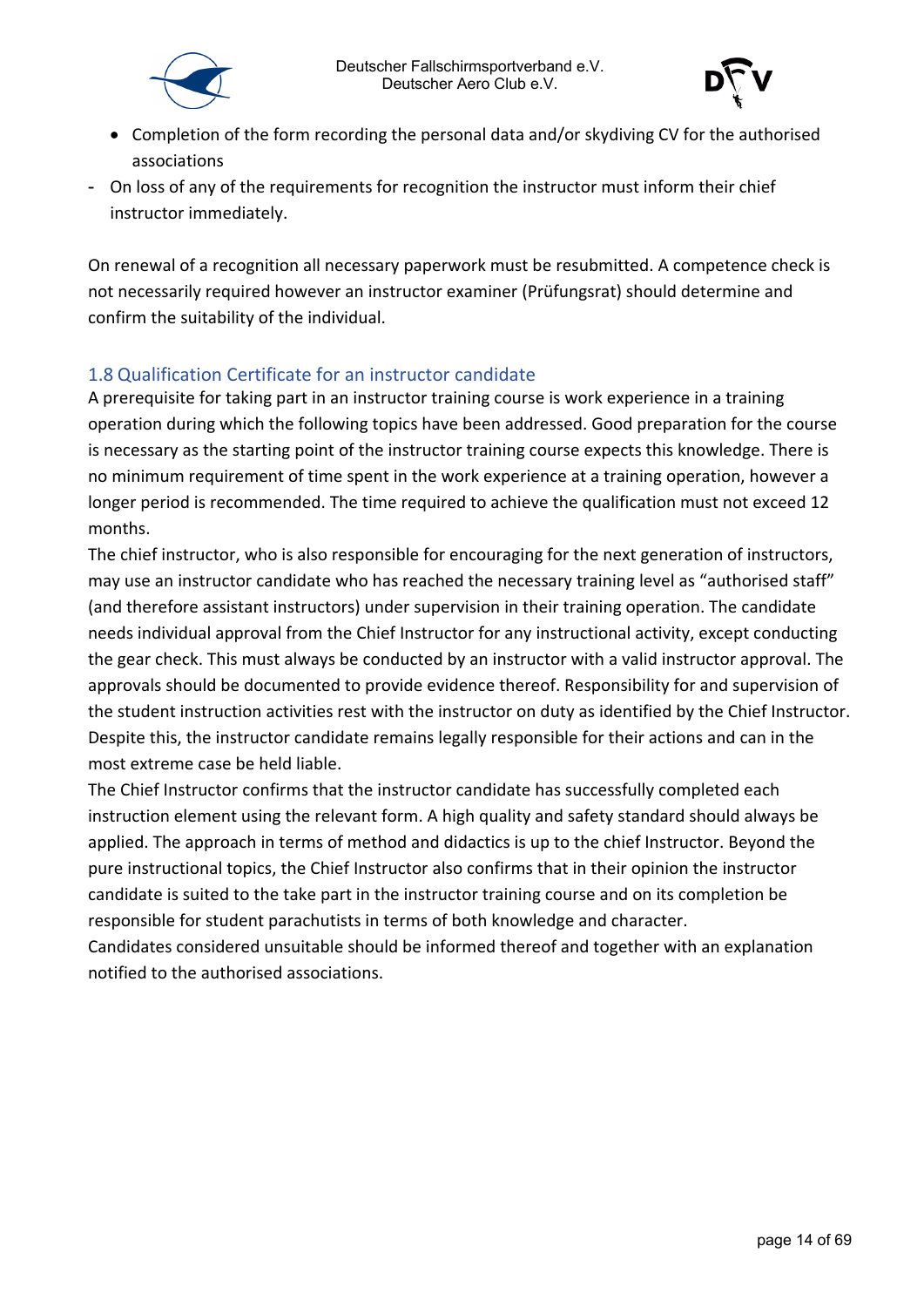- Completion of the form recording the personal data and/or skydiving CV for the authorised associations

- On loss of any of the requirements for recognition the instructor must inform their chief instructor immediately.

On renewal of a recognition all necessary paperwork must be resubmitted. A competence check is not necessarily required however an instructor examiner (Prüfungsrat) should determine and confirm the suitability of the individual.

## 1.8 Qualification Certificate for an instructor candidate

A prerequisite for taking part in an instructor training course is work experience in a training operation during which the following topics have been addressed. Good preparation for the course is necessary as the starting point of the instructor training course expects this knowledge. There is no minimum requirement of time spent in the work experience at a training operation, however a longer period is recommended. The time required to achieve the qualification must not exceed 12 months.

The chief instructor, who is also responsible for encouraging for the next generation of instructors, may use an instructor candidate who has reached the necessary training level as "authorised staff" (and therefore assistant instructors) under supervision in their training operation. The candidate needs individual approval from the Chief Instructor for any instructional activity, except conducting the gear check. This must always be conducted by an instructor with a valid instructor approval. The approvals should be documented to provide evidence thereof. Responsibility for and supervision of the student instruction activities rest with the instructor on duty as identified by the Chief Instructor. Despite this, the instructor candidate remains legally responsible for their actions and can in the most extreme case be held liable.

The Chief Instructor confirms that the instructor candidate has successfully completed each instruction element using the relevant form. A high quality and safety standard should always be applied. The approach in terms of method and didactics is up to the chief Instructor. Beyond the pure instructional topics, the Chief Instructor also confirms that in their opinion the instructor candidate is suited to the take part in the instructor training course and on its completion be responsible for student parachutists in terms of both knowledge and character.

Candidates considered unsuitable should be informed thereof and together with an explanation notified to the authorised associations.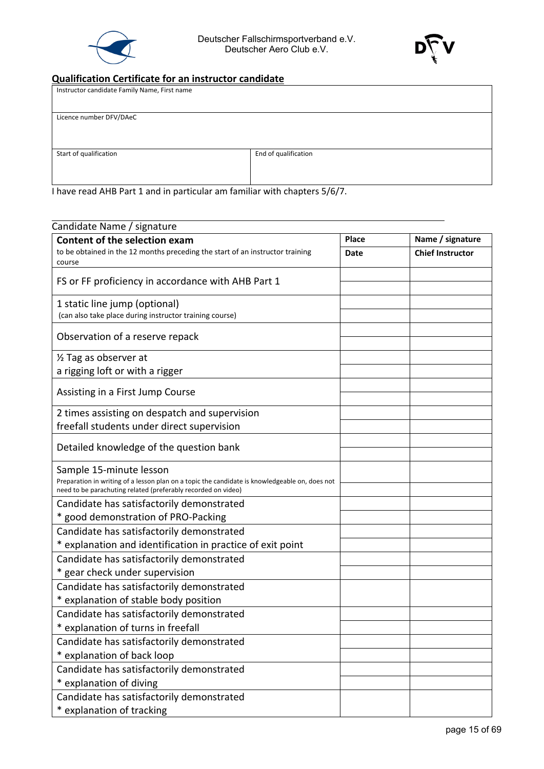Deutscher Fallschirmsportverband e.V.
Deutscher Aero Club e.V.

## Qualification Certificate for an instructor candidate

| Instructor candidate Family Name, First name | |
|---|---|
| | |
| Licence number DFV/DAeC | |
| | |
| Start of qualification | End of qualification |
| | |

I have read AHB Part 1 and in particular am familiar with chapters 5/6/7.

Candidate Name / signature

| **Content of the selection exam** to be obtained in the 12 months preceding the start of an instructor training course | **Place** / **Date** | **Name / signature** / **Chief Instructor** |
|---|---|---|
| FS or FF proficiency in accordance with AHB Part 1 | | |
| 1 static line jump (optional) (can also take place during instructor training course) | | |
| Observation of a reserve repack | | |
| ½ Tag as observer at a rigging loft or with a rigger | | |
| Assisting in a First Jump Course | | |
| 2 times assisting on despatch and supervision freefall students under direct supervision | | |
| Detailed knowledge of the question bank | | |
| Sample 15-minute lesson Preparation in writing of a lesson plan on a topic the candidate is knowledgeable on, does not need to be parachuting related (preferably recorded on video) | | |
| Candidate has satisfactorily demonstrated * good demonstration of PRO-Packing | | |
| Candidate has satisfactorily demonstrated * explanation and identification in practice of exit point | | |
| Candidate has satisfactorily demonstrated * gear check under supervision | | |
| Candidate has satisfactorily demonstrated * explanation of stable body position | | |
| Candidate has satisfactorily demonstrated * explanation of turns in freefall | | |
| Candidate has satisfactorily demonstrated * explanation of back loop | | |
| Candidate has satisfactorily demonstrated * explanation of diving | | |
| Candidate has satisfactorily demonstrated * explanation of tracking | | |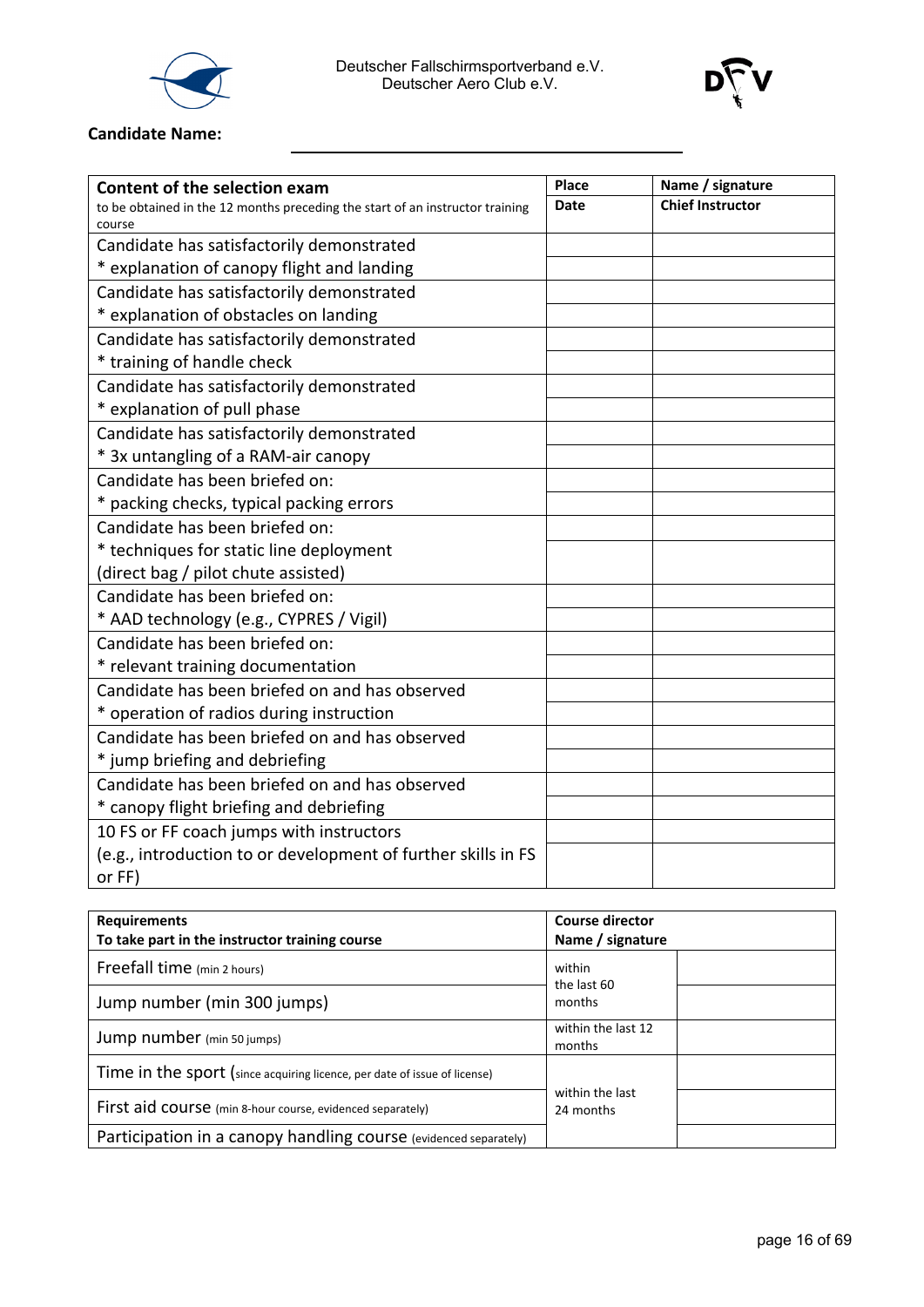Deutscher Fallschirmsportverband e.V.
Deutscher Aero Club e.V.

**Candidate Name:** ______________________________

| **Content of the selection exam**<br>to be obtained in the 12 months preceding the start of an instructor training course | **Place**<br>**Date** | **Name / signature**<br>**Chief Instructor** |
|---|---|---|
| Candidate has satisfactorily demonstrated<br>* explanation of canopy flight and landing | | |
| Candidate has satisfactorily demonstrated<br>* explanation of obstacles on landing | | |
| Candidate has satisfactorily demonstrated<br>* training of handle check | | |
| Candidate has satisfactorily demonstrated<br>* explanation of pull phase | | |
| Candidate has satisfactorily demonstrated<br>* 3x untangling of a RAM-air canopy | | |
| Candidate has been briefed on:<br>* packing checks, typical packing errors | | |
| Candidate has been briefed on:<br>* techniques for static line deployment<br>(direct bag / pilot chute assisted) | | |
| Candidate has been briefed on:<br>* AAD technology (e.g., CYPRES / Vigil) | | |
| Candidate has been briefed on:<br>* relevant training documentation | | |
| Candidate has been briefed on and has observed<br>* operation of radios during instruction | | |
| Candidate has been briefed on and has observed<br>* jump briefing and debriefing | | |
| Candidate has been briefed on and has observed<br>* canopy flight briefing and debriefing | | |
| 10 FS or FF coach jumps with instructors<br>(e.g., introduction to or development of further skills in FS or FF) | | |

| **Requirements**<br>**To take part in the instructor training course** | **Course director**<br>**Name / signature** | |
|---|---|---|
| Freefall time (min 2 hours) | within the last 60 months | |
| Jump number (min 300 jumps) | | |
| Jump number (min 50 jumps) | within the last 12 months | |
| Time in the sport (since acquiring licence, per date of issue of license) | | |
| First aid course (min 8-hour course, evidenced separately) | within the last 24 months | |
| Participation in a canopy handling course (evidenced separately) | | |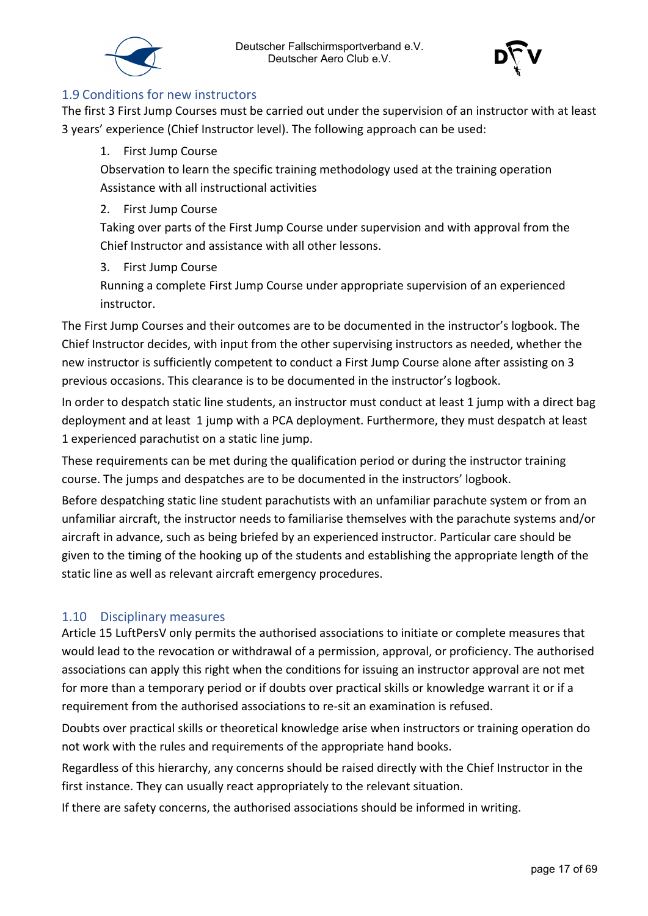## 1.9 Conditions for new instructors

The first 3 First Jump Courses must be carried out under the supervision of an instructor with at least 3 years' experience (Chief Instructor level). The following approach can be used:

1. First Jump Course
   Observation to learn the specific training methodology used at the training operation
   Assistance with all instructional activities
2. First Jump Course
   Taking over parts of the First Jump Course under supervision and with approval from the Chief Instructor and assistance with all other lessons.
3. First Jump Course
   Running a complete First Jump Course under appropriate supervision of an experienced instructor.

The First Jump Courses and their outcomes are to be documented in the instructor's logbook. The Chief Instructor decides, with input from the other supervising instructors as needed, whether the new instructor is sufficiently competent to conduct a First Jump Course alone after assisting on 3 previous occasions. This clearance is to be documented in the instructor's logbook.

In order to despatch static line students, an instructor must conduct at least 1 jump with a direct bag deployment and at least 1 jump with a PCA deployment. Furthermore, they must despatch at least 1 experienced parachutist on a static line jump.

These requirements can be met during the qualification period or during the instructor training course. The jumps and despatches are to be documented in the instructors' logbook.

Before despatching static line student parachutists with an unfamiliar parachute system or from an unfamiliar aircraft, the instructor needs to familiarise themselves with the parachute systems and/or aircraft in advance, such as being briefed by an experienced instructor. Particular care should be given to the timing of the hooking up of the students and establishing the appropriate length of the static line as well as relevant aircraft emergency procedures.

## 1.10 Disciplinary measures

Article 15 LuftPersV only permits the authorised associations to initiate or complete measures that would lead to the revocation or withdrawal of a permission, approval, or proficiency. The authorised associations can apply this right when the conditions for issuing an instructor approval are not met for more than a temporary period or if doubts over practical skills or knowledge warrant it or if a requirement from the authorised associations to re-sit an examination is refused.

Doubts over practical skills or theoretical knowledge arise when instructors or training operation do not work with the rules and requirements of the appropriate hand books.

Regardless of this hierarchy, any concerns should be raised directly with the Chief Instructor in the first instance. They can usually react appropriately to the relevant situation.

If there are safety concerns, the authorised associations should be informed in writing.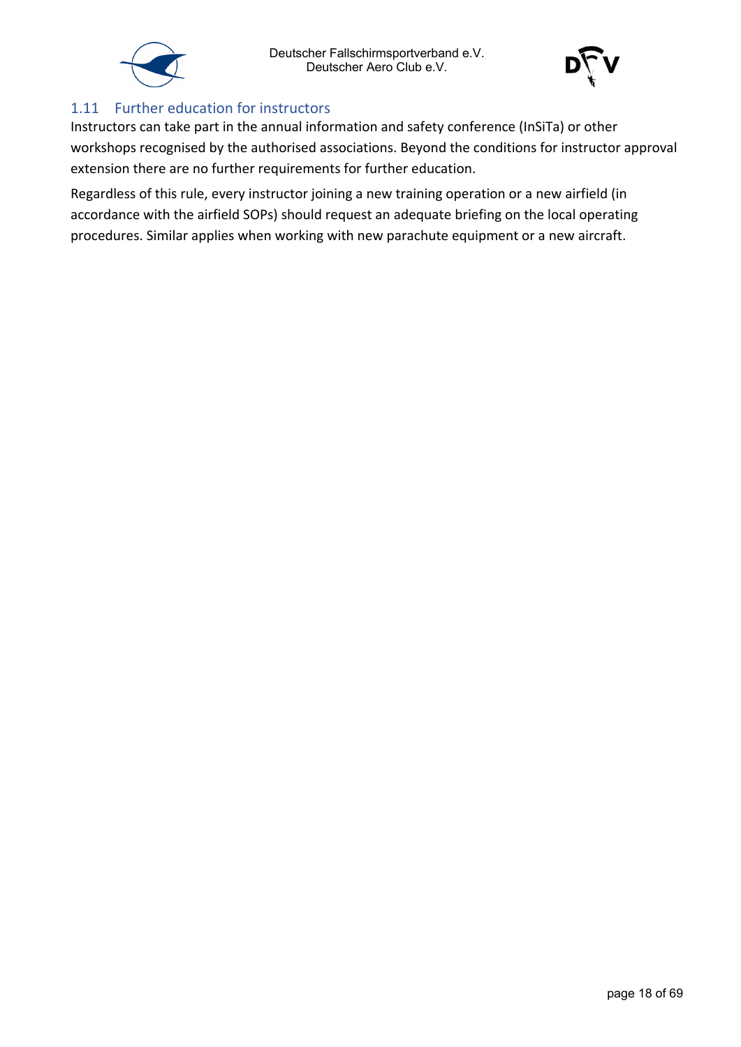## 1.11 Further education for instructors

Instructors can take part in the annual information and safety conference (InSiTa) or other workshops recognised by the authorised associations. Beyond the conditions for instructor approval extension there are no further requirements for further education.

Regardless of this rule, every instructor joining a new training operation or a new airfield (in accordance with the airfield SOPs) should request an adequate briefing on the local operating procedures. Similar applies when working with new parachute equipment or a new aircraft.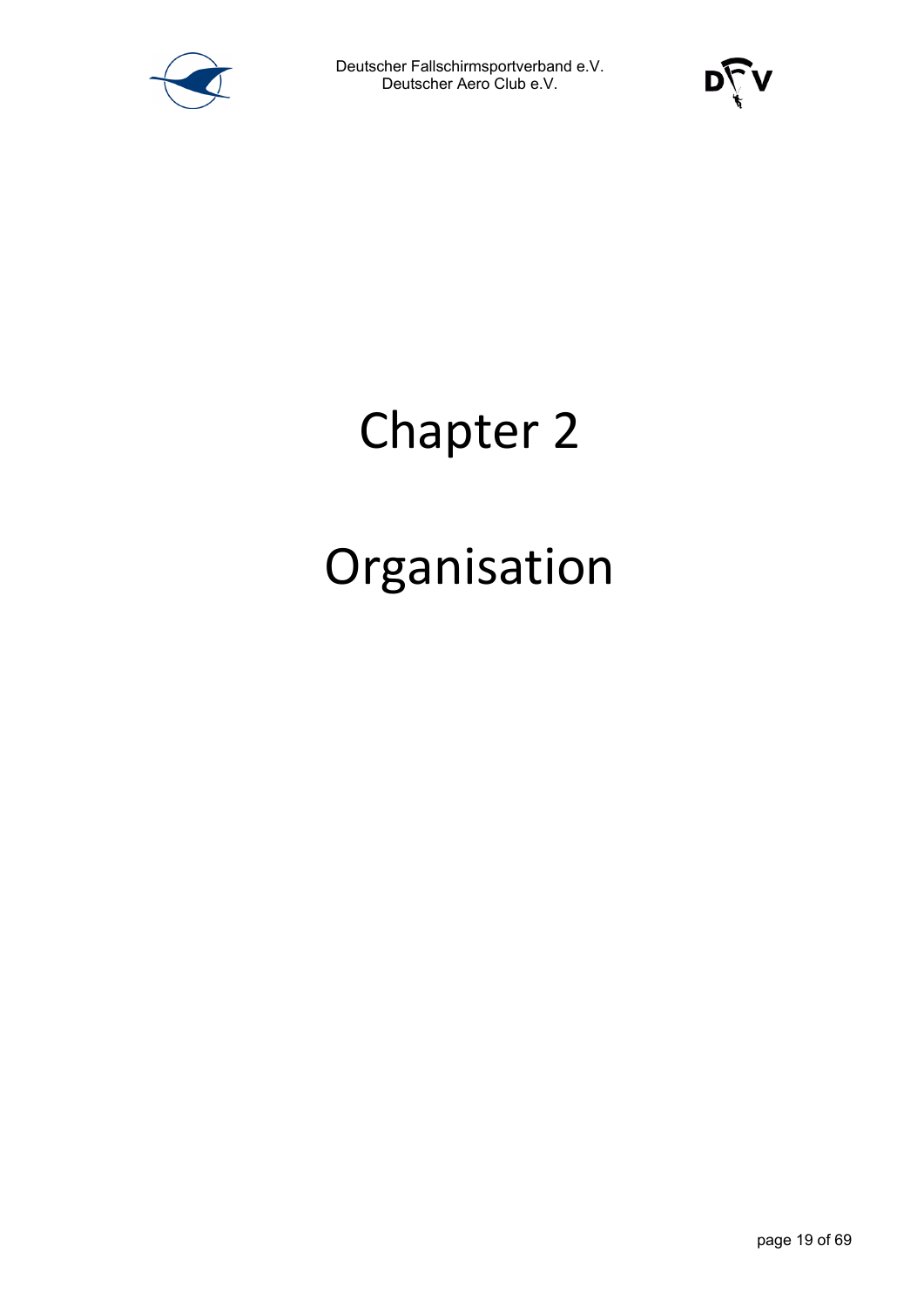# Chapter 2

# Organisation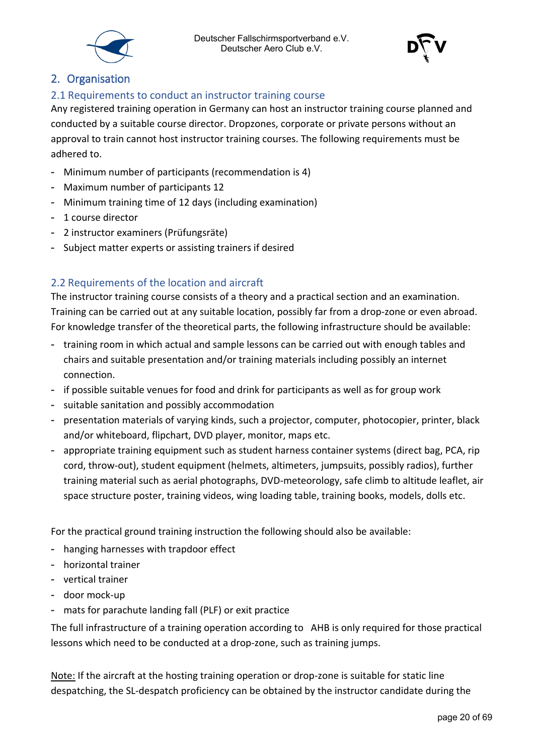## 2. Organisation

### 2.1 Requirements to conduct an instructor training course

Any registered training operation in Germany can host an instructor training course planned and conducted by a suitable course director. Dropzones, corporate or private persons without an approval to train cannot host instructor training courses. The following requirements must be adhered to.

- Minimum number of participants (recommendation is 4)
- Maximum number of participants 12
- Minimum training time of 12 days (including examination)
- 1 course director
- 2 instructor examiners (Prüfungsräte)
- Subject matter experts or assisting trainers if desired

### 2.2 Requirements of the location and aircraft

The instructor training course consists of a theory and a practical section and an examination. Training can be carried out at any suitable location, possibly far from a drop-zone or even abroad. For knowledge transfer of the theoretical parts, the following infrastructure should be available:

- training room in which actual and sample lessons can be carried out with enough tables and chairs and suitable presentation and/or training materials including possibly an internet connection.
- if possible suitable venues for food and drink for participants as well as for group work
- suitable sanitation and possibly accommodation
- presentation materials of varying kinds, such a projector, computer, photocopier, printer, black and/or whiteboard, flipchart, DVD player, monitor, maps etc.
- appropriate training equipment such as student harness container systems (direct bag, PCA, rip cord, throw-out), student equipment (helmets, altimeters, jumpsuits, possibly radios), further training material such as aerial photographs, DVD-meteorology, safe climb to altitude leaflet, air space structure poster, training videos, wing loading table, training books, models, dolls etc.

For the practical ground training instruction the following should also be available:

- hanging harnesses with trapdoor effect
- horizontal trainer
- vertical trainer
- door mock-up
- mats for parachute landing fall (PLF) or exit practice

The full infrastructure of a training operation according to AHB is only required for those practical lessons which need to be conducted at a drop-zone, such as training jumps.

Note: If the aircraft at the hosting training operation or drop-zone is suitable for static line despatching, the SL-despatch proficiency can be obtained by the instructor candidate during the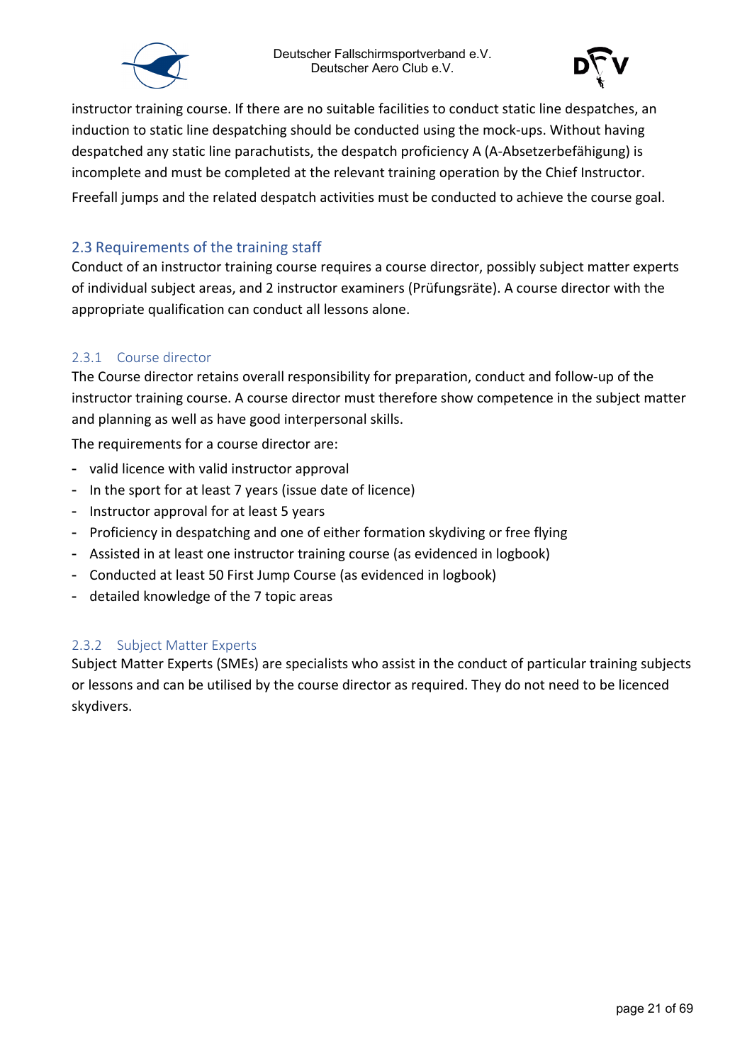instructor training course. If there are no suitable facilities to conduct static line despatches, an induction to static line despatching should be conducted using the mock-ups. Without having despatched any static line parachutists, the despatch proficiency A (A-Absetzerbefähigung) is incomplete and must be completed at the relevant training operation by the Chief Instructor.

Freefall jumps and the related despatch activities must be conducted to achieve the course goal.

## 2.3 Requirements of the training staff

Conduct of an instructor training course requires a course director, possibly subject matter experts of individual subject areas, and 2 instructor examiners (Prüfungsräte). A course director with the appropriate qualification can conduct all lessons alone.

### 2.3.1 Course director

The Course director retains overall responsibility for preparation, conduct and follow-up of the instructor training course. A course director must therefore show competence in the subject matter and planning as well as have good interpersonal skills.

The requirements for a course director are:

- valid licence with valid instructor approval
- In the sport for at least 7 years (issue date of licence)
- Instructor approval for at least 5 years
- Proficiency in despatching and one of either formation skydiving or free flying
- Assisted in at least one instructor training course (as evidenced in logbook)
- Conducted at least 50 First Jump Course (as evidenced in logbook)
- detailed knowledge of the 7 topic areas

### 2.3.2 Subject Matter Experts

Subject Matter Experts (SMEs) are specialists who assist in the conduct of particular training subjects or lessons and can be utilised by the course director as required. They do not need to be licenced skydivers.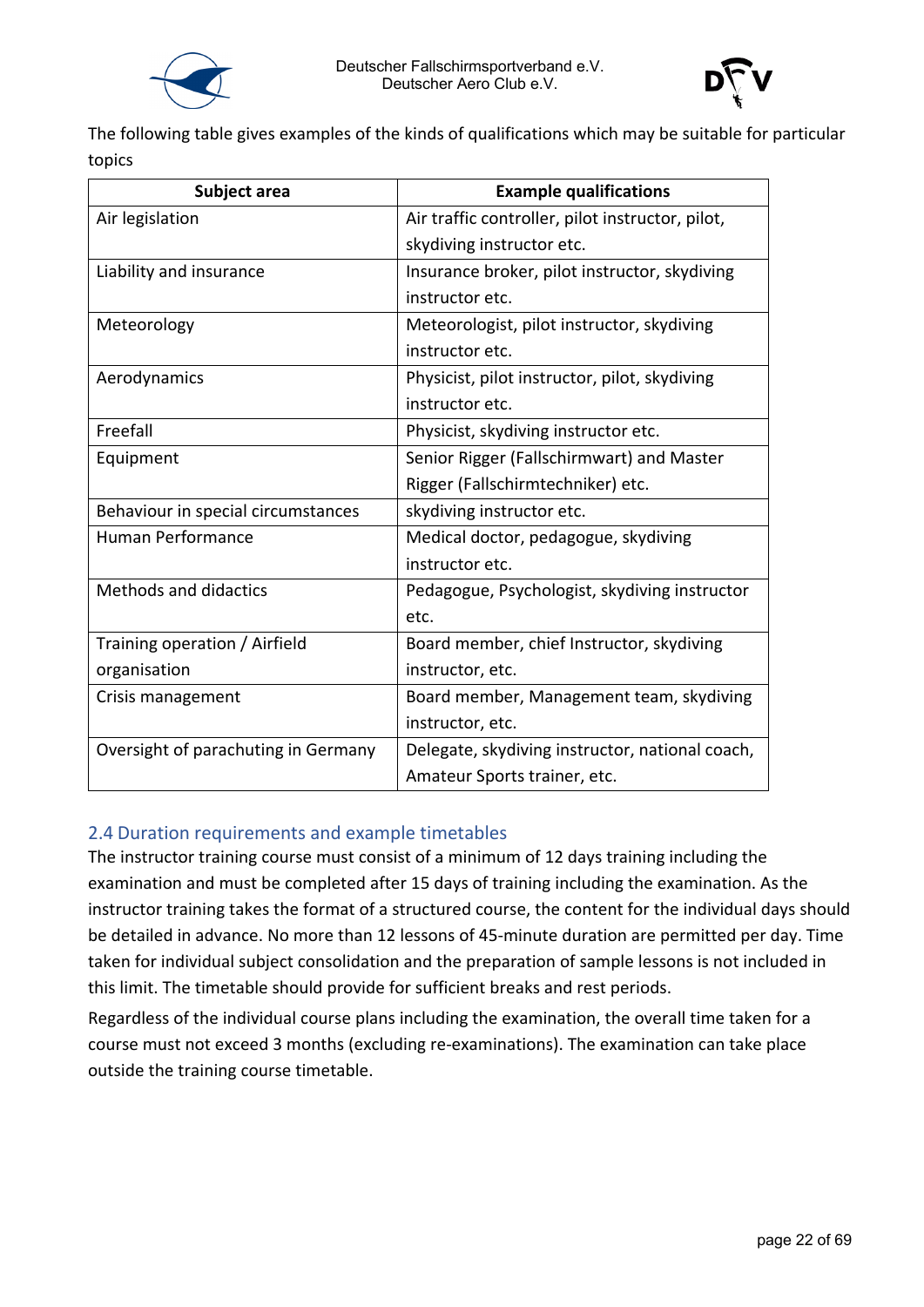The following table gives examples of the kinds of qualifications which may be suitable for particular topics

| Subject area | Example qualifications |
| --- | --- |
| Air legislation | Air traffic controller, pilot instructor, pilot, skydiving instructor etc. |
| Liability and insurance | Insurance broker, pilot instructor, skydiving instructor etc. |
| Meteorology | Meteorologist, pilot instructor, skydiving instructor etc. |
| Aerodynamics | Physicist, pilot instructor, pilot, skydiving instructor etc. |
| Freefall | Physicist, skydiving instructor etc. |
| Equipment | Senior Rigger (Fallschirmwart) and Master Rigger (Fallschirmtechniker) etc. |
| Behaviour in special circumstances | skydiving instructor etc. |
| Human Performance | Medical doctor, pedagogue, skydiving instructor etc. |
| Methods and didactics | Pedagogue, Psychologist, skydiving instructor etc. |
| Training operation / Airfield organisation | Board member, chief Instructor, skydiving instructor, etc. |
| Crisis management | Board member, Management team, skydiving instructor, etc. |
| Oversight of parachuting in Germany | Delegate, skydiving instructor, national coach, Amateur Sports trainer, etc. |

## 2.4 Duration requirements and example timetables

The instructor training course must consist of a minimum of 12 days training including the examination and must be completed after 15 days of training including the examination. As the instructor training takes the format of a structured course, the content for the individual days should be detailed in advance. No more than 12 lessons of 45-minute duration are permitted per day. Time taken for individual subject consolidation and the preparation of sample lessons is not included in this limit. The timetable should provide for sufficient breaks and rest periods.

Regardless of the individual course plans including the examination, the overall time taken for a course must not exceed 3 months (excluding re-examinations). The examination can take place outside the training course timetable.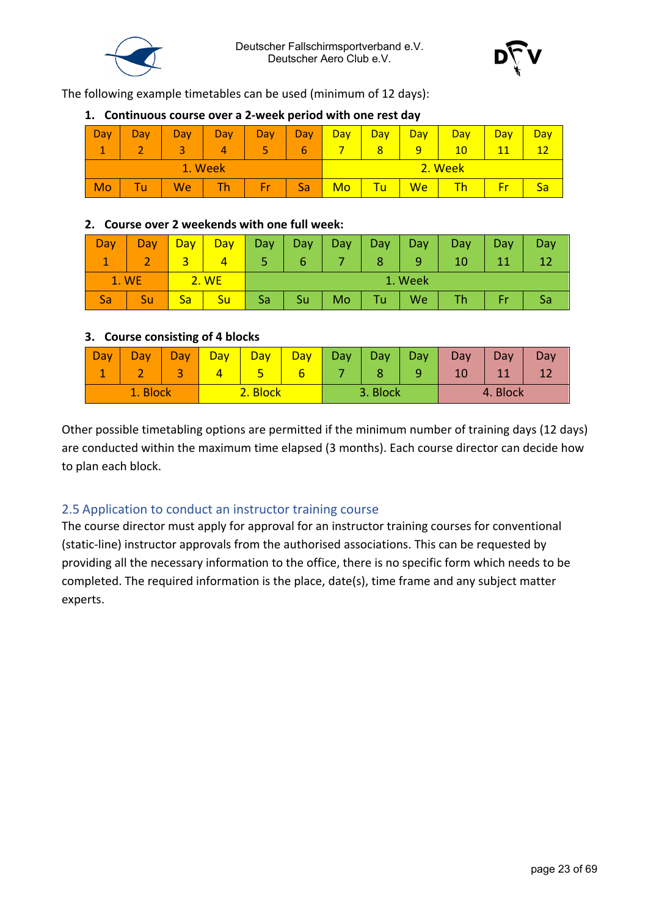The following example timetables can be used (minimum of 12 days):

**1. Continuous course over a 2-week period with one rest day**

| Day 1 | Day 2 | Day 3 | Day 4 | Day 5 | Day 6 | Day 7 | Day 8 | Day 9 | Day 10 | Day 11 | Day 12 |
|---|---|---|---|---|---|---|---|---|---|---|---|
| 1. Week | | | | | | 2. Week | | | | | |
| Mo | Tu | We | Th | Fr | Sa | Mo | Tu | We | Th | Fr | Sa |

**2. Course over 2 weekends with one full week:**

| Day 1 | Day 2 | Day 3 | Day 4 | Day 5 | Day 6 | Day 7 | Day 8 | Day 9 | Day 10 | Day 11 | Day 12 |
|---|---|---|---|---|---|---|---|---|---|---|---|
| 1. WE | | 2. WE | | 1. Week | | | | | | | |
| Sa | Su | Sa | Su | Sa | Su | Mo | Tu | We | Th | Fr | Sa |

**3. Course consisting of 4 blocks**

| Day 1 | Day 2 | Day 3 | Day 4 | Day 5 | Day 6 | Day 7 | Day 8 | Day 9 | Day 10 | Day 11 | Day 12 |
|---|---|---|---|---|---|---|---|---|---|---|---|
| 1. Block | | | 2. Block | | | 3. Block | | | 4. Block | | |

Other possible timetabling options are permitted if the minimum number of training days (12 days) are conducted within the maximum time elapsed (3 months). Each course director can decide how to plan each block.

## 2.5 Application to conduct an instructor training course

The course director must apply for approval for an instructor training courses for conventional (static-line) instructor approvals from the authorised associations. This can be requested by providing all the necessary information to the office, there is no specific form which needs to be completed. The required information is the place, date(s), time frame and any subject matter experts.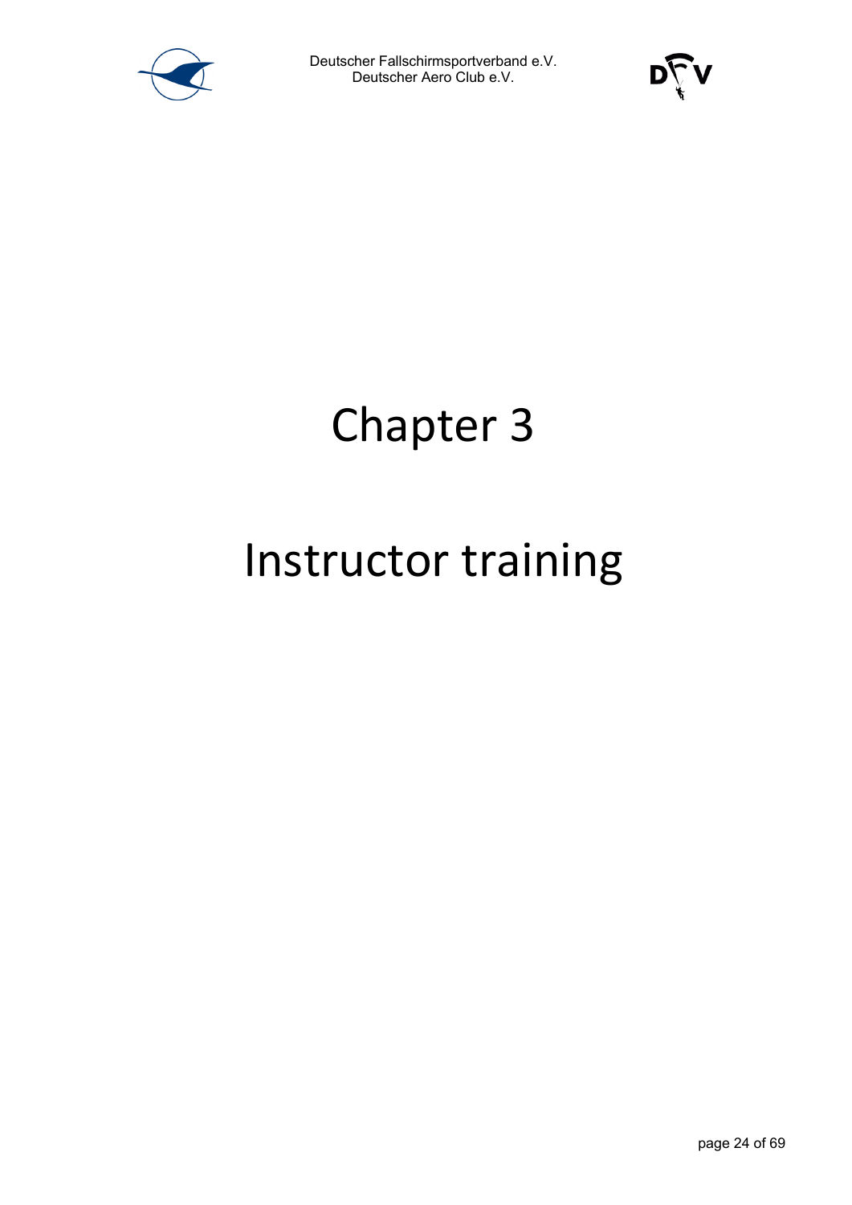# Chapter 3

# Instructor training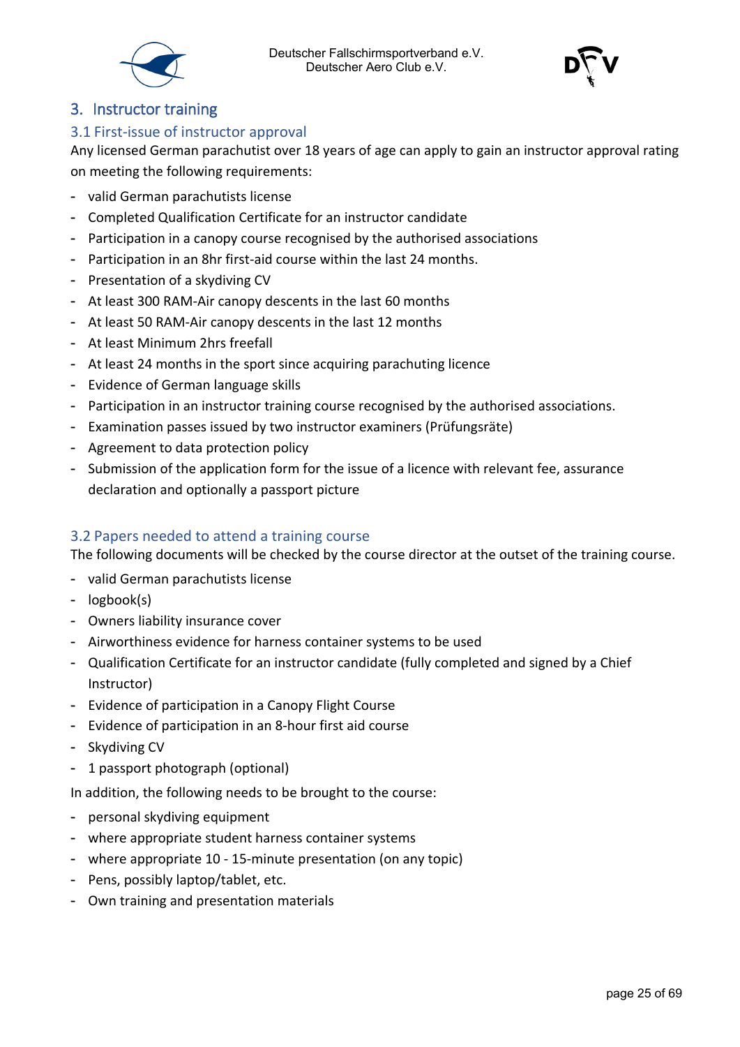# 3. Instructor training

## 3.1 First-issue of instructor approval

Any licensed German parachutist over 18 years of age can apply to gain an instructor approval rating on meeting the following requirements:

- valid German parachutists license
- Completed Qualification Certificate for an instructor candidate
- Participation in a canopy course recognised by the authorised associations
- Participation in an 8hr first-aid course within the last 24 months.
- Presentation of a skydiving CV
- At least 300 RAM-Air canopy descents in the last 60 months
- At least 50 RAM-Air canopy descents in the last 12 months
- At least Minimum 2hrs freefall
- At least 24 months in the sport since acquiring parachuting licence
- Evidence of German language skills
- Participation in an instructor training course recognised by the authorised associations.
- Examination passes issued by two instructor examiners (Prüfungsräte)
- Agreement to data protection policy
- Submission of the application form for the issue of a licence with relevant fee, assurance declaration and optionally a passport picture

## 3.2 Papers needed to attend a training course

The following documents will be checked by the course director at the outset of the training course.

- valid German parachutists license
- logbook(s)
- Owners liability insurance cover
- Airworthiness evidence for harness container systems to be used
- Qualification Certificate for an instructor candidate (fully completed and signed by a Chief Instructor)
- Evidence of participation in a Canopy Flight Course
- Evidence of participation in an 8-hour first aid course
- Skydiving CV
- 1 passport photograph (optional)

In addition, the following needs to be brought to the course:

- personal skydiving equipment
- where appropriate student harness container systems
- where appropriate 10 - 15-minute presentation (on any topic)
- Pens, possibly laptop/tablet, etc.
- Own training and presentation materials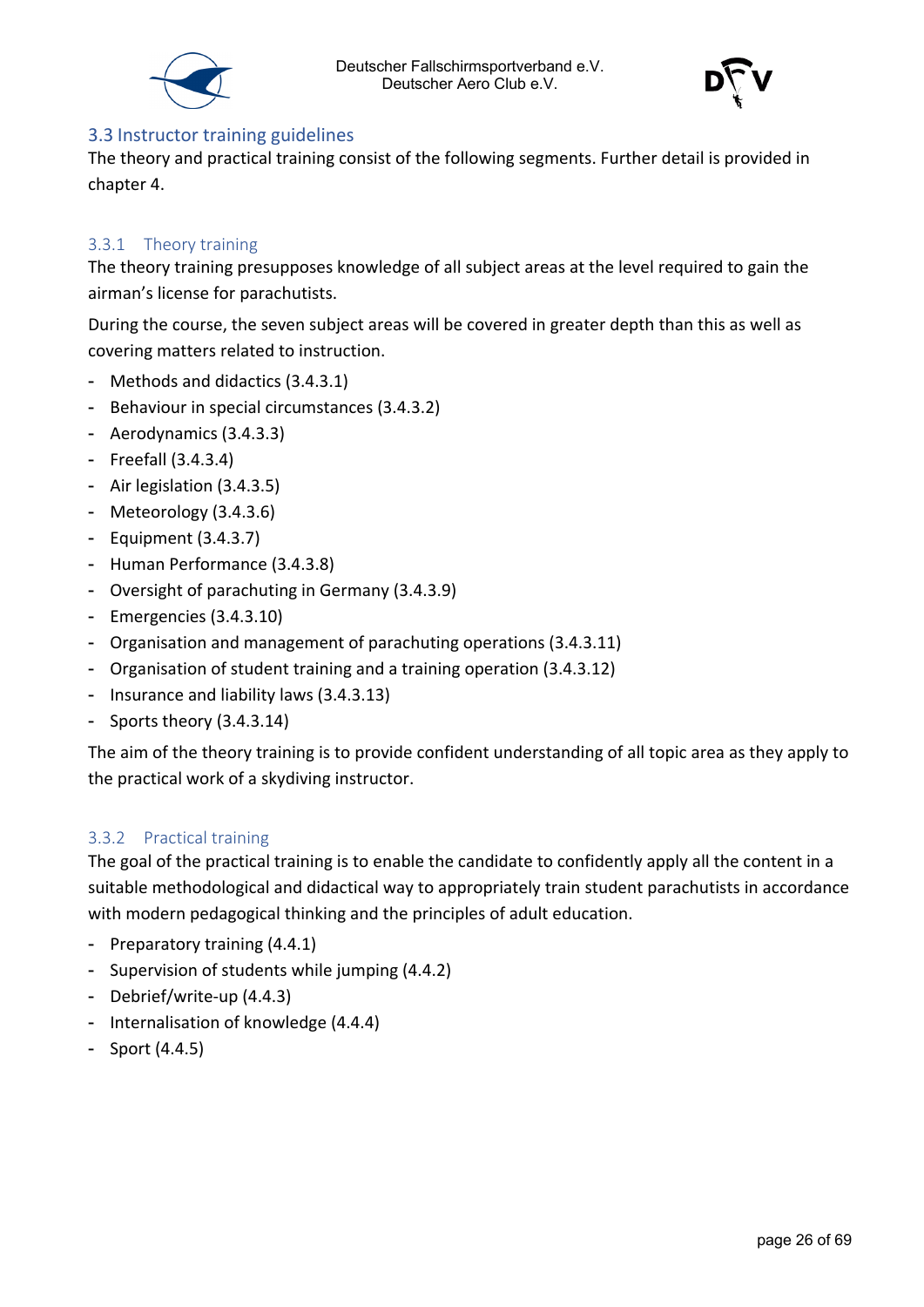## 3.3 Instructor training guidelines

The theory and practical training consist of the following segments. Further detail is provided in chapter 4.

### 3.3.1 Theory training

The theory training presupposes knowledge of all subject areas at the level required to gain the airman's license for parachutists.

During the course, the seven subject areas will be covered in greater depth than this as well as covering matters related to instruction.

- Methods and didactics (3.4.3.1)
- Behaviour in special circumstances (3.4.3.2)
- Aerodynamics (3.4.3.3)
- Freefall (3.4.3.4)
- Air legislation (3.4.3.5)
- Meteorology (3.4.3.6)
- Equipment (3.4.3.7)
- Human Performance (3.4.3.8)
- Oversight of parachuting in Germany (3.4.3.9)
- Emergencies (3.4.3.10)
- Organisation and management of parachuting operations (3.4.3.11)
- Organisation of student training and a training operation (3.4.3.12)
- Insurance and liability laws (3.4.3.13)
- Sports theory (3.4.3.14)

The aim of the theory training is to provide confident understanding of all topic area as they apply to the practical work of a skydiving instructor.

### 3.3.2 Practical training

The goal of the practical training is to enable the candidate to confidently apply all the content in a suitable methodological and didactical way to appropriately train student parachutists in accordance with modern pedagogical thinking and the principles of adult education.

- Preparatory training (4.4.1)
- Supervision of students while jumping (4.4.2)
- Debrief/write-up (4.4.3)
- Internalisation of knowledge (4.4.4)
- Sport (4.4.5)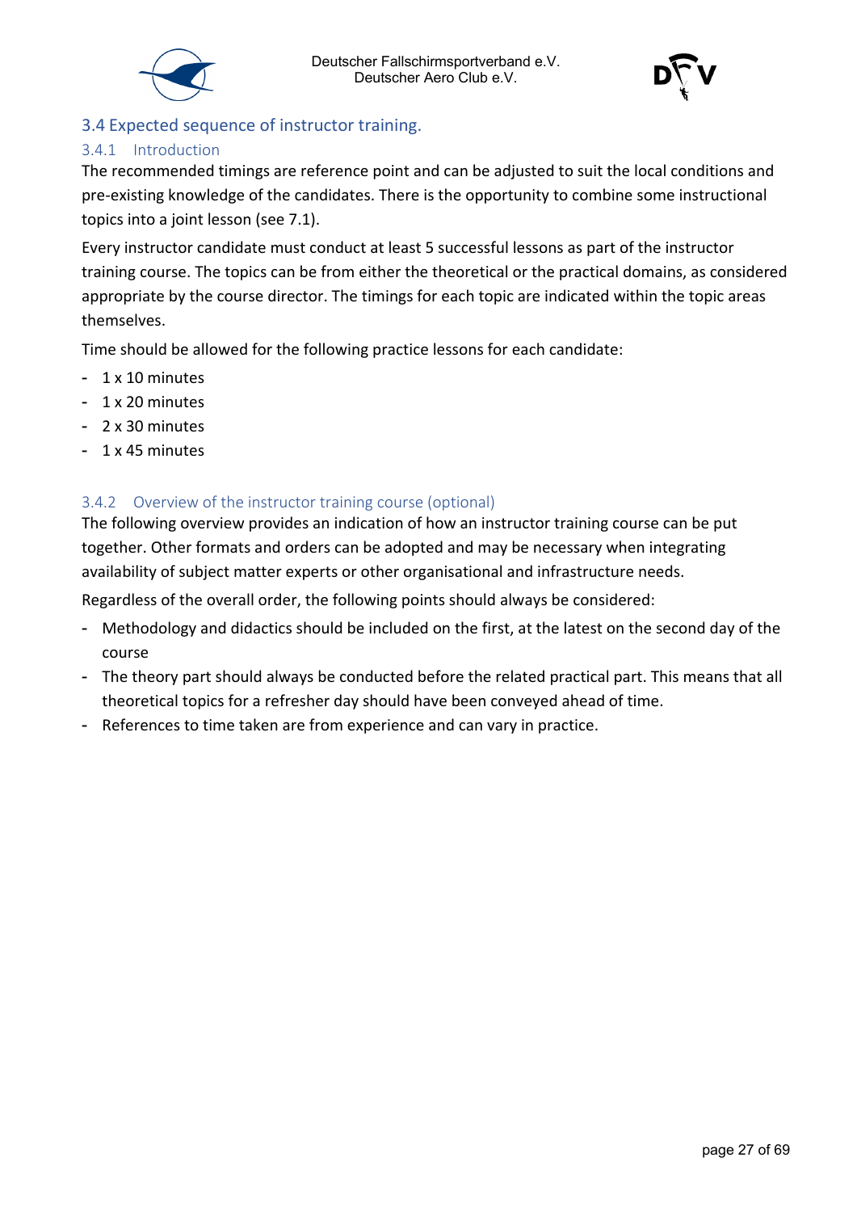## 3.4 Expected sequence of instructor training.

### 3.4.1 Introduction

The recommended timings are reference point and can be adjusted to suit the local conditions and pre-existing knowledge of the candidates. There is the opportunity to combine some instructional topics into a joint lesson (see 7.1).

Every instructor candidate must conduct at least 5 successful lessons as part of the instructor training course. The topics can be from either the theoretical or the practical domains, as considered appropriate by the course director. The timings for each topic are indicated within the topic areas themselves.

Time should be allowed for the following practice lessons for each candidate:

- 1 x 10 minutes
- 1 x 20 minutes
- 2 x 30 minutes
- 1 x 45 minutes

### 3.4.2 Overview of the instructor training course (optional)

The following overview provides an indication of how an instructor training course can be put together. Other formats and orders can be adopted and may be necessary when integrating availability of subject matter experts or other organisational and infrastructure needs.

Regardless of the overall order, the following points should always be considered:

- Methodology and didactics should be included on the first, at the latest on the second day of the course
- The theory part should always be conducted before the related practical part. This means that all theoretical topics for a refresher day should have been conveyed ahead of time.
- References to time taken are from experience and can vary in practice.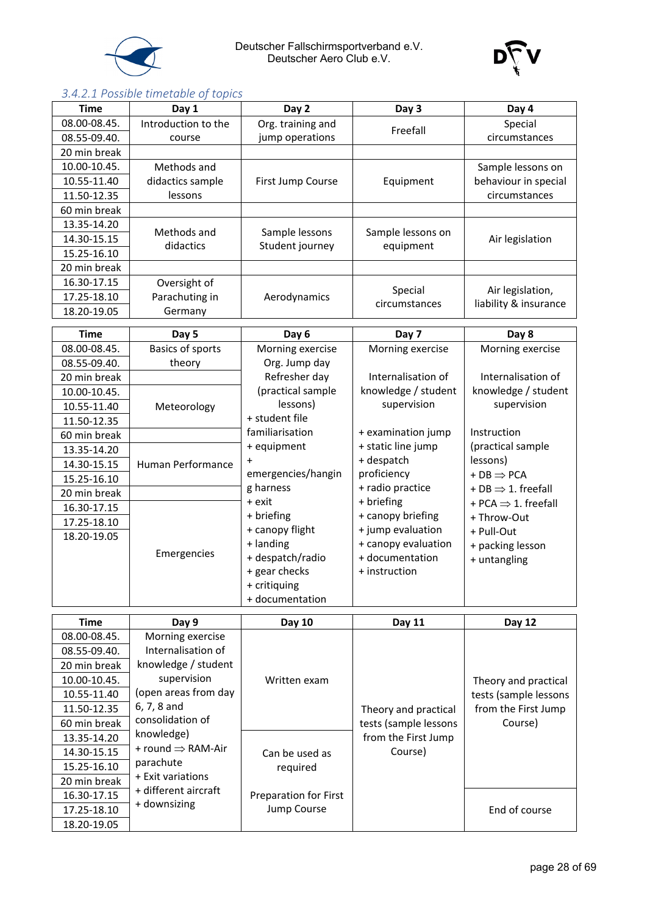### 3.4.2.1 Possible timetable of topics

| Time | Day 1 | Day 2 | Day 3 | Day 4 |
|---|---|---|---|---|
| 08.00-08.45. | Introduction to the course | Org. training and jump operations | Freefall | Special circumstances |
| 08.55-09.40. | | | | |
| 20 min break | | | | |
| 10.00-10.45. | Methods and didactics sample lessons | First Jump Course | Equipment | Sample lessons on behaviour in special circumstances |
| 10.55-11.40 | | | | |
| 11.50-12.35 | | | | |
| 60 min break | | | | |
| 13.35-14.20 | Methods and didactics | Sample lessons Student journey | Sample lessons on equipment | Air legislation |
| 14.30-15.15 | | | | |
| 15.25-16.10 | | | | |
| 20 min break | | | | |
| 16.30-17.15 | Oversight of Parachuting in Germany | Aerodynamics | Special circumstances | Air legislation, liability & insurance |
| 17.25-18.10 | | | | |
| 18.20-19.05 | | | | |

| Time | Day 5 | Day 6 | Day 7 | Day 8 |
|---|---|---|---|---|
| 08.00-08.45. | Basics of sports theory | Morning exercise Org. Jump day Refresher day (practical sample lessons) + student file familiarisation + equipment + emergencies/hanging harness + exit + briefing + canopy flight + landing + despatch/radio + gear checks + critiquing + documentation | Morning exercise<br><br>Internalisation of knowledge / student supervision<br><br>+ examination jump + static line jump + despatch proficiency + radio practice + briefing + canopy briefing + jump evaluation + canopy evaluation + documentation + instruction | Morning exercise<br><br>Internalisation of knowledge / student supervision<br><br>Instruction (practical sample lessons) + DB ⇒ PCA + DB ⇒ 1. freefall + PCA ⇒ 1. freefall + Throw-Out + Pull-Out + packing lesson + untangling |
| 08.55-09.40. | | | | |
| 20 min break | | | | |
| 10.00-10.45. | Meteorology | | | |
| 10.55-11.40 | | | | |
| 11.50-12.35 | | | | |
| 60 min break | | | | |
| 13.35-14.20 | Human Performance | | | |
| 14.30-15.15 | | | | |
| 15.25-16.10 | | | | |
| 20 min break | | | | |
| 16.30-17.15 | Emergencies | | | |
| 17.25-18.10 | | | | |
| 18.20-19.05 | | | | |

| Time | Day 9 | Day 10 | Day 11 | Day 12 |
|---|---|---|---|---|
| 08.00-08.45. | Morning exercise Internalisation of knowledge / student supervision (open areas from day 6, 7, 8 and consolidation of knowledge) + round ⇒ RAM-Air parachute + Exit variations + different aircraft + downsizing | Written exam | Theory and practical tests (sample lessons from the First Jump Course) | Theory and practical tests (sample lessons from the First Jump Course) |
| 08.55-09.40. | | | | |
| 20 min break | | | | |
| 10.00-10.45. | | | | |
| 10.55-11.40 | | | | |
| 11.50-12.35 | | | | |
| 60 min break | | | | |
| 13.35-14.20 | | Can be used as required<br><br>Preparation for First Jump Course | | |
| 14.30-15.15 | | | | |
| 15.25-16.10 | | | | |
| 20 min break | | | | |
| 16.30-17.15 | | | | End of course |
| 17.25-18.10 | | | | |
| 18.20-19.05 | | | | |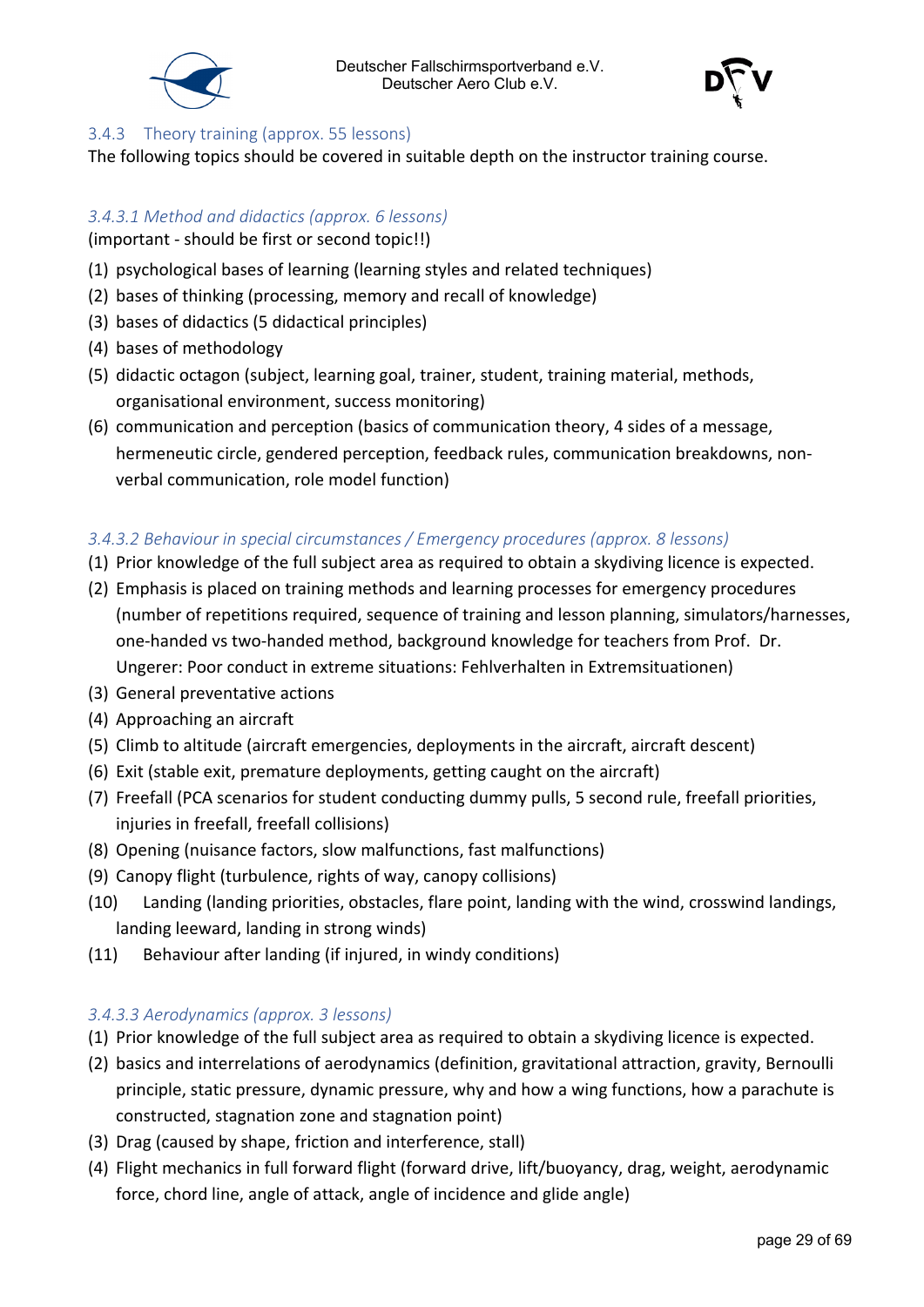### 3.4.3 Theory training (approx. 55 lessons)

The following topics should be covered in suitable depth on the instructor training course.

#### *3.4.3.1 Method and didactics (approx. 6 lessons)*

(important - should be first or second topic!!)

(1) psychological bases of learning (learning styles and related techniques)
(2) bases of thinking (processing, memory and recall of knowledge)
(3) bases of didactics (5 didactical principles)
(4) bases of methodology
(5) didactic octagon (subject, learning goal, trainer, student, training material, methods, organisational environment, success monitoring)
(6) communication and perception (basics of communication theory, 4 sides of a message, hermeneutic circle, gendered perception, feedback rules, communication breakdowns, non-verbal communication, role model function)

#### *3.4.3.2 Behaviour in special circumstances / Emergency procedures (approx. 8 lessons)*

(1) Prior knowledge of the full subject area as required to obtain a skydiving licence is expected.
(2) Emphasis is placed on training methods and learning processes for emergency procedures (number of repetitions required, sequence of training and lesson planning, simulators/harnesses, one-handed vs two-handed method, background knowledge for teachers from Prof. Dr. Ungerer: Poor conduct in extreme situations: Fehlverhalten in Extremsituationen)
(3) General preventative actions
(4) Approaching an aircraft
(5) Climb to altitude (aircraft emergencies, deployments in the aircraft, aircraft descent)
(6) Exit (stable exit, premature deployments, getting caught on the aircraft)
(7) Freefall (PCA scenarios for student conducting dummy pulls, 5 second rule, freefall priorities, injuries in freefall, freefall collisions)
(8) Opening (nuisance factors, slow malfunctions, fast malfunctions)
(9) Canopy flight (turbulence, rights of way, canopy collisions)
(10) Landing (landing priorities, obstacles, flare point, landing with the wind, crosswind landings, landing leeward, landing in strong winds)
(11) Behaviour after landing (if injured, in windy conditions)

#### *3.4.3.3 Aerodynamics (approx. 3 lessons)*

(1) Prior knowledge of the full subject area as required to obtain a skydiving licence is expected.
(2) basics and interrelations of aerodynamics (definition, gravitational attraction, gravity, Bernoulli principle, static pressure, dynamic pressure, why and how a wing functions, how a parachute is constructed, stagnation zone and stagnation point)
(3) Drag (caused by shape, friction and interference, stall)
(4) Flight mechanics in full forward flight (forward drive, lift/buoyancy, drag, weight, aerodynamic force, chord line, angle of attack, angle of incidence and glide angle)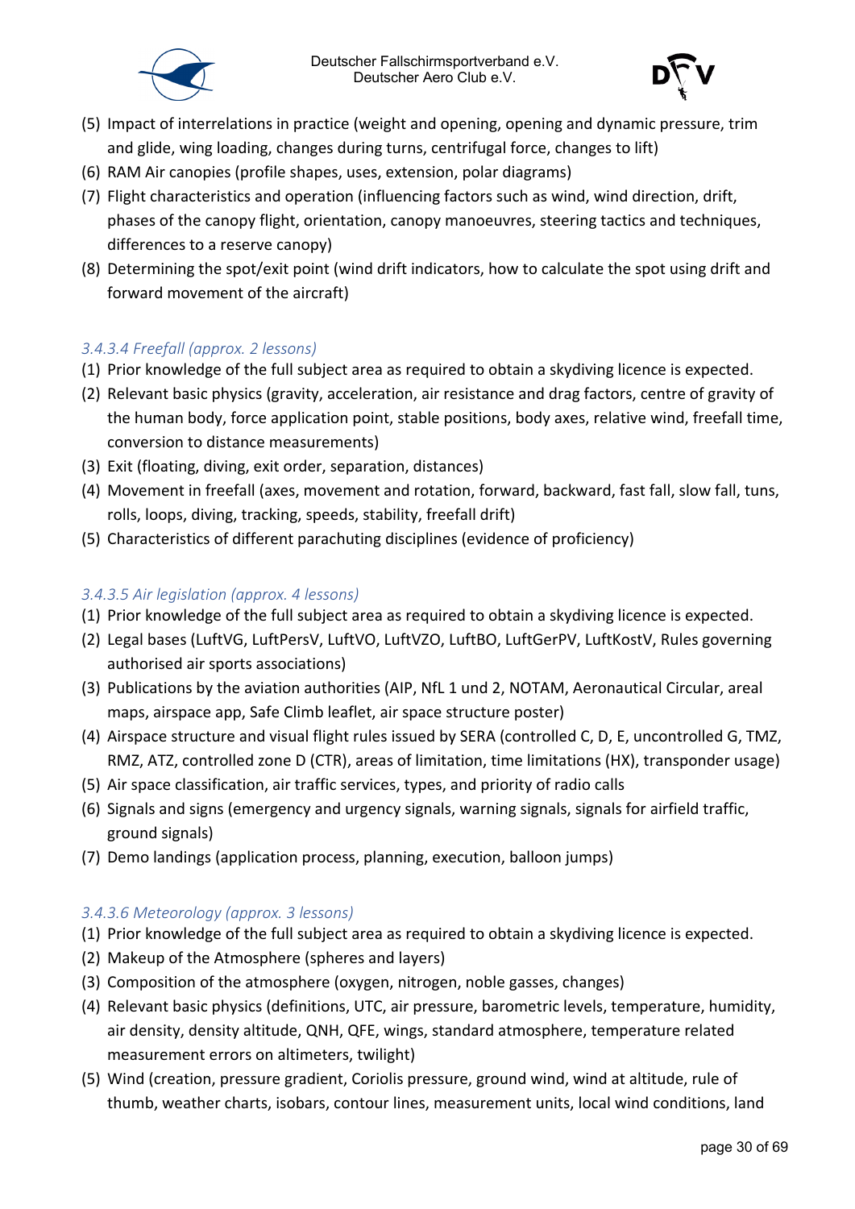(5) Impact of interrelations in practice (weight and opening, opening and dynamic pressure, trim and glide, wing loading, changes during turns, centrifugal force, changes to lift)
(6) RAM Air canopies (profile shapes, uses, extension, polar diagrams)
(7) Flight characteristics and operation (influencing factors such as wind, wind direction, drift, phases of the canopy flight, orientation, canopy manoeuvres, steering tactics and techniques, differences to a reserve canopy)
(8) Determining the spot/exit point (wind drift indicators, how to calculate the spot using drift and forward movement of the aircraft)

#### *3.4.3.4 Freefall (approx. 2 lessons)*

(1) Prior knowledge of the full subject area as required to obtain a skydiving licence is expected.
(2) Relevant basic physics (gravity, acceleration, air resistance and drag factors, centre of gravity of the human body, force application point, stable positions, body axes, relative wind, freefall time, conversion to distance measurements)
(3) Exit (floating, diving, exit order, separation, distances)
(4) Movement in freefall (axes, movement and rotation, forward, backward, fast fall, slow fall, tuns, rolls, loops, diving, tracking, speeds, stability, freefall drift)
(5) Characteristics of different parachuting disciplines (evidence of proficiency)

#### *3.4.3.5 Air legislation (approx. 4 lessons)*

(1) Prior knowledge of the full subject area as required to obtain a skydiving licence is expected.
(2) Legal bases (LuftVG, LuftPersV, LuftVO, LuftVZO, LuftBO, LuftGerPV, LuftKostV, Rules governing authorised air sports associations)
(3) Publications by the aviation authorities (AIP, NfL 1 und 2, NOTAM, Aeronautical Circular, areal maps, airspace app, Safe Climb leaflet, air space structure poster)
(4) Airspace structure and visual flight rules issued by SERA (controlled C, D, E, uncontrolled G, TMZ, RMZ, ATZ, controlled zone D (CTR), areas of limitation, time limitations (HX), transponder usage)
(5) Air space classification, air traffic services, types, and priority of radio calls
(6) Signals and signs (emergency and urgency signals, warning signals, signals for airfield traffic, ground signals)
(7) Demo landings (application process, planning, execution, balloon jumps)

#### *3.4.3.6 Meteorology (approx. 3 lessons)*

(1) Prior knowledge of the full subject area as required to obtain a skydiving licence is expected.
(2) Makeup of the Atmosphere (spheres and layers)
(3) Composition of the atmosphere (oxygen, nitrogen, noble gasses, changes)
(4) Relevant basic physics (definitions, UTC, air pressure, barometric levels, temperature, humidity, air density, density altitude, QNH, QFE, wings, standard atmosphere, temperature related measurement errors on altimeters, twilight)
(5) Wind (creation, pressure gradient, Coriolis pressure, ground wind, wind at altitude, rule of thumb, weather charts, isobars, contour lines, measurement units, local wind conditions, land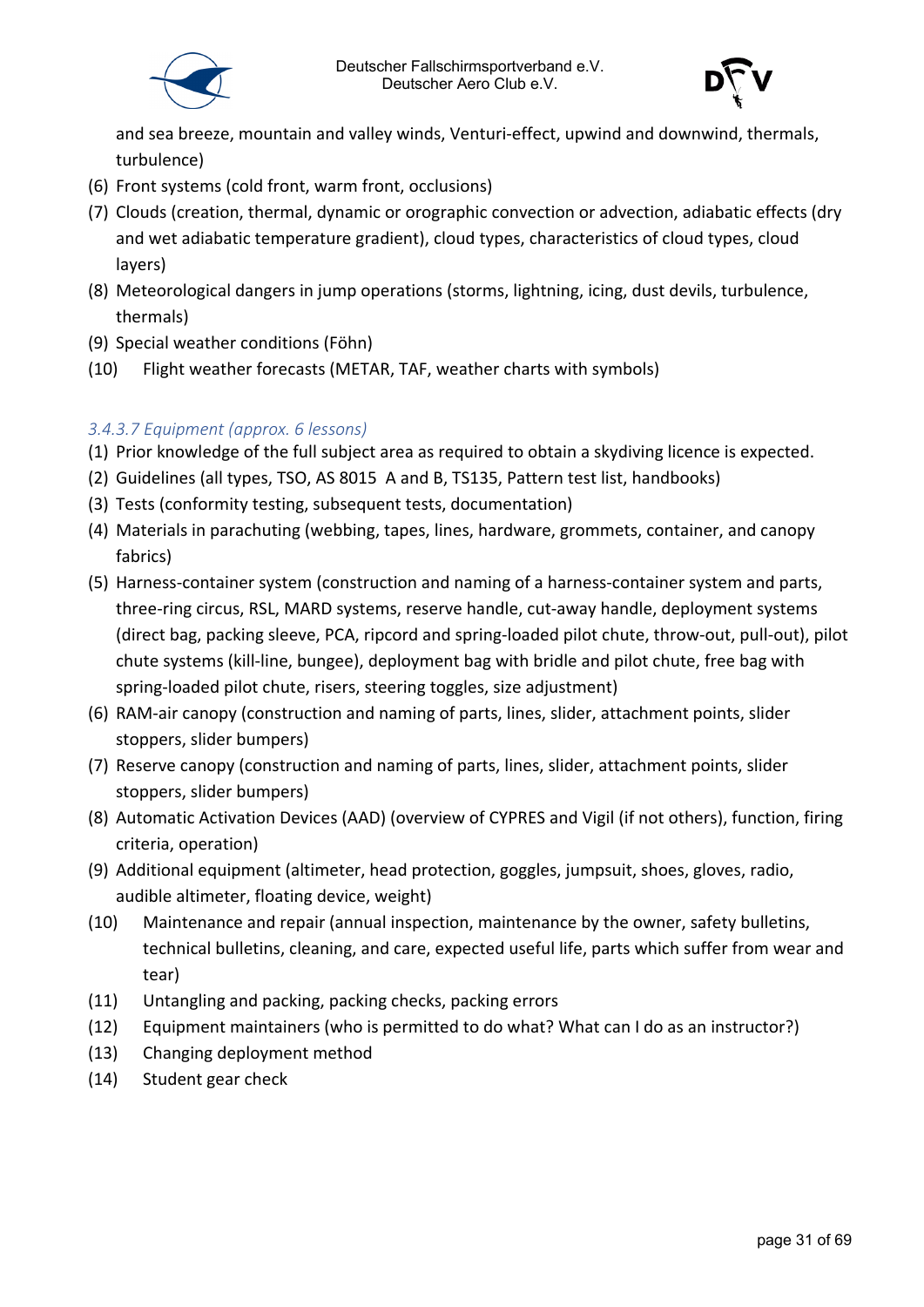and sea breeze, mountain and valley winds, Venturi-effect, upwind and downwind, thermals, turbulence)

(6) Front systems (cold front, warm front, occlusions)

(7) Clouds (creation, thermal, dynamic or orographic convection or advection, adiabatic effects (dry and wet adiabatic temperature gradient), cloud types, characteristics of cloud types, cloud layers)

(8) Meteorological dangers in jump operations (storms, lightning, icing, dust devils, turbulence, thermals)

(9) Special weather conditions (Föhn)

(10) Flight weather forecasts (METAR, TAF, weather charts with symbols)

#### *3.4.3.7 Equipment (approx. 6 lessons)*

(1) Prior knowledge of the full subject area as required to obtain a skydiving licence is expected.

(2) Guidelines (all types, TSO, AS 8015 A and B, TS135, Pattern test list, handbooks)

(3) Tests (conformity testing, subsequent tests, documentation)

(4) Materials in parachuting (webbing, tapes, lines, hardware, grommets, container, and canopy fabrics)

(5) Harness-container system (construction and naming of a harness-container system and parts, three-ring circus, RSL, MARD systems, reserve handle, cut-away handle, deployment systems (direct bag, packing sleeve, PCA, ripcord and spring-loaded pilot chute, throw-out, pull-out), pilot chute systems (kill-line, bungee), deployment bag with bridle and pilot chute, free bag with spring-loaded pilot chute, risers, steering toggles, size adjustment)

(6) RAM-air canopy (construction and naming of parts, lines, slider, attachment points, slider stoppers, slider bumpers)

(7) Reserve canopy (construction and naming of parts, lines, slider, attachment points, slider stoppers, slider bumpers)

(8) Automatic Activation Devices (AAD) (overview of CYPRES and Vigil (if not others), function, firing criteria, operation)

(9) Additional equipment (altimeter, head protection, goggles, jumpsuit, shoes, gloves, radio, audible altimeter, floating device, weight)

(10) Maintenance and repair (annual inspection, maintenance by the owner, safety bulletins, technical bulletins, cleaning, and care, expected useful life, parts which suffer from wear and tear)

(11) Untangling and packing, packing checks, packing errors

(12) Equipment maintainers (who is permitted to do what? What can I do as an instructor?)

(13) Changing deployment method

(14) Student gear check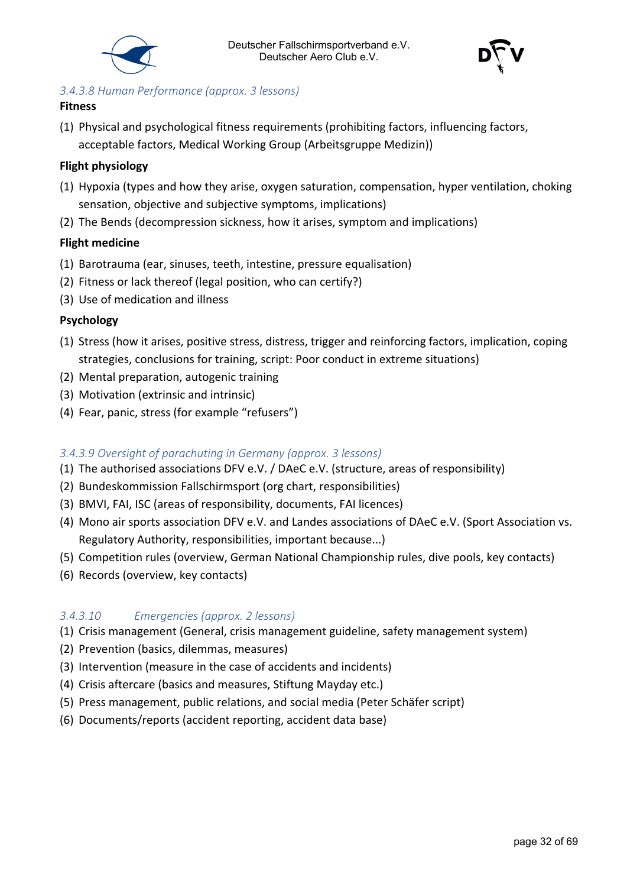### *3.4.3.8 Human Performance (approx. 3 lessons)*

**Fitness**

(1) Physical and psychological fitness requirements (prohibiting factors, influencing factors, acceptable factors, Medical Working Group (Arbeitsgruppe Medizin))

**Flight physiology**

(1) Hypoxia (types and how they arise, oxygen saturation, compensation, hyper ventilation, choking sensation, objective and subjective symptoms, implications)
(2) The Bends (decompression sickness, how it arises, symptom and implications)

**Flight medicine**

(1) Barotrauma (ear, sinuses, teeth, intestine, pressure equalisation)
(2) Fitness or lack thereof (legal position, who can certify?)
(3) Use of medication and illness

**Psychology**

(1) Stress (how it arises, positive stress, distress, trigger and reinforcing factors, implication, coping strategies, conclusions for training, script: Poor conduct in extreme situations)
(2) Mental preparation, autogenic training
(3) Motivation (extrinsic and intrinsic)
(4) Fear, panic, stress (for example "refusers")

### *3.4.3.9 Oversight of parachuting in Germany (approx. 3 lessons)*

(1) The authorised associations DFV e.V. / DAeC e.V. (structure, areas of responsibility)
(2) Bundeskommission Fallschirmsport (org chart, responsibilities)
(3) BMVI, FAI, ISC (areas of responsibility, documents, FAI licences)
(4) Mono air sports association DFV e.V. and Landes associations of DAeC e.V. (Sport Association vs. Regulatory Authority, responsibilities, important because...)
(5) Competition rules (overview, German National Championship rules, dive pools, key contacts)
(6) Records (overview, key contacts)

### *3.4.3.10 Emergencies (approx. 2 lessons)*

(1) Crisis management (General, crisis management guideline, safety management system)
(2) Prevention (basics, dilemmas, measures)
(3) Intervention (measure in the case of accidents and incidents)
(4) Crisis aftercare (basics and measures, Stiftung Mayday etc.)
(5) Press management, public relations, and social media (Peter Schäfer script)
(6) Documents/reports (accident reporting, accident data base)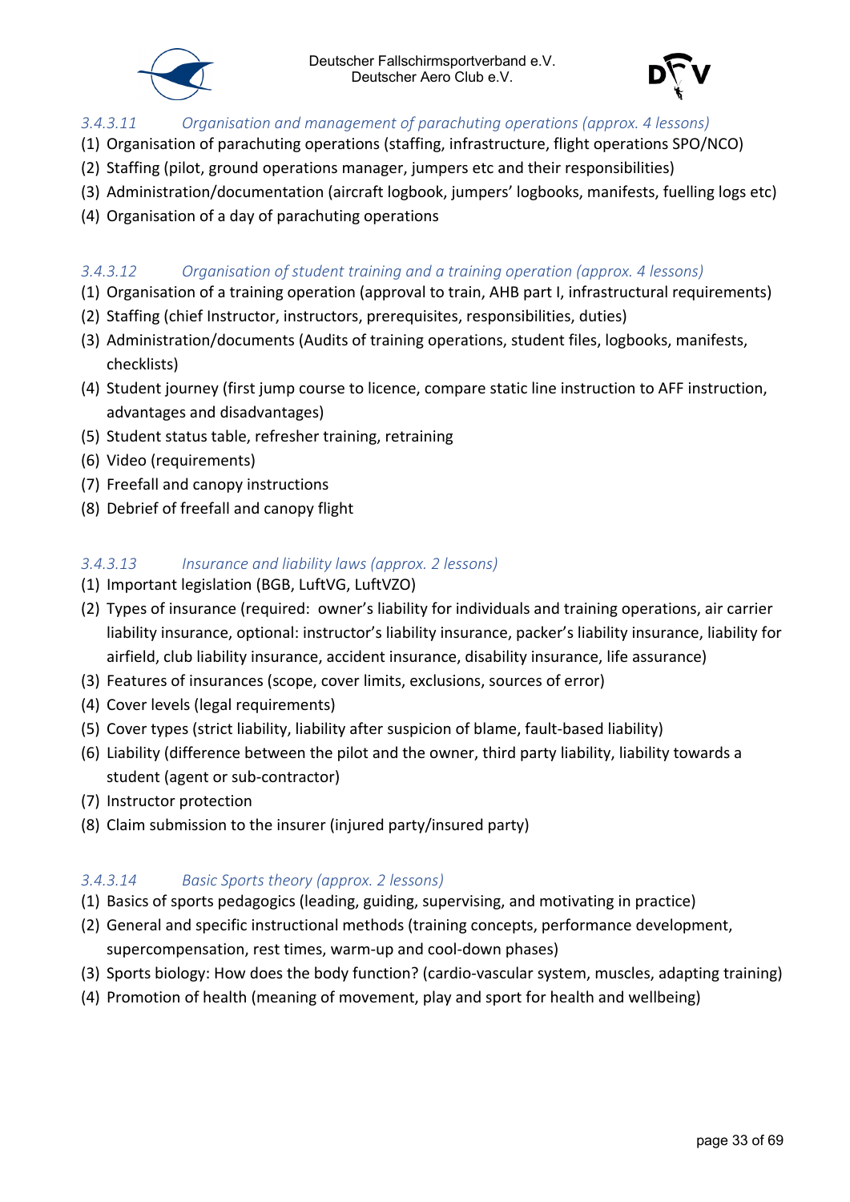### *3.4.3.11 Organisation and management of parachuting operations (approx. 4 lessons)*

(1) Organisation of parachuting operations (staffing, infrastructure, flight operations SPO/NCO)
(2) Staffing (pilot, ground operations manager, jumpers etc and their responsibilities)
(3) Administration/documentation (aircraft logbook, jumpers' logbooks, manifests, fuelling logs etc)
(4) Organisation of a day of parachuting operations

### *3.4.3.12 Organisation of student training and a training operation (approx. 4 lessons)*

(1) Organisation of a training operation (approval to train, AHB part I, infrastructural requirements)
(2) Staffing (chief Instructor, instructors, prerequisites, responsibilities, duties)
(3) Administration/documents (Audits of training operations, student files, logbooks, manifests, checklists)
(4) Student journey (first jump course to licence, compare static line instruction to AFF instruction, advantages and disadvantages)
(5) Student status table, refresher training, retraining
(6) Video (requirements)
(7) Freefall and canopy instructions
(8) Debrief of freefall and canopy flight

### *3.4.3.13 Insurance and liability laws (approx. 2 lessons)*

(1) Important legislation (BGB, LuftVG, LuftVZO)
(2) Types of insurance (required: owner's liability for individuals and training operations, air carrier liability insurance, optional: instructor's liability insurance, packer's liability insurance, liability for airfield, club liability insurance, accident insurance, disability insurance, life assurance)
(3) Features of insurances (scope, cover limits, exclusions, sources of error)
(4) Cover levels (legal requirements)
(5) Cover types (strict liability, liability after suspicion of blame, fault-based liability)
(6) Liability (difference between the pilot and the owner, third party liability, liability towards a student (agent or sub-contractor)
(7) Instructor protection
(8) Claim submission to the insurer (injured party/insured party)

### *3.4.3.14 Basic Sports theory (approx. 2 lessons)*

(1) Basics of sports pedagogics (leading, guiding, supervising, and motivating in practice)
(2) General and specific instructional methods (training concepts, performance development, supercompensation, rest times, warm-up and cool-down phases)
(3) Sports biology: How does the body function? (cardio-vascular system, muscles, adapting training)
(4) Promotion of health (meaning of movement, play and sport for health and wellbeing)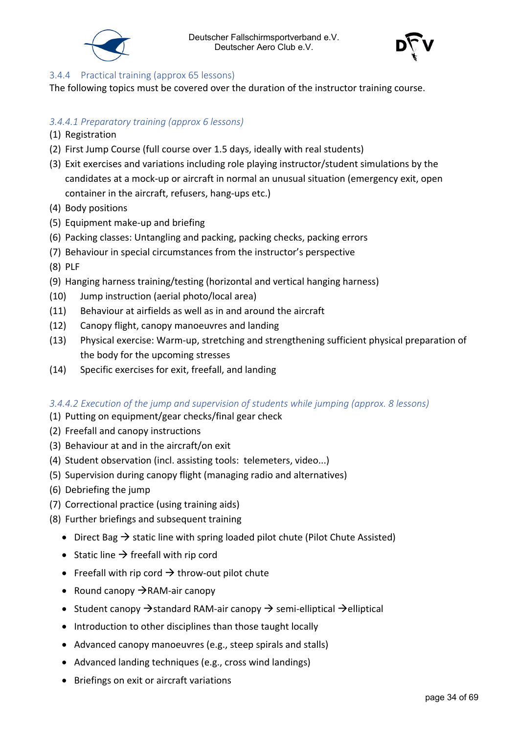### 3.4.4 Practical training (approx 65 lessons)

The following topics must be covered over the duration of the instructor training course.

#### *3.4.4.1 Preparatory training (approx 6 lessons)*

(1) Registration
(2) First Jump Course (full course over 1.5 days, ideally with real students)
(3) Exit exercises and variations including role playing instructor/student simulations by the candidates at a mock-up or aircraft in normal an unusual situation (emergency exit, open container in the aircraft, refusers, hang-ups etc.)
(4) Body positions
(5) Equipment make-up and briefing
(6) Packing classes: Untangling and packing, packing checks, packing errors
(7) Behaviour in special circumstances from the instructor's perspective
(8) PLF
(9) Hanging harness training/testing (horizontal and vertical hanging harness)
(10) Jump instruction (aerial photo/local area)
(11) Behaviour at airfields as well as in and around the aircraft
(12) Canopy flight, canopy manoeuvres and landing
(13) Physical exercise: Warm-up, stretching and strengthening sufficient physical preparation of the body for the upcoming stresses
(14) Specific exercises for exit, freefall, and landing

#### *3.4.4.2 Execution of the jump and supervision of students while jumping (approx. 8 lessons)*

(1) Putting on equipment/gear checks/final gear check
(2) Freefall and canopy instructions
(3) Behaviour at and in the aircraft/on exit
(4) Student observation (incl. assisting tools: telemeters, video...)
(5) Supervision during canopy flight (managing radio and alternatives)
(6) Debriefing the jump
(7) Correctional practice (using training aids)
(8) Further briefings and subsequent training

- Direct Bag → static line with spring loaded pilot chute (Pilot Chute Assisted)
- Static line → freefall with rip cord
- Freefall with rip cord → throw-out pilot chute
- Round canopy →RAM-air canopy
- Student canopy →standard RAM-air canopy → semi-elliptical →elliptical
- Introduction to other disciplines than those taught locally
- Advanced canopy manoeuvres (e.g., steep spirals and stalls)
- Advanced landing techniques (e.g., cross wind landings)
- Briefings on exit or aircraft variations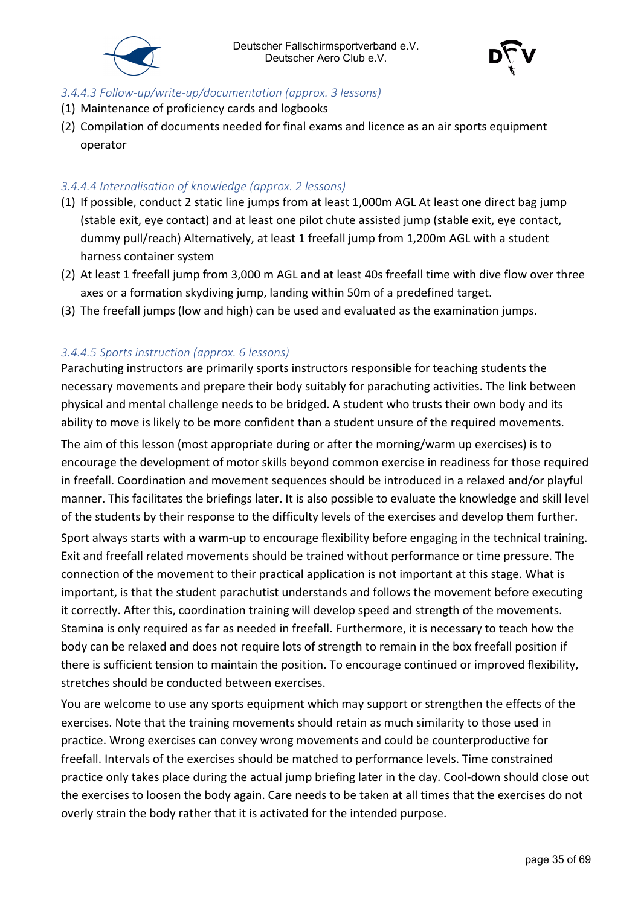#### 3.4.4.3 Follow-up/write-up/documentation (approx. 3 lessons)

(1) Maintenance of proficiency cards and logbooks

(2) Compilation of documents needed for final exams and licence as an air sports equipment operator

#### 3.4.4.4 Internalisation of knowledge (approx. 2 lessons)

(1) If possible, conduct 2 static line jumps from at least 1,000m AGL At least one direct bag jump (stable exit, eye contact) and at least one pilot chute assisted jump (stable exit, eye contact, dummy pull/reach) Alternatively, at least 1 freefall jump from 1,200m AGL with a student harness container system

(2) At least 1 freefall jump from 3,000 m AGL and at least 40s freefall time with dive flow over three axes or a formation skydiving jump, landing within 50m of a predefined target.

(3) The freefall jumps (low and high) can be used and evaluated as the examination jumps.

#### 3.4.4.5 Sports instruction (approx. 6 lessons)

Parachuting instructors are primarily sports instructors responsible for teaching students the necessary movements and prepare their body suitably for parachuting activities. The link between physical and mental challenge needs to be bridged. A student who trusts their own body and its ability to move is likely to be more confident than a student unsure of the required movements.

The aim of this lesson (most appropriate during or after the morning/warm up exercises) is to encourage the development of motor skills beyond common exercise in readiness for those required in freefall. Coordination and movement sequences should be introduced in a relaxed and/or playful manner. This facilitates the briefings later. It is also possible to evaluate the knowledge and skill level of the students by their response to the difficulty levels of the exercises and develop them further.

Sport always starts with a warm-up to encourage flexibility before engaging in the technical training. Exit and freefall related movements should be trained without performance or time pressure. The connection of the movement to their practical application is not important at this stage. What is important, is that the student parachutist understands and follows the movement before executing it correctly. After this, coordination training will develop speed and strength of the movements. Stamina is only required as far as needed in freefall. Furthermore, it is necessary to teach how the body can be relaxed and does not require lots of strength to remain in the box freefall position if there is sufficient tension to maintain the position. To encourage continued or improved flexibility, stretches should be conducted between exercises.

You are welcome to use any sports equipment which may support or strengthen the effects of the exercises. Note that the training movements should retain as much similarity to those used in practice. Wrong exercises can convey wrong movements and could be counterproductive for freefall. Intervals of the exercises should be matched to performance levels. Time constrained practice only takes place during the actual jump briefing later in the day. Cool-down should close out the exercises to loosen the body again. Care needs to be taken at all times that the exercises do not overly strain the body rather that it is activated for the intended purpose.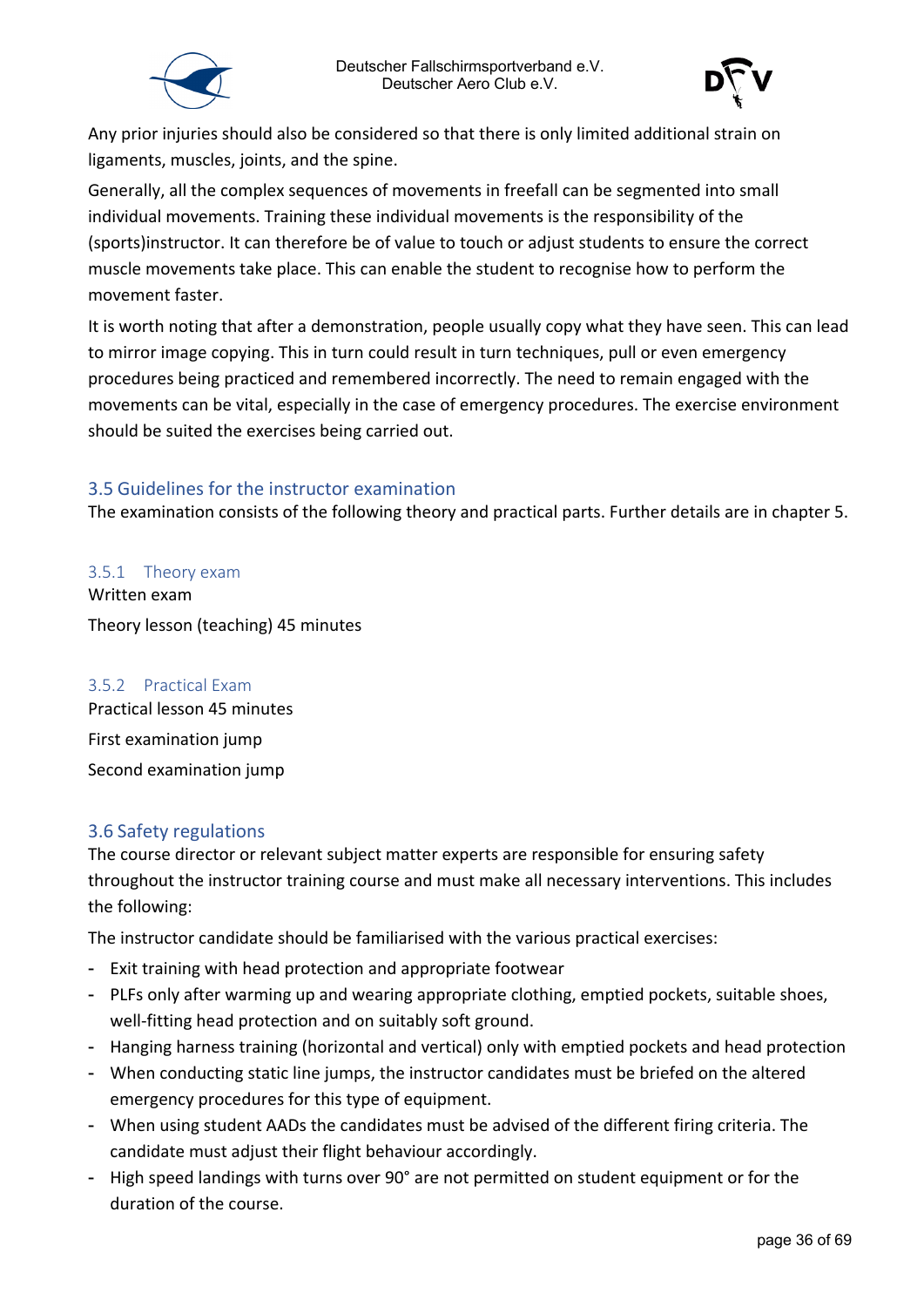Any prior injuries should also be considered so that there is only limited additional strain on ligaments, muscles, joints, and the spine.

Generally, all the complex sequences of movements in freefall can be segmented into small individual movements. Training these individual movements is the responsibility of the (sports)instructor. It can therefore be of value to touch or adjust students to ensure the correct muscle movements take place. This can enable the student to recognise how to perform the movement faster.

It is worth noting that after a demonstration, people usually copy what they have seen. This can lead to mirror image copying. This in turn could result in turn techniques, pull or even emergency procedures being practiced and remembered incorrectly. The need to remain engaged with the movements can be vital, especially in the case of emergency procedures. The exercise environment should be suited the exercises being carried out.

## 3.5 Guidelines for the instructor examination

The examination consists of the following theory and practical parts. Further details are in chapter 5.

### 3.5.1 Theory exam

Written exam

Theory lesson (teaching) 45 minutes

### 3.5.2 Practical Exam

Practical lesson 45 minutes

First examination jump

Second examination jump

## 3.6 Safety regulations

The course director or relevant subject matter experts are responsible for ensuring safety throughout the instructor training course and must make all necessary interventions. This includes the following:

The instructor candidate should be familiarised with the various practical exercises:

- Exit training with head protection and appropriate footwear
- PLFs only after warming up and wearing appropriate clothing, emptied pockets, suitable shoes, well-fitting head protection and on suitably soft ground.
- Hanging harness training (horizontal and vertical) only with emptied pockets and head protection
- When conducting static line jumps, the instructor candidates must be briefed on the altered emergency procedures for this type of equipment.
- When using student AADs the candidates must be advised of the different firing criteria. The candidate must adjust their flight behaviour accordingly.
- High speed landings with turns over 90° are not permitted on student equipment or for the duration of the course.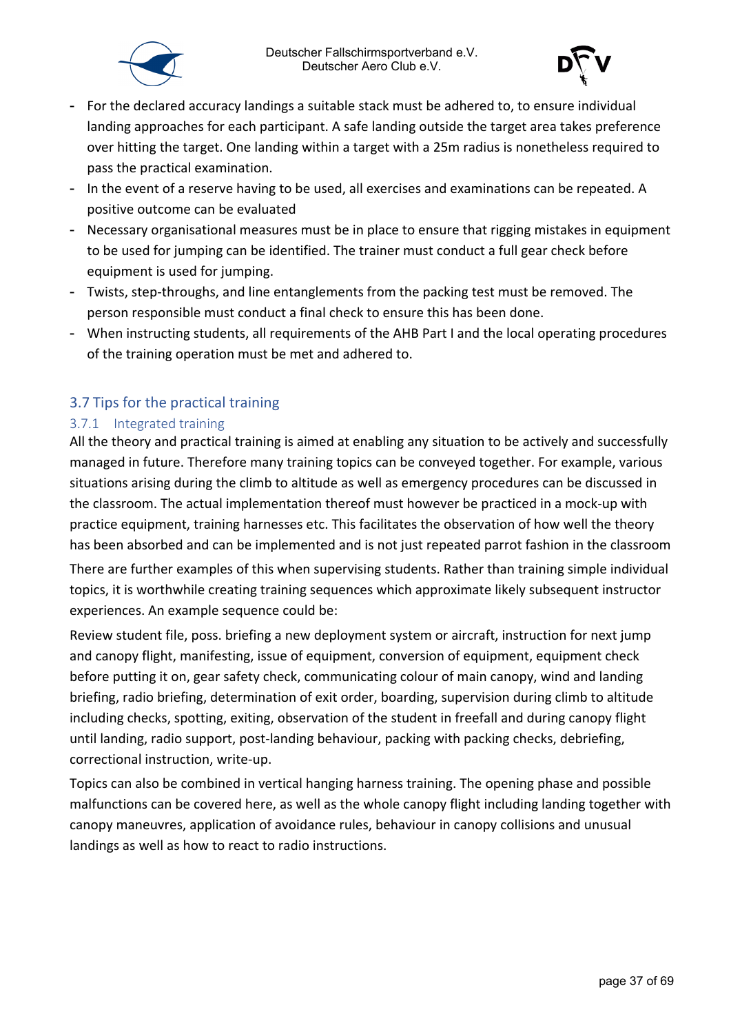- For the declared accuracy landings a suitable stack must be adhered to, to ensure individual landing approaches for each participant. A safe landing outside the target area takes preference over hitting the target. One landing within a target with a 25m radius is nonetheless required to pass the practical examination.
- In the event of a reserve having to be used, all exercises and examinations can be repeated. A positive outcome can be evaluated
- Necessary organisational measures must be in place to ensure that rigging mistakes in equipment to be used for jumping can be identified. The trainer must conduct a full gear check before equipment is used for jumping.
- Twists, step-throughs, and line entanglements from the packing test must be removed. The person responsible must conduct a final check to ensure this has been done.
- When instructing students, all requirements of the AHB Part I and the local operating procedures of the training operation must be met and adhered to.

## 3.7 Tips for the practical training

### 3.7.1 Integrated training

All the theory and practical training is aimed at enabling any situation to be actively and successfully managed in future. Therefore many training topics can be conveyed together. For example, various situations arising during the climb to altitude as well as emergency procedures can be discussed in the classroom. The actual implementation thereof must however be practiced in a mock-up with practice equipment, training harnesses etc. This facilitates the observation of how well the theory has been absorbed and can be implemented and is not just repeated parrot fashion in the classroom

There are further examples of this when supervising students. Rather than training simple individual topics, it is worthwhile creating training sequences which approximate likely subsequent instructor experiences. An example sequence could be:

Review student file, poss. briefing a new deployment system or aircraft, instruction for next jump and canopy flight, manifesting, issue of equipment, conversion of equipment, equipment check before putting it on, gear safety check, communicating colour of main canopy, wind and landing briefing, radio briefing, determination of exit order, boarding, supervision during climb to altitude including checks, spotting, exiting, observation of the student in freefall and during canopy flight until landing, radio support, post-landing behaviour, packing with packing checks, debriefing, correctional instruction, write-up.

Topics can also be combined in vertical hanging harness training. The opening phase and possible malfunctions can be covered here, as well as the whole canopy flight including landing together with canopy maneuvres, application of avoidance rules, behaviour in canopy collisions and unusual landings as well as how to react to radio instructions.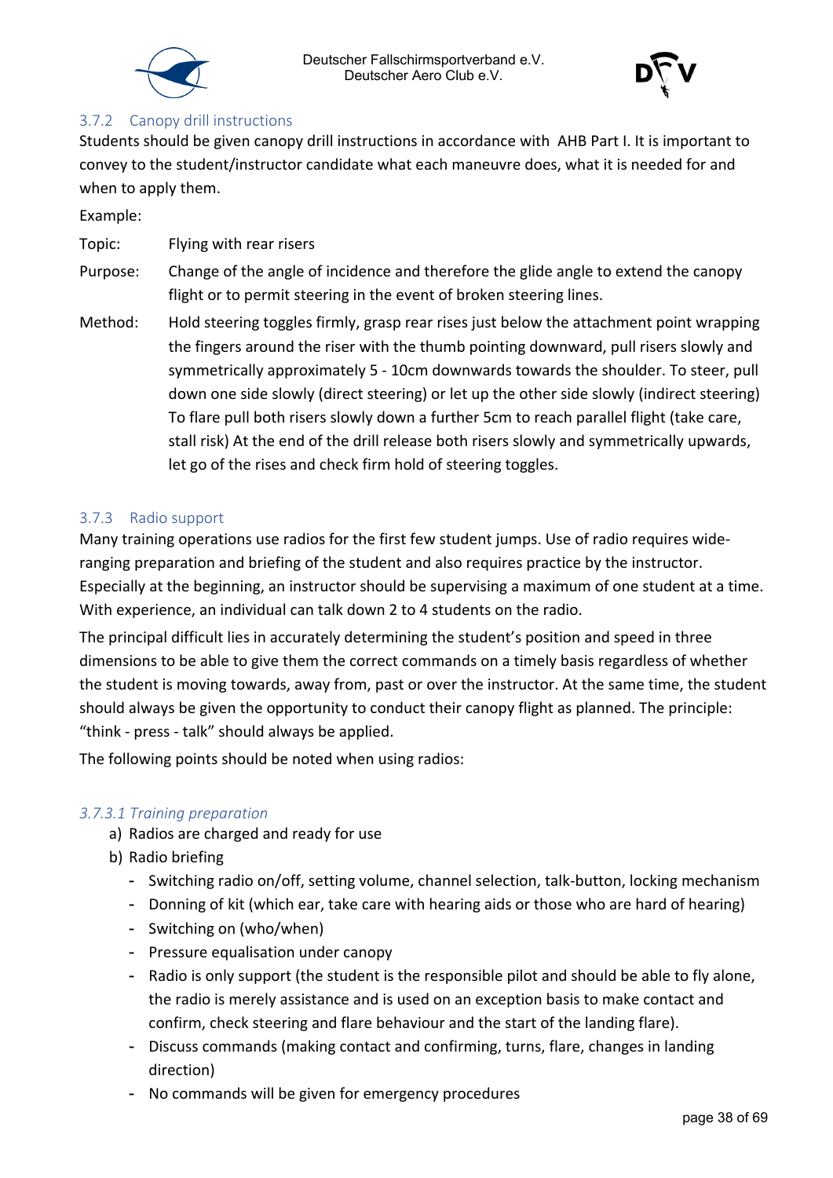### 3.7.2 Canopy drill instructions

Students should be given canopy drill instructions in accordance with AHB Part I. It is important to convey to the student/instructor candidate what each maneuvre does, what it is needed for and when to apply them.

Example:

Topic: Flying with rear risers

Purpose: Change of the angle of incidence and therefore the glide angle to extend the canopy flight or to permit steering in the event of broken steering lines.

Method: Hold steering toggles firmly, grasp rear rises just below the attachment point wrapping the fingers around the riser with the thumb pointing downward, pull risers slowly and symmetrically approximately 5 - 10cm downwards towards the shoulder. To steer, pull down one side slowly (direct steering) or let up the other side slowly (indirect steering) To flare pull both risers slowly down a further 5cm to reach parallel flight (take care, stall risk) At the end of the drill release both risers slowly and symmetrically upwards, let go of the rises and check firm hold of steering toggles.

### 3.7.3 Radio support

Many training operations use radios for the first few student jumps. Use of radio requires wide-ranging preparation and briefing of the student and also requires practice by the instructor. Especially at the beginning, an instructor should be supervising a maximum of one student at a time. With experience, an individual can talk down 2 to 4 students on the radio.

The principal difficult lies in accurately determining the student's position and speed in three dimensions to be able to give them the correct commands on a timely basis regardless of whether the student is moving towards, away from, past or over the instructor. At the same time, the student should always be given the opportunity to conduct their canopy flight as planned. The principle: "think - press - talk" should always be applied.

The following points should be noted when using radios:

#### *3.7.3.1 Training preparation*

a) Radios are charged and ready for use
b) Radio briefing
   - Switching radio on/off, setting volume, channel selection, talk-button, locking mechanism
   - Donning of kit (which ear, take care with hearing aids or those who are hard of hearing)
   - Switching on (who/when)
   - Pressure equalisation under canopy
   - Radio is only support (the student is the responsible pilot and should be able to fly alone, the radio is merely assistance and is used on an exception basis to make contact and confirm, check steering and flare behaviour and the start of the landing flare).
   - Discuss commands (making contact and confirming, turns, flare, changes in landing direction)
   - No commands will be given for emergency procedures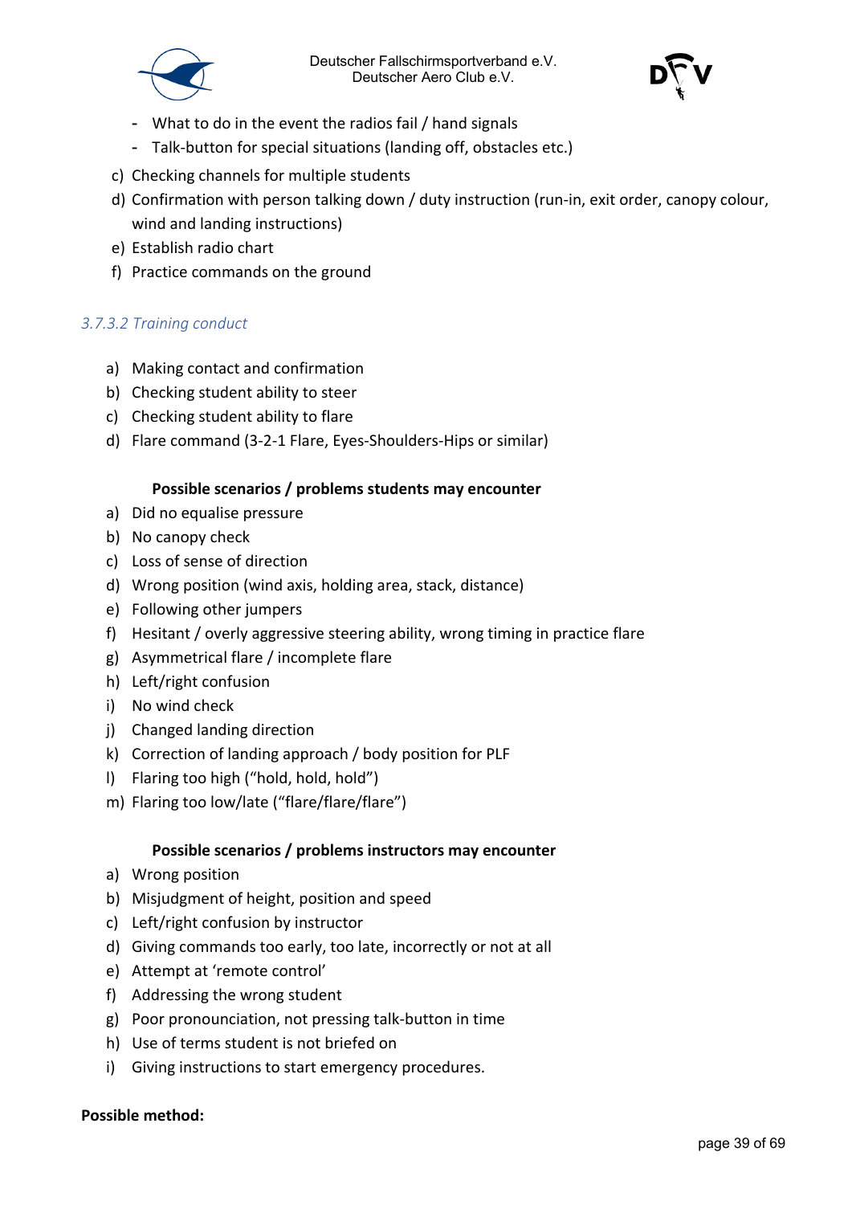- What to do in the event the radios fail / hand signals
- Talk-button for special situations (landing off, obstacles etc.)

c) Checking channels for multiple students
d) Confirmation with person talking down / duty instruction (run-in, exit order, canopy colour, wind and landing instructions)
e) Establish radio chart
f) Practice commands on the ground

#### *3.7.3.2 Training conduct*

a) Making contact and confirmation
b) Checking student ability to steer
c) Checking student ability to flare
d) Flare command (3-2-1 Flare, Eyes-Shoulders-Hips or similar)

**Possible scenarios / problems students may encounter**

a) Did no equalise pressure
b) No canopy check
c) Loss of sense of direction
d) Wrong position (wind axis, holding area, stack, distance)
e) Following other jumpers
f) Hesitant / overly aggressive steering ability, wrong timing in practice flare
g) Asymmetrical flare / incomplete flare
h) Left/right confusion
i) No wind check
j) Changed landing direction
k) Correction of landing approach / body position for PLF
l) Flaring too high ("hold, hold, hold")
m) Flaring too low/late ("flare/flare/flare")

**Possible scenarios / problems instructors may encounter**

a) Wrong position
b) Misjudgment of height, position and speed
c) Left/right confusion by instructor
d) Giving commands too early, too late, incorrectly or not at all
e) Attempt at 'remote control'
f) Addressing the wrong student
g) Poor pronounciation, not pressing talk-button in time
h) Use of terms student is not briefed on
i) Giving instructions to start emergency procedures.

**Possible method:**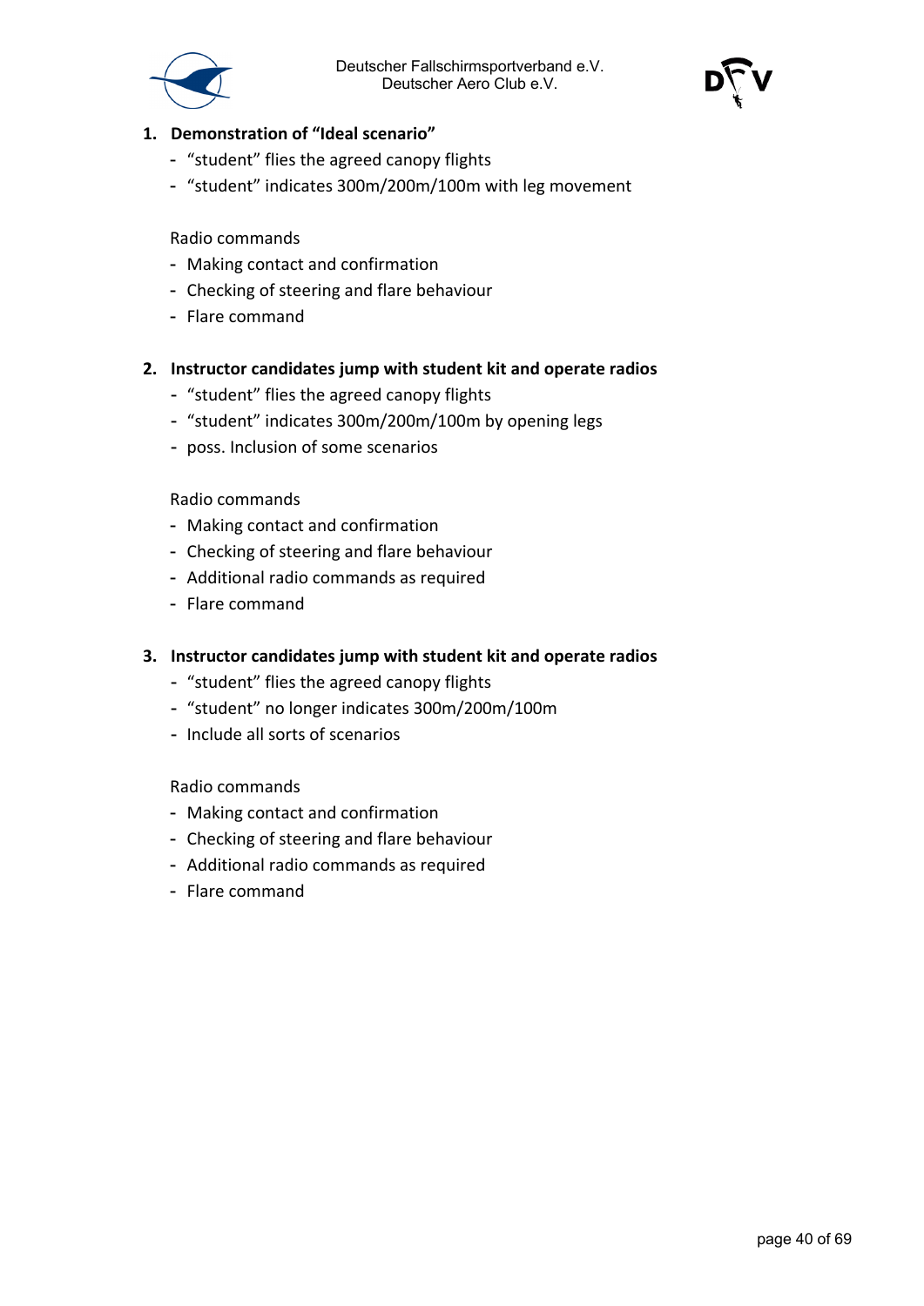1. **Demonstration of "Ideal scenario"**
   - "student" flies the agreed canopy flights
   - "student" indicates 300m/200m/100m with leg movement

   Radio commands
   - Making contact and confirmation
   - Checking of steering and flare behaviour
   - Flare command

2. **Instructor candidates jump with student kit and operate radios**
   - "student" flies the agreed canopy flights
   - "student" indicates 300m/200m/100m by opening legs
   - poss. Inclusion of some scenarios

   Radio commands
   - Making contact and confirmation
   - Checking of steering and flare behaviour
   - Additional radio commands as required
   - Flare command

3. **Instructor candidates jump with student kit and operate radios**
   - "student" flies the agreed canopy flights
   - "student" no longer indicates 300m/200m/100m
   - Include all sorts of scenarios

   Radio commands
   - Making contact and confirmation
   - Checking of steering and flare behaviour
   - Additional radio commands as required
   - Flare command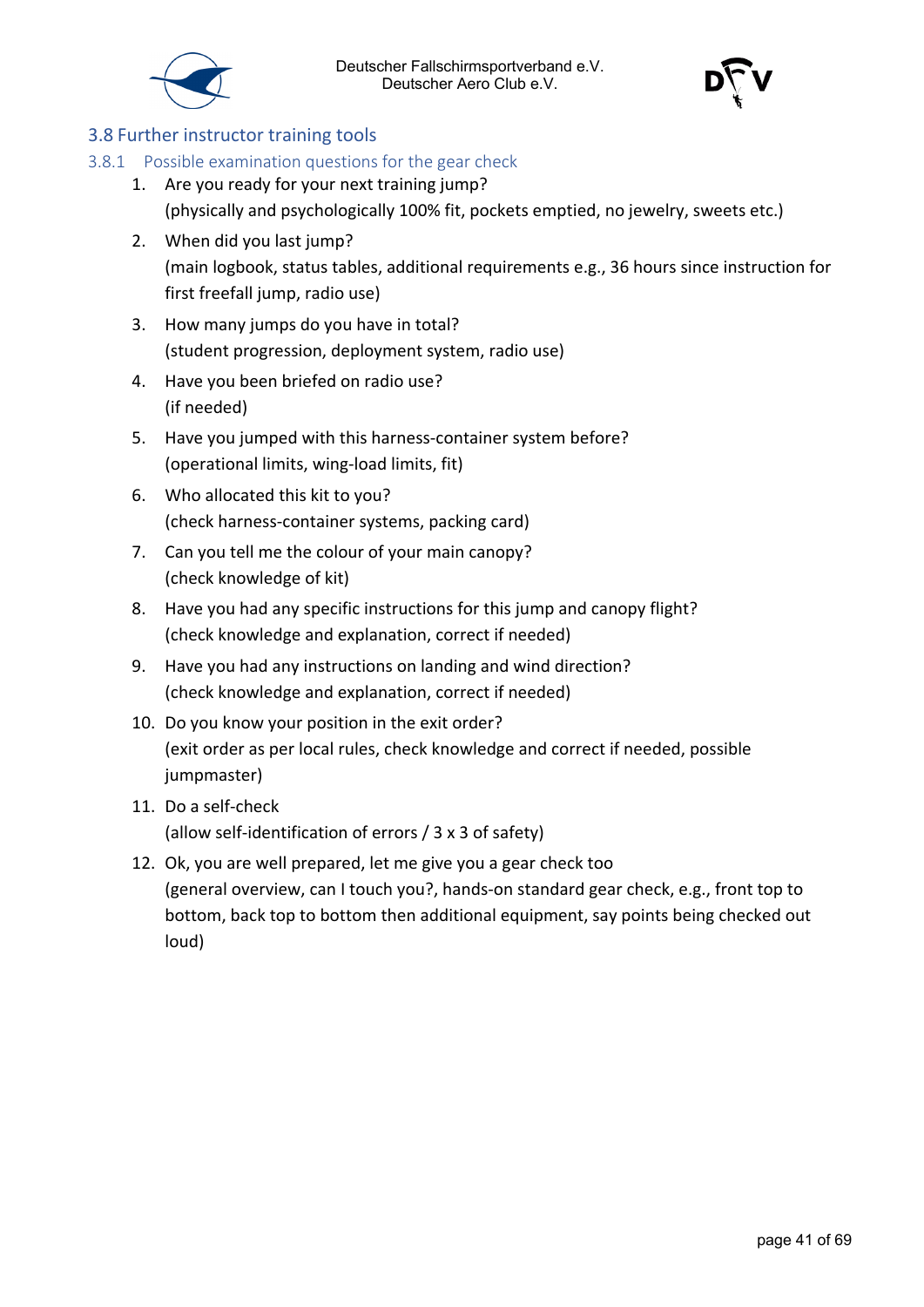## 3.8 Further instructor training tools

### 3.8.1 Possible examination questions for the gear check

1. Are you ready for your next training jump?
   (physically and psychologically 100% fit, pockets emptied, no jewelry, sweets etc.)
2. When did you last jump?
   (main logbook, status tables, additional requirements e.g., 36 hours since instruction for first freefall jump, radio use)
3. How many jumps do you have in total?
   (student progression, deployment system, radio use)
4. Have you been briefed on radio use?
   (if needed)
5. Have you jumped with this harness-container system before?
   (operational limits, wing-load limits, fit)
6. Who allocated this kit to you?
   (check harness-container systems, packing card)
7. Can you tell me the colour of your main canopy?
   (check knowledge of kit)
8. Have you had any specific instructions for this jump and canopy flight?
   (check knowledge and explanation, correct if needed)
9. Have you had any instructions on landing and wind direction?
   (check knowledge and explanation, correct if needed)
10. Do you know your position in the exit order?
    (exit order as per local rules, check knowledge and correct if needed, possible jumpmaster)
11. Do a self-check
    (allow self-identification of errors / 3 x 3 of safety)
12. Ok, you are well prepared, let me give you a gear check too
    (general overview, can I touch you?, hands-on standard gear check, e.g., front top to bottom, back top to bottom then additional equipment, say points being checked out loud)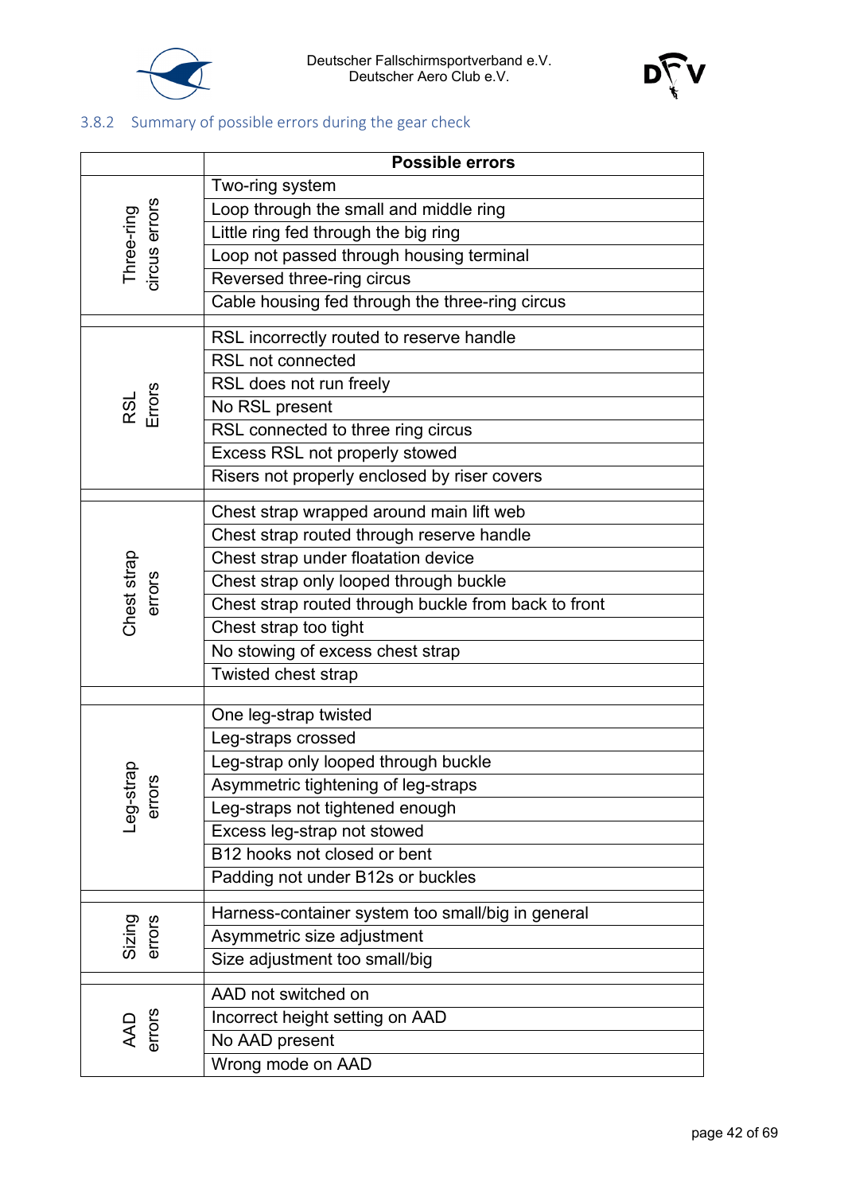### 3.8.2 Summary of possible errors during the gear check

| | Possible errors |
|---|---|
| Three-ring circus errors | Two-ring system |
| | Loop through the small and middle ring |
| | Little ring fed through the big ring |
| | Loop not passed through housing terminal |
| | Reversed three-ring circus |
| | Cable housing fed through the three-ring circus |
| | |
| RSL Errors | RSL incorrectly routed to reserve handle |
| | RSL not connected |
| | RSL does not run freely |
| | No RSL present |
| | RSL connected to three ring circus |
| | Excess RSL not properly stowed |
| | Risers not properly enclosed by riser covers |
| | |
| Chest strap errors | Chest strap wrapped around main lift web |
| | Chest strap routed through reserve handle |
| | Chest strap under floatation device |
| | Chest strap only looped through buckle |
| | Chest strap routed through buckle from back to front |
| | Chest strap too tight |
| | No stowing of excess chest strap |
| | Twisted chest strap |
| | |
| Leg-strap errors | One leg-strap twisted |
| | Leg-straps crossed |
| | Leg-strap only looped through buckle |
| | Asymmetric tightening of leg-straps |
| | Leg-straps not tightened enough |
| | Excess leg-strap not stowed |
| | B12 hooks not closed or bent |
| | Padding not under B12s or buckles |
| | |
| Sizing errors | Harness-container system too small/big in general |
| | Asymmetric size adjustment |
| | Size adjustment too small/big |
| | |
| AAD errors | AAD not switched on |
| | Incorrect height setting on AAD |
| | No AAD present |
| | Wrong mode on AAD |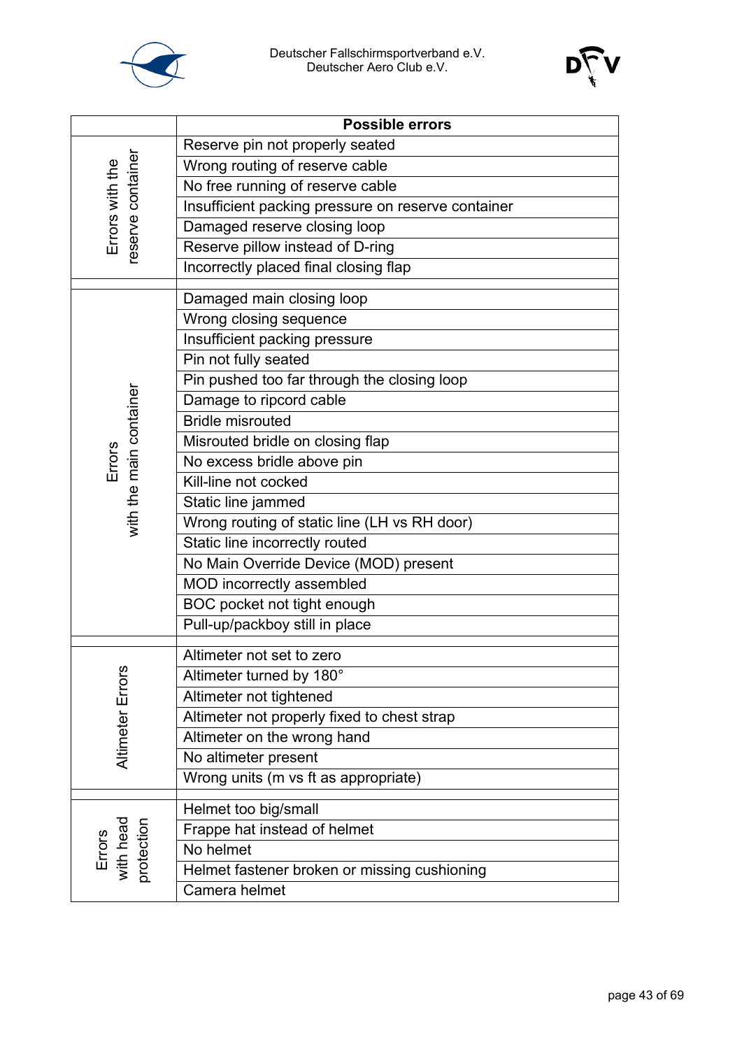|  | Possible errors |
|---|---|
| Errors with the reserve container | Reserve pin not properly seated |
|  | Wrong routing of reserve cable |
|  | No free running of reserve cable |
|  | Insufficient packing pressure on reserve container |
|  | Damaged reserve closing loop |
|  | Reserve pillow instead of D-ring |
|  | Incorrectly placed final closing flap |
|  |  |
| Errors with the main container | Damaged main closing loop |
|  | Wrong closing sequence |
|  | Insufficient packing pressure |
|  | Pin not fully seated |
|  | Pin pushed too far through the closing loop |
|  | Damage to ripcord cable |
|  | Bridle misrouted |
|  | Misrouted bridle on closing flap |
|  | No excess bridle above pin |
|  | Kill-line not cocked |
|  | Static line jammed |
|  | Wrong routing of static line (LH vs RH door) |
|  | Static line incorrectly routed |
|  | No Main Override Device (MOD) present |
|  | MOD incorrectly assembled |
|  | BOC pocket not tight enough |
|  | Pull-up/packboy still in place |
|  |  |
| Altimeter Errors | Altimeter not set to zero |
|  | Altimeter turned by 180° |
|  | Altimeter not tightened |
|  | Altimeter not properly fixed to chest strap |
|  | Altimeter on the wrong hand |
|  | No altimeter present |
|  | Wrong units (m vs ft as appropriate) |
|  |  |
| Errors with head protection | Helmet too big/small |
|  | Frappe hat instead of helmet |
|  | No helmet |
|  | Helmet fastener broken or missing cushioning |
|  | Camera helmet |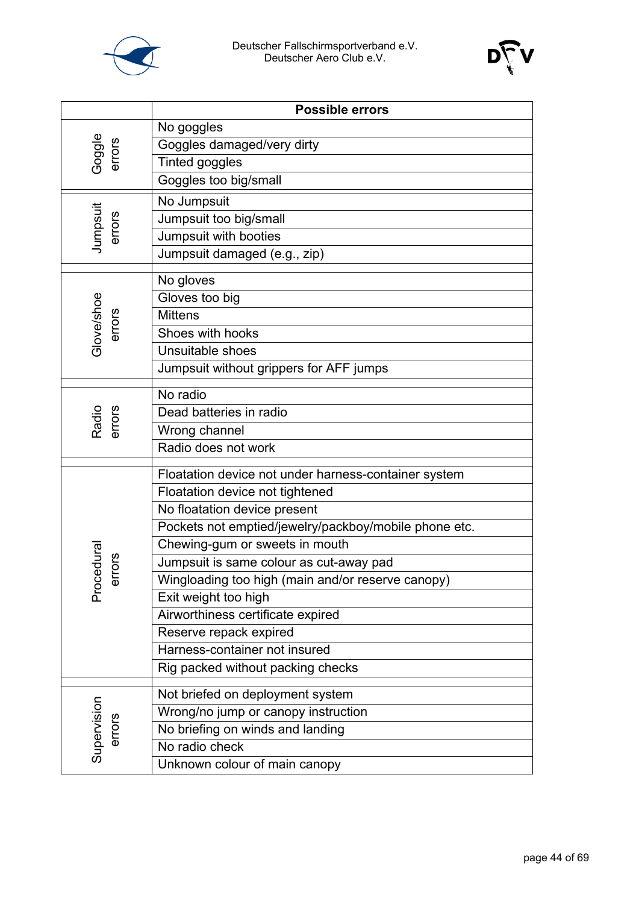| | Possible errors |
|---|---|
| Goggle errors | No goggles |
| | Goggles damaged/very dirty |
| | Tinted goggles |
| | Goggles too big/small |
| Jumpsuit errors | No Jumpsuit |
| | Jumpsuit too big/small |
| | Jumpsuit with booties |
| | Jumpsuit damaged (e.g., zip) |
| Glove/shoe errors | No gloves |
| | Gloves too big |
| | Mittens |
| | Shoes with hooks |
| | Unsuitable shoes |
| | Jumpsuit without grippers for AFF jumps |
| Radio errors | No radio |
| | Dead batteries in radio |
| | Wrong channel |
| | Radio does not work |
| Procedural errors | Floatation device not under harness-container system |
| | Floatation device not tightened |
| | No floatation device present |
| | Pockets not emptied/jewelry/packboy/mobile phone etc. |
| | Chewing-gum or sweets in mouth |
| | Jumpsuit is same colour as cut-away pad |
| | Wingloading too high (main and/or reserve canopy) |
| | Exit weight too high |
| | Airworthiness certificate expired |
| | Reserve repack expired |
| | Harness-container not insured |
| | Rig packed without packing checks |
| Supervision errors | Not briefed on deployment system |
| | Wrong/no jump or canopy instruction |
| | No briefing on winds and landing |
| | No radio check |
| | Unknown colour of main canopy |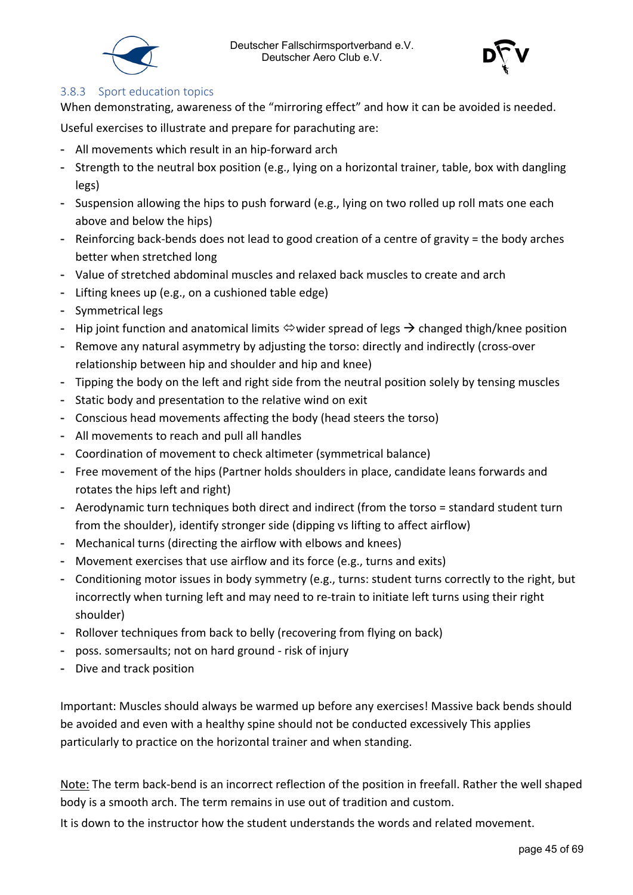### 3.8.3 Sport education topics

When demonstrating, awareness of the "mirroring effect" and how it can be avoided is needed.

Useful exercises to illustrate and prepare for parachuting are:

- All movements which result in an hip-forward arch
- Strength to the neutral box position (e.g., lying on a horizontal trainer, table, box with dangling legs)
- Suspension allowing the hips to push forward (e.g., lying on two rolled up roll mats one each above and below the hips)
- Reinforcing back-bends does not lead to good creation of a centre of gravity = the body arches better when stretched long
- Value of stretched abdominal muscles and relaxed back muscles to create and arch
- Lifting knees up (e.g., on a cushioned table edge)
- Symmetrical legs
- Hip joint function and anatomical limits ⇔ wider spread of legs → changed thigh/knee position
- Remove any natural asymmetry by adjusting the torso: directly and indirectly (cross-over relationship between hip and shoulder and hip and knee)
- Tipping the body on the left and right side from the neutral position solely by tensing muscles
- Static body and presentation to the relative wind on exit
- Conscious head movements affecting the body (head steers the torso)
- All movements to reach and pull all handles
- Coordination of movement to check altimeter (symmetrical balance)
- Free movement of the hips (Partner holds shoulders in place, candidate leans forwards and rotates the hips left and right)
- Aerodynamic turn techniques both direct and indirect (from the torso = standard student turn from the shoulder), identify stronger side (dipping vs lifting to affect airflow)
- Mechanical turns (directing the airflow with elbows and knees)
- Movement exercises that use airflow and its force (e.g., turns and exits)
- Conditioning motor issues in body symmetry (e.g., turns: student turns correctly to the right, but incorrectly when turning left and may need to re-train to initiate left turns using their right shoulder)
- Rollover techniques from back to belly (recovering from flying on back)
- poss. somersaults; not on hard ground - risk of injury
- Dive and track position

Important: Muscles should always be warmed up before any exercises! Massive back bends should be avoided and even with a healthy spine should not be conducted excessively This applies particularly to practice on the horizontal trainer and when standing.

<u>Note:</u> The term back-bend is an incorrect reflection of the position in freefall. Rather the well shaped body is a smooth arch. The term remains in use out of tradition and custom.

It is down to the instructor how the student understands the words and related movement.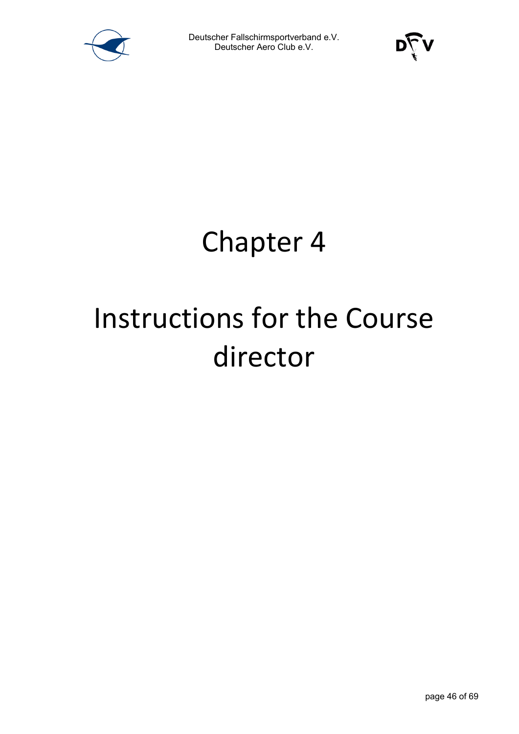# Chapter 4

# Instructions for the Course director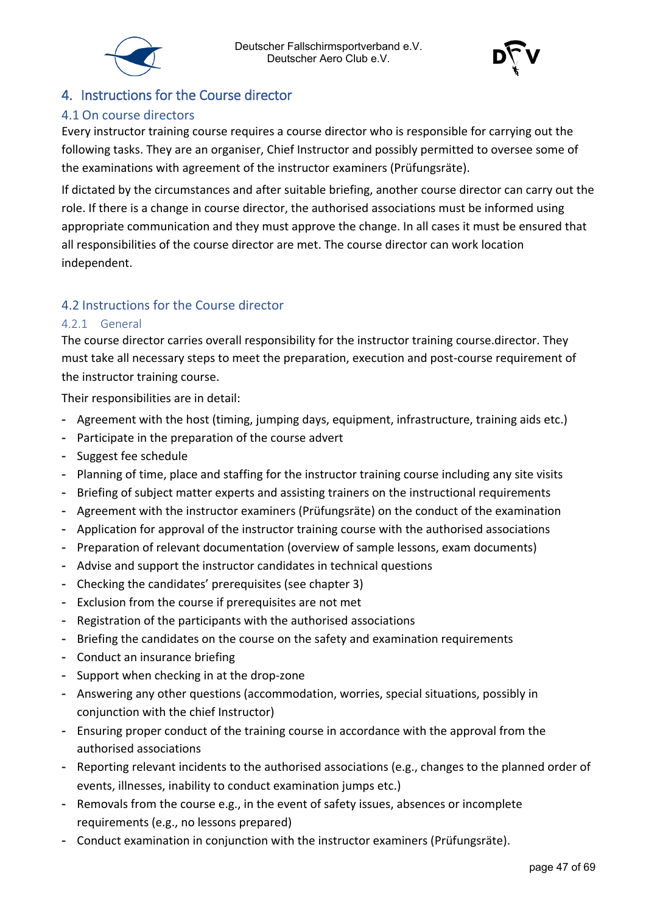# 4. Instructions for the Course director

## 4.1 On course directors

Every instructor training course requires a course director who is responsible for carrying out the following tasks. They are an organiser, Chief Instructor and possibly permitted to oversee some of the examinations with agreement of the instructor examiners (Prüfungsräte).

If dictated by the circumstances and after suitable briefing, another course director can carry out the role. If there is a change in course director, the authorised associations must be informed using appropriate communication and they must approve the change. In all cases it must be ensured that all responsibilities of the course director are met. The course director can work location independent.

## 4.2 Instructions for the Course director

### 4.2.1 General

The course director carries overall responsibility for the instructor training course.director. They must take all necessary steps to meet the preparation, execution and post-course requirement of the instructor training course.

Their responsibilities are in detail:

- Agreement with the host (timing, jumping days, equipment, infrastructure, training aids etc.)
- Participate in the preparation of the course advert
- Suggest fee schedule
- Planning of time, place and staffing for the instructor training course including any site visits
- Briefing of subject matter experts and assisting trainers on the instructional requirements
- Agreement with the instructor examiners (Prüfungsräte) on the conduct of the examination
- Application for approval of the instructor training course with the authorised associations
- Preparation of relevant documentation (overview of sample lessons, exam documents)
- Advise and support the instructor candidates in technical questions
- Checking the candidates' prerequisites (see chapter 3)
- Exclusion from the course if prerequisites are not met
- Registration of the participants with the authorised associations
- Briefing the candidates on the course on the safety and examination requirements
- Conduct an insurance briefing
- Support when checking in at the drop-zone
- Answering any other questions (accommodation, worries, special situations, possibly in conjunction with the chief Instructor)
- Ensuring proper conduct of the training course in accordance with the approval from the authorised associations
- Reporting relevant incidents to the authorised associations (e.g., changes to the planned order of events, illnesses, inability to conduct examination jumps etc.)
- Removals from the course e.g., in the event of safety issues, absences or incomplete requirements (e.g., no lessons prepared)
- Conduct examination in conjunction with the instructor examiners (Prüfungsräte).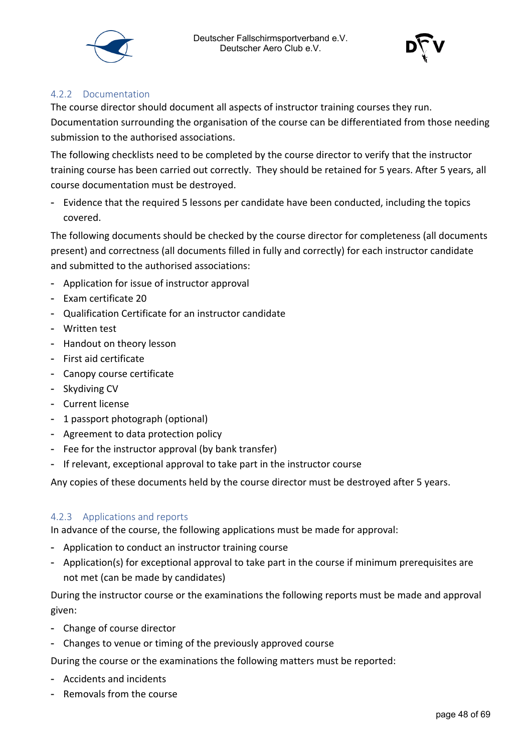### 4.2.2 Documentation

The course director should document all aspects of instructor training courses they run. Documentation surrounding the organisation of the course can be differentiated from those needing submission to the authorised associations.

The following checklists need to be completed by the course director to verify that the instructor training course has been carried out correctly. They should be retained for 5 years. After 5 years, all course documentation must be destroyed.

- Evidence that the required 5 lessons per candidate have been conducted, including the topics covered.

The following documents should be checked by the course director for completeness (all documents present) and correctness (all documents filled in fully and correctly) for each instructor candidate and submitted to the authorised associations:

- Application for issue of instructor approval
- Exam certificate 20
- Qualification Certificate for an instructor candidate
- Written test
- Handout on theory lesson
- First aid certificate
- Canopy course certificate
- Skydiving CV
- Current license
- 1 passport photograph (optional)
- Agreement to data protection policy
- Fee for the instructor approval (by bank transfer)
- If relevant, exceptional approval to take part in the instructor course

Any copies of these documents held by the course director must be destroyed after 5 years.

### 4.2.3 Applications and reports

In advance of the course, the following applications must be made for approval:

- Application to conduct an instructor training course
- Application(s) for exceptional approval to take part in the course if minimum prerequisites are not met (can be made by candidates)

During the instructor course or the examinations the following reports must be made and approval given:

- Change of course director
- Changes to venue or timing of the previously approved course

During the course or the examinations the following matters must be reported:

- Accidents and incidents
- Removals from the course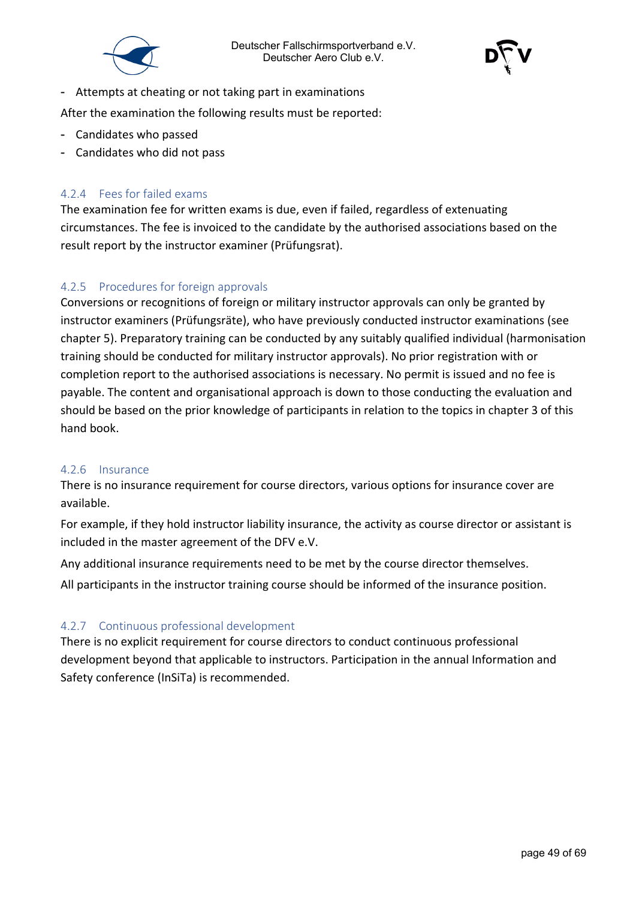- Attempts at cheating or not taking part in examinations

After the examination the following results must be reported:

- Candidates who passed
- Candidates who did not pass

### 4.2.4 Fees for failed exams

The examination fee for written exams is due, even if failed, regardless of extenuating circumstances. The fee is invoiced to the candidate by the authorised associations based on the result report by the instructor examiner (Prüfungsrat).

### 4.2.5 Procedures for foreign approvals

Conversions or recognitions of foreign or military instructor approvals can only be granted by instructor examiners (Prüfungsräte), who have previously conducted instructor examinations (see chapter 5). Preparatory training can be conducted by any suitably qualified individual (harmonisation training should be conducted for military instructor approvals). No prior registration with or completion report to the authorised associations is necessary. No permit is issued and no fee is payable. The content and organisational approach is down to those conducting the evaluation and should be based on the prior knowledge of participants in relation to the topics in chapter 3 of this hand book.

### 4.2.6 Insurance

There is no insurance requirement for course directors, various options for insurance cover are available.

For example, if they hold instructor liability insurance, the activity as course director or assistant is included in the master agreement of the DFV e.V.

Any additional insurance requirements need to be met by the course director themselves.

All participants in the instructor training course should be informed of the insurance position.

### 4.2.7 Continuous professional development

There is no explicit requirement for course directors to conduct continuous professional development beyond that applicable to instructors. Participation in the annual Information and Safety conference (InSiTa) is recommended.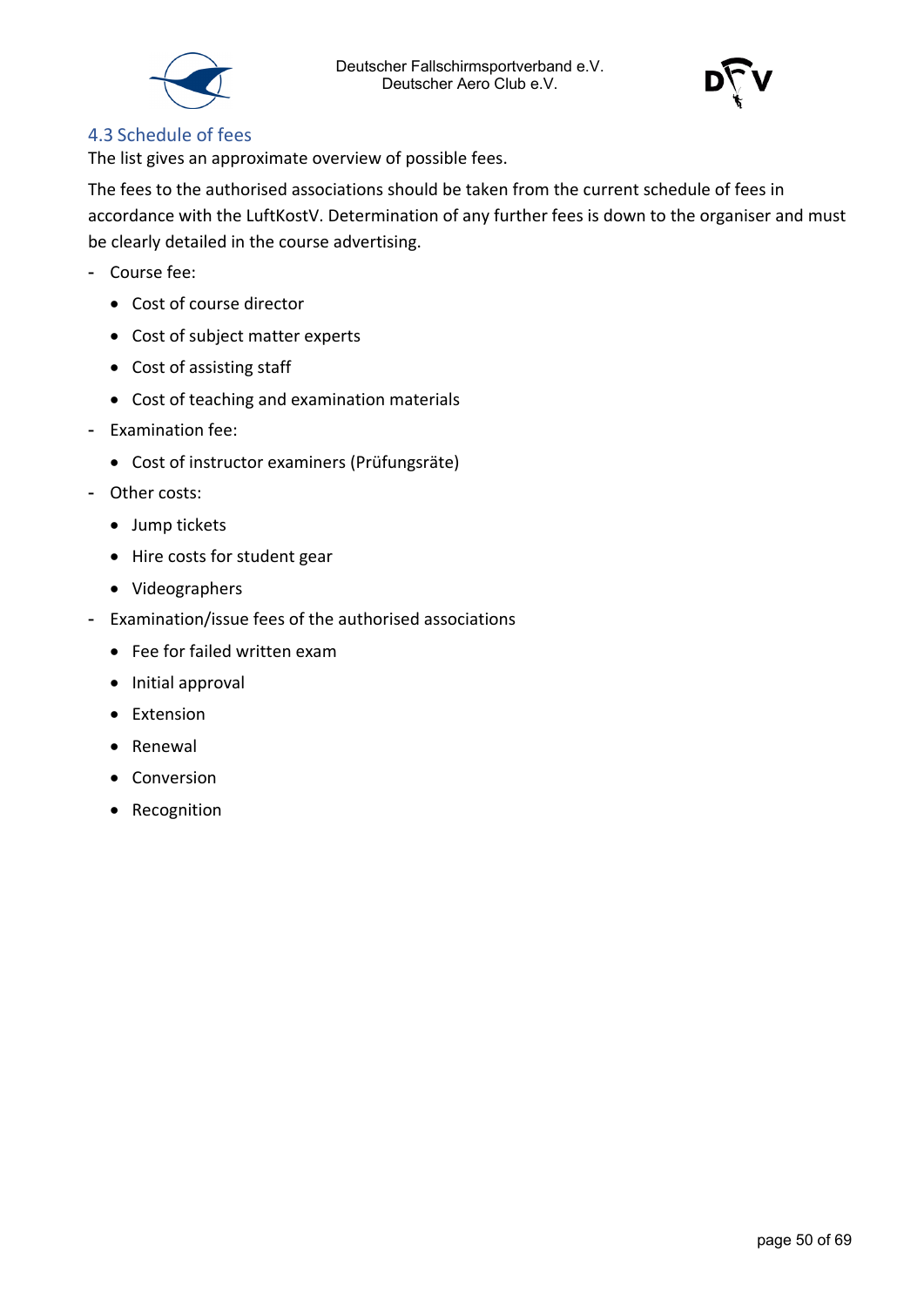## 4.3 Schedule of fees

The list gives an approximate overview of possible fees.

The fees to the authorised associations should be taken from the current schedule of fees in accordance with the LuftKostV. Determination of any further fees is down to the organiser and must be clearly detailed in the course advertising.

- Course fee:
  - Cost of course director
  - Cost of subject matter experts
  - Cost of assisting staff
  - Cost of teaching and examination materials
- Examination fee:
  - Cost of instructor examiners (Prüfungsräte)
- Other costs:
  - Jump tickets
  - Hire costs for student gear
  - Videographers
- Examination/issue fees of the authorised associations
  - Fee for failed written exam
  - Initial approval
  - Extension
  - Renewal
  - Conversion
  - Recognition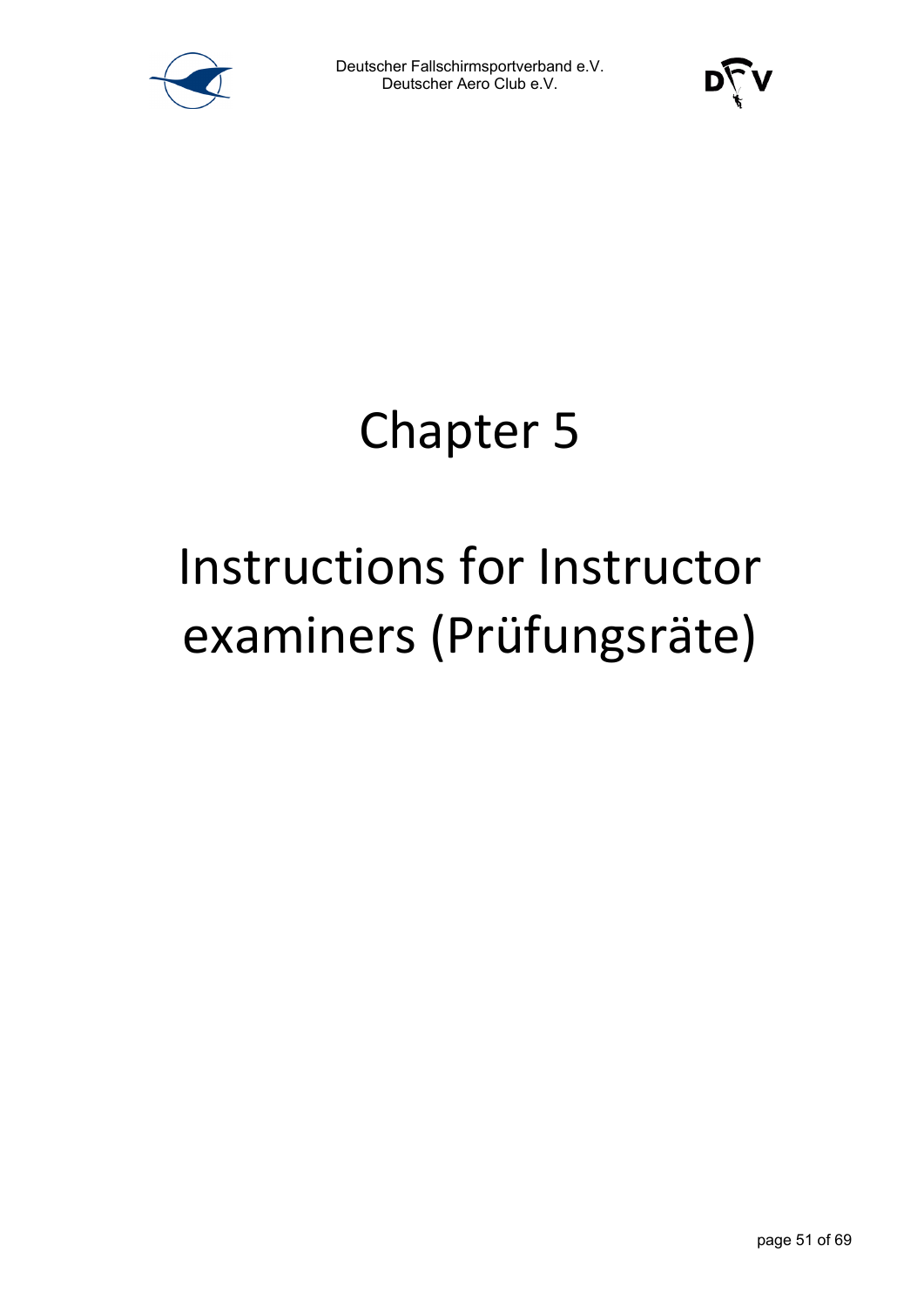# Chapter 5

# Instructions for Instructor examiners (Prüfungsräte)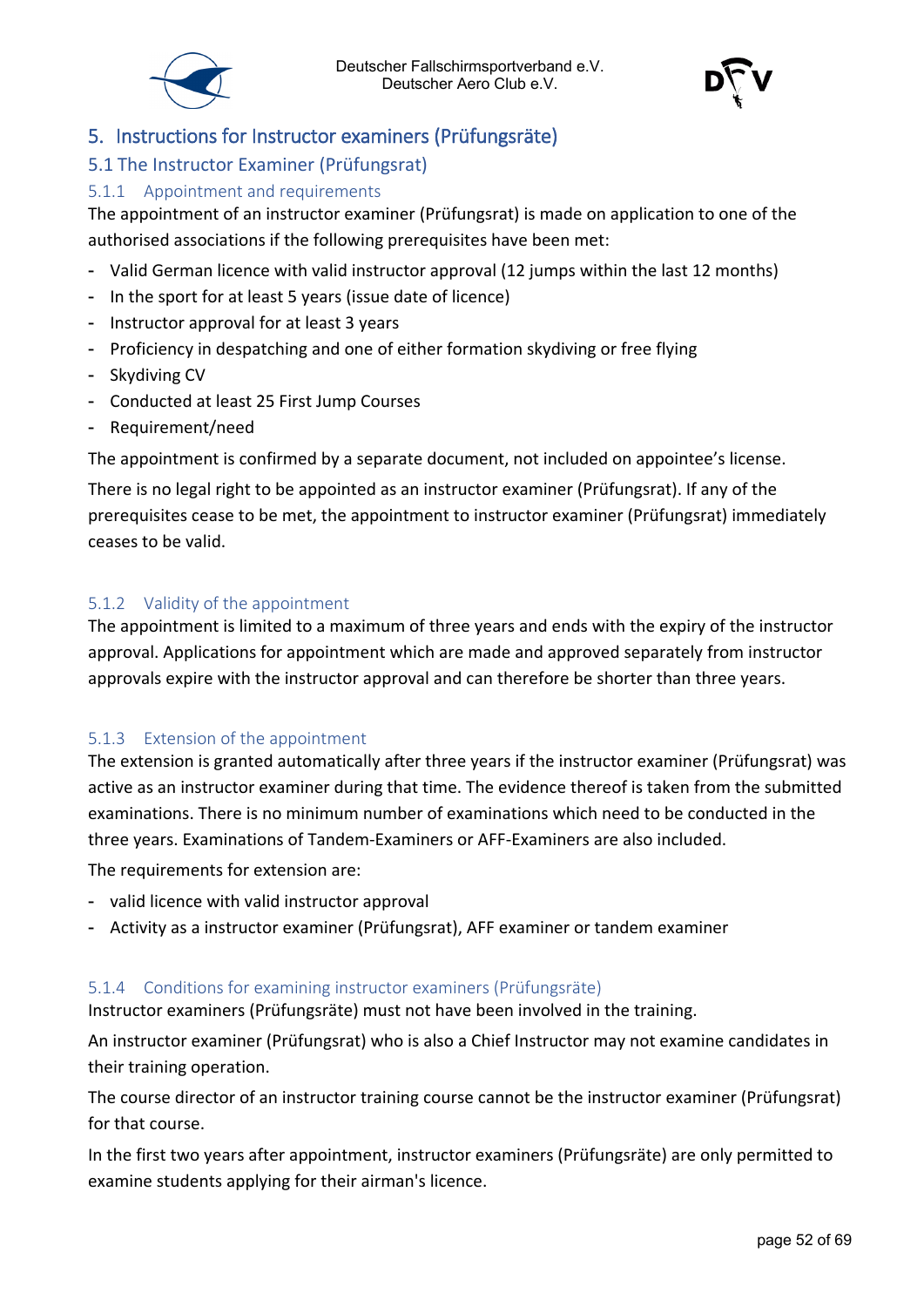# 5. Instructions for Instructor examiners (Prüfungsräte)

## 5.1 The Instructor Examiner (Prüfungsrat)

### 5.1.1 Appointment and requirements

The appointment of an instructor examiner (Prüfungsrat) is made on application to one of the authorised associations if the following prerequisites have been met:

- Valid German licence with valid instructor approval (12 jumps within the last 12 months)
- In the sport for at least 5 years (issue date of licence)
- Instructor approval for at least 3 years
- Proficiency in despatching and one of either formation skydiving or free flying
- Skydiving CV
- Conducted at least 25 First Jump Courses
- Requirement/need

The appointment is confirmed by a separate document, not included on appointee's license.

There is no legal right to be appointed as an instructor examiner (Prüfungsrat). If any of the prerequisites cease to be met, the appointment to instructor examiner (Prüfungsrat) immediately ceases to be valid.

### 5.1.2 Validity of the appointment

The appointment is limited to a maximum of three years and ends with the expiry of the instructor approval. Applications for appointment which are made and approved separately from instructor approvals expire with the instructor approval and can therefore be shorter than three years.

### 5.1.3 Extension of the appointment

The extension is granted automatically after three years if the instructor examiner (Prüfungsrat) was active as an instructor examiner during that time. The evidence thereof is taken from the submitted examinations. There is no minimum number of examinations which need to be conducted in the three years. Examinations of Tandem-Examiners or AFF-Examiners are also included.

The requirements for extension are:

- valid licence with valid instructor approval
- Activity as a instructor examiner (Prüfungsrat), AFF examiner or tandem examiner

### 5.1.4 Conditions for examining instructor examiners (Prüfungsräte)

Instructor examiners (Prüfungsräte) must not have been involved in the training.

An instructor examiner (Prüfungsrat) who is also a Chief Instructor may not examine candidates in their training operation.

The course director of an instructor training course cannot be the instructor examiner (Prüfungsrat) for that course.

In the first two years after appointment, instructor examiners (Prüfungsräte) are only permitted to examine students applying for their airman's licence.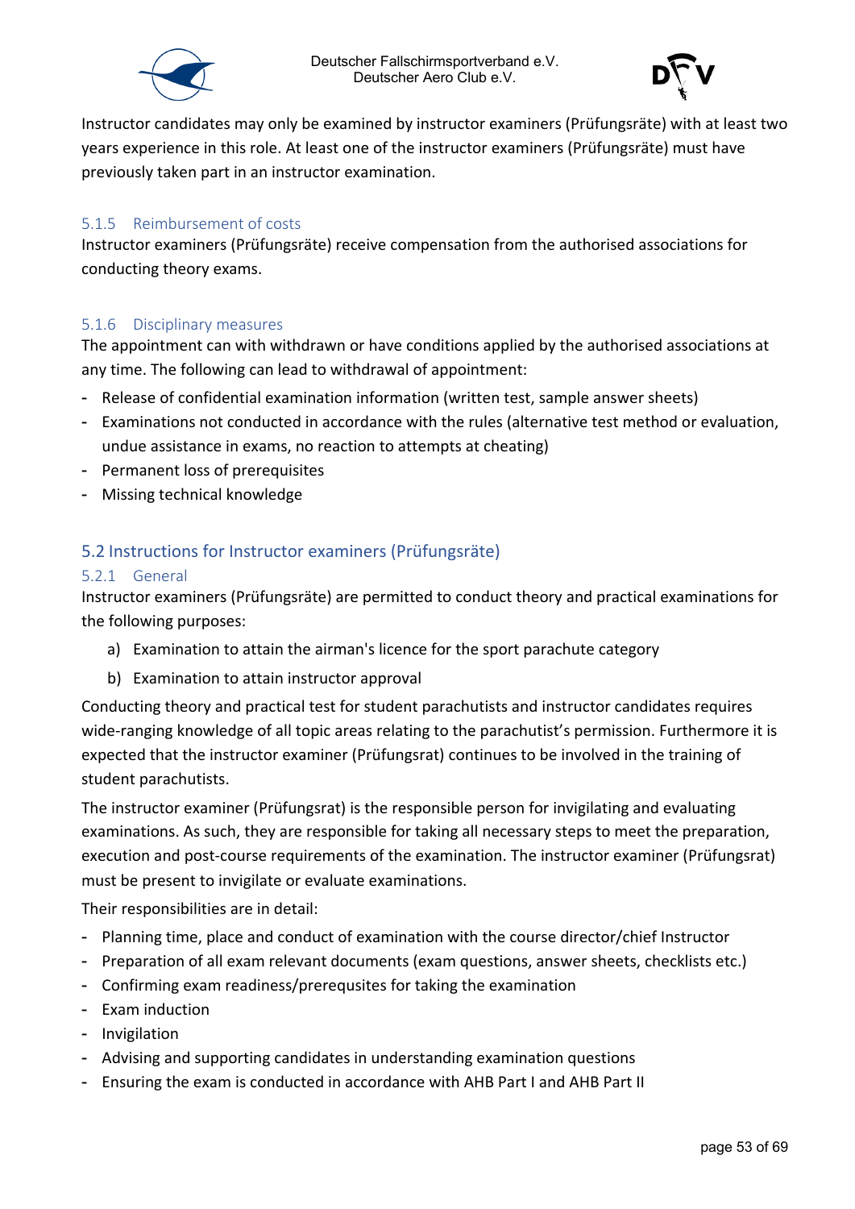Instructor candidates may only be examined by instructor examiners (Prüfungsräte) with at least two years experience in this role. At least one of the instructor examiners (Prüfungsräte) must have previously taken part in an instructor examination.

#### 5.1.5 Reimbursement of costs

Instructor examiners (Prüfungsräte) receive compensation from the authorised associations for conducting theory exams.

#### 5.1.6 Disciplinary measures

The appointment can with withdrawn or have conditions applied by the authorised associations at any time. The following can lead to withdrawal of appointment:

- Release of confidential examination information (written test, sample answer sheets)
- Examinations not conducted in accordance with the rules (alternative test method or evaluation, undue assistance in exams, no reaction to attempts at cheating)
- Permanent loss of prerequisites
- Missing technical knowledge

### 5.2 Instructions for Instructor examiners (Prüfungsräte)

#### 5.2.1 General

Instructor examiners (Prüfungsräte) are permitted to conduct theory and practical examinations for the following purposes:

a) Examination to attain the airman's licence for the sport parachute category

b) Examination to attain instructor approval

Conducting theory and practical test for student parachutists and instructor candidates requires wide-ranging knowledge of all topic areas relating to the parachutist's permission. Furthermore it is expected that the instructor examiner (Prüfungsrat) continues to be involved in the training of student parachutists.

The instructor examiner (Prüfungsrat) is the responsible person for invigilating and evaluating examinations. As such, they are responsible for taking all necessary steps to meet the preparation, execution and post-course requirements of the examination. The instructor examiner (Prüfungsrat) must be present to invigilate or evaluate examinations.

Their responsibilities are in detail:

- Planning time, place and conduct of examination with the course director/chief Instructor
- Preparation of all exam relevant documents (exam questions, answer sheets, checklists etc.)
- Confirming exam readiness/prerequsites for taking the examination
- Exam induction
- Invigilation
- Advising and supporting candidates in understanding examination questions
- Ensuring the exam is conducted in accordance with AHB Part I and AHB Part II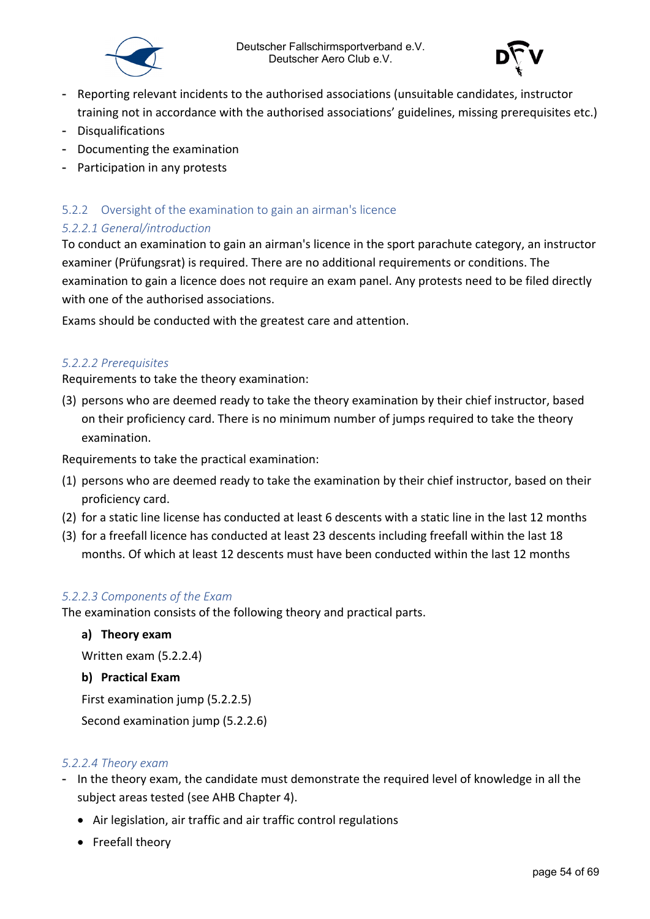- Reporting relevant incidents to the authorised associations (unsuitable candidates, instructor training not in accordance with the authorised associations' guidelines, missing prerequisites etc.)
- Disqualifications
- Documenting the examination
- Participation in any protests

### 5.2.2 Oversight of the examination to gain an airman's licence

#### *5.2.2.1 General/introduction*

To conduct an examination to gain an airman's licence in the sport parachute category, an instructor examiner (Prüfungsrat) is required. There are no additional requirements or conditions. The examination to gain a licence does not require an exam panel. Any protests need to be filed directly with one of the authorised associations.

Exams should be conducted with the greatest care and attention.

#### *5.2.2.2 Prerequisites*

Requirements to take the theory examination:

(3) persons who are deemed ready to take the theory examination by their chief instructor, based on their proficiency card. There is no minimum number of jumps required to take the theory examination.

Requirements to take the practical examination:

(1) persons who are deemed ready to take the examination by their chief instructor, based on their proficiency card.
(2) for a static line license has conducted at least 6 descents with a static line in the last 12 months
(3) for a freefall licence has conducted at least 23 descents including freefall within the last 18 months. Of which at least 12 descents must have been conducted within the last 12 months

#### *5.2.2.3 Components of the Exam*

The examination consists of the following theory and practical parts.

**a) Theory exam**

Written exam (5.2.2.4)

**b) Practical Exam**

First examination jump (5.2.2.5)

Second examination jump (5.2.2.6)

#### *5.2.2.4 Theory exam*

- In the theory exam, the candidate must demonstrate the required level of knowledge in all the subject areas tested (see AHB Chapter 4).
  - Air legislation, air traffic and air traffic control regulations
  - Freefall theory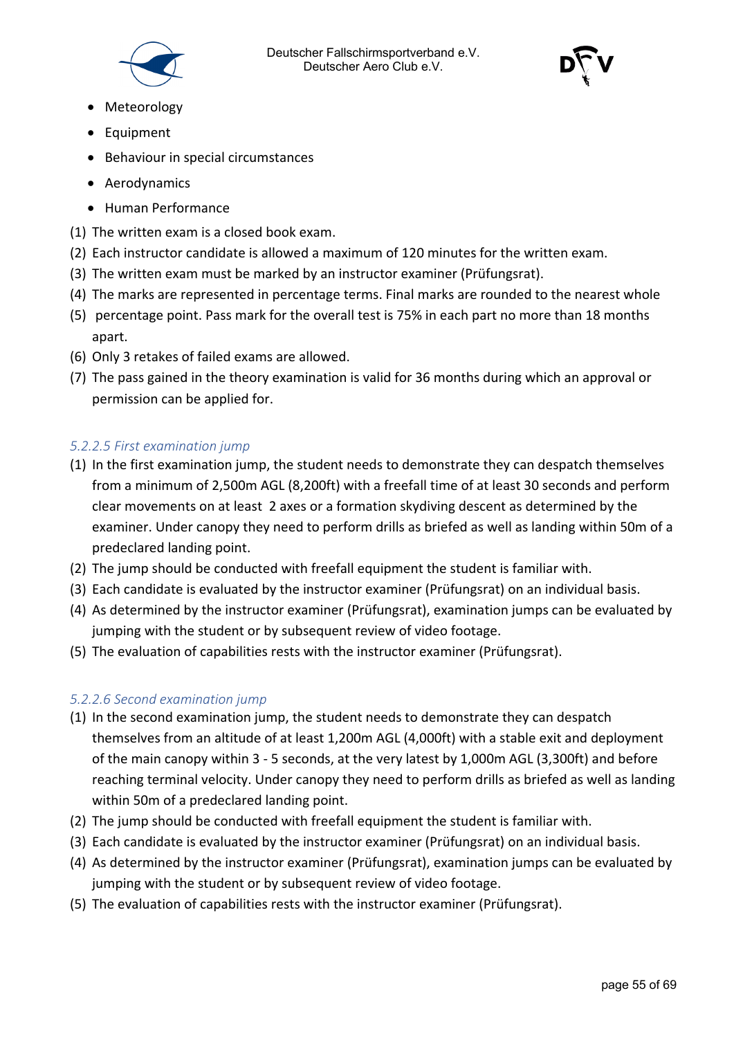- Meteorology
- Equipment
- Behaviour in special circumstances
- Aerodynamics
- Human Performance

(1) The written exam is a closed book exam.
(2) Each instructor candidate is allowed a maximum of 120 minutes for the written exam.
(3) The written exam must be marked by an instructor examiner (Prüfungsrat).
(4) The marks are represented in percentage terms. Final marks are rounded to the nearest whole
(5) percentage point. Pass mark for the overall test is 75% in each part no more than 18 months apart.
(6) Only 3 retakes of failed exams are allowed.
(7) The pass gained in the theory examination is valid for 36 months during which an approval or permission can be applied for.

#### *5.2.2.5 First examination jump*

(1) In the first examination jump, the student needs to demonstrate they can despatch themselves from a minimum of 2,500m AGL (8,200ft) with a freefall time of at least 30 seconds and perform clear movements on at least 2 axes or a formation skydiving descent as determined by the examiner. Under canopy they need to perform drills as briefed as well as landing within 50m of a predeclared landing point.
(2) The jump should be conducted with freefall equipment the student is familiar with.
(3) Each candidate is evaluated by the instructor examiner (Prüfungsrat) on an individual basis.
(4) As determined by the instructor examiner (Prüfungsrat), examination jumps can be evaluated by jumping with the student or by subsequent review of video footage.
(5) The evaluation of capabilities rests with the instructor examiner (Prüfungsrat).

#### *5.2.2.6 Second examination jump*

(1) In the second examination jump, the student needs to demonstrate they can despatch themselves from an altitude of at least 1,200m AGL (4,000ft) with a stable exit and deployment of the main canopy within 3 - 5 seconds, at the very latest by 1,000m AGL (3,300ft) and before reaching terminal velocity. Under canopy they need to perform drills as briefed as well as landing within 50m of a predeclared landing point.
(2) The jump should be conducted with freefall equipment the student is familiar with.
(3) Each candidate is evaluated by the instructor examiner (Prüfungsrat) on an individual basis.
(4) As determined by the instructor examiner (Prüfungsrat), examination jumps can be evaluated by jumping with the student or by subsequent review of video footage.
(5) The evaluation of capabilities rests with the instructor examiner (Prüfungsrat).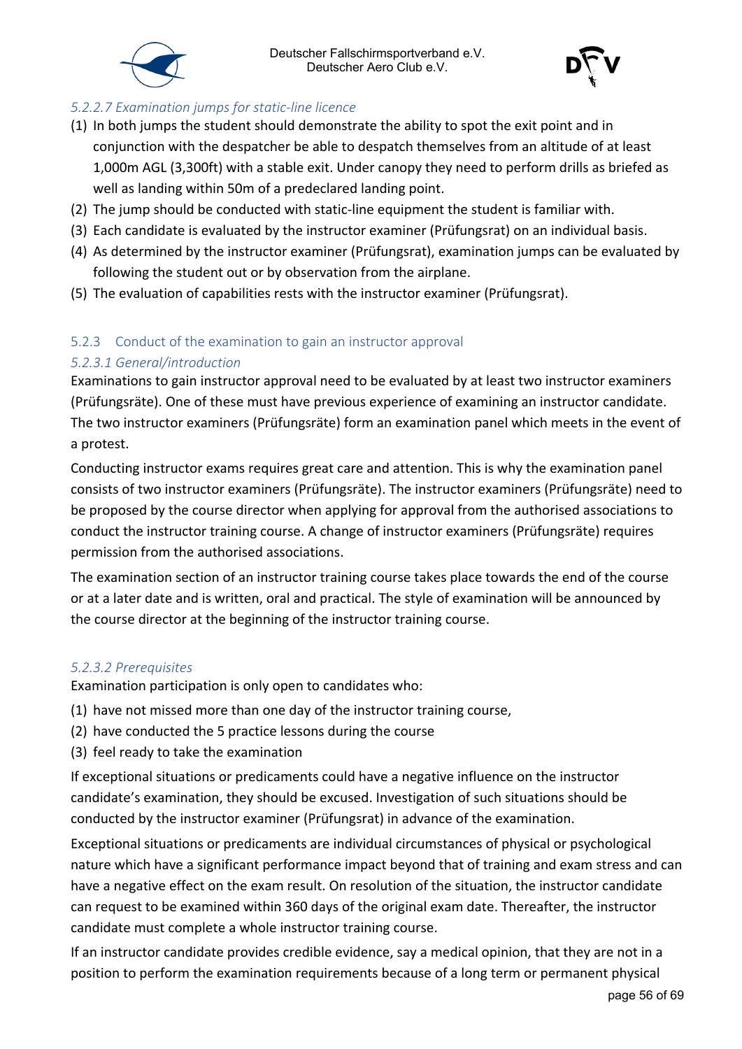##### *5.2.2.7 Examination jumps for static-line licence*

(1) In both jumps the student should demonstrate the ability to spot the exit point and in conjunction with the despatcher be able to despatch themselves from an altitude of at least 1,000m AGL (3,300ft) with a stable exit. Under canopy they need to perform drills as briefed as well as landing within 50m of a predeclared landing point.
(2) The jump should be conducted with static-line equipment the student is familiar with.
(3) Each candidate is evaluated by the instructor examiner (Prüfungsrat) on an individual basis.
(4) As determined by the instructor examiner (Prüfungsrat), examination jumps can be evaluated by following the student out or by observation from the airplane.
(5) The evaluation of capabilities rests with the instructor examiner (Prüfungsrat).

### 5.2.3 Conduct of the examination to gain an instructor approval

#### *5.2.3.1 General/introduction*

Examinations to gain instructor approval need to be evaluated by at least two instructor examiners (Prüfungsräte). One of these must have previous experience of examining an instructor candidate. The two instructor examiners (Prüfungsräte) form an examination panel which meets in the event of a protest.

Conducting instructor exams requires great care and attention. This is why the examination panel consists of two instructor examiners (Prüfungsräte). The instructor examiners (Prüfungsräte) need to be proposed by the course director when applying for approval from the authorised associations to conduct the instructor training course. A change of instructor examiners (Prüfungsräte) requires permission from the authorised associations.

The examination section of an instructor training course takes place towards the end of the course or at a later date and is written, oral and practical. The style of examination will be announced by the course director at the beginning of the instructor training course.

#### *5.2.3.2 Prerequisites*

Examination participation is only open to candidates who:

(1) have not missed more than one day of the instructor training course,
(2) have conducted the 5 practice lessons during the course
(3) feel ready to take the examination

If exceptional situations or predicaments could have a negative influence on the instructor candidate's examination, they should be excused. Investigation of such situations should be conducted by the instructor examiner (Prüfungsrat) in advance of the examination.

Exceptional situations or predicaments are individual circumstances of physical or psychological nature which have a significant performance impact beyond that of training and exam stress and can have a negative effect on the exam result. On resolution of the situation, the instructor candidate can request to be examined within 360 days of the original exam date. Thereafter, the instructor candidate must complete a whole instructor training course.

If an instructor candidate provides credible evidence, say a medical opinion, that they are not in a position to perform the examination requirements because of a long term or permanent physical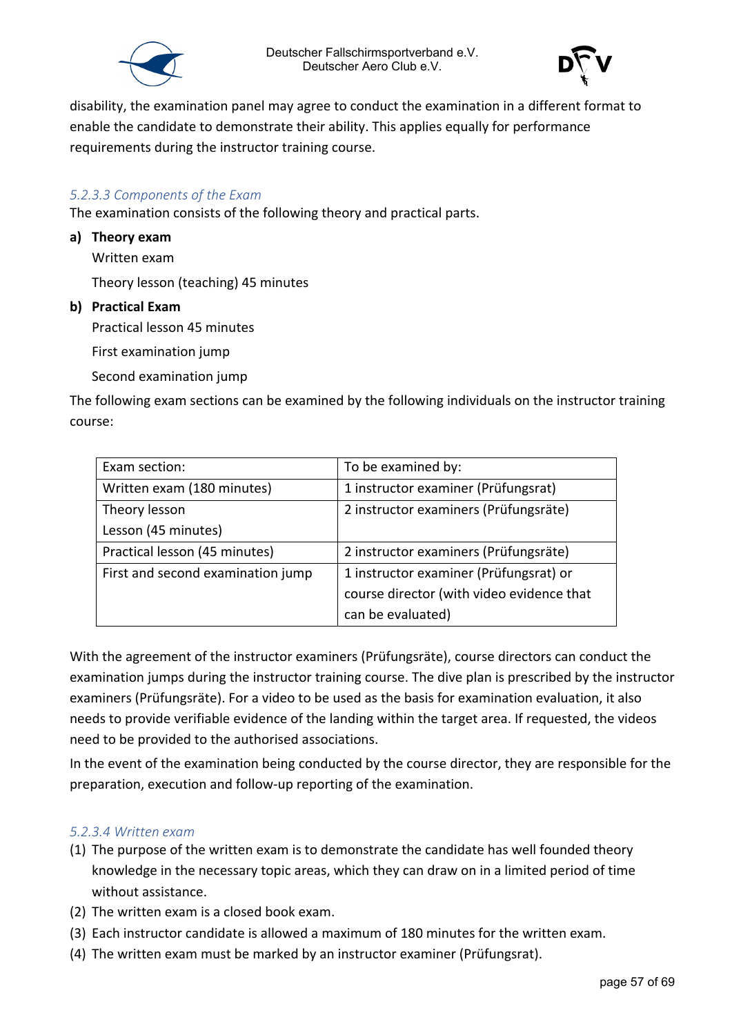disability, the examination panel may agree to conduct the examination in a different format to enable the candidate to demonstrate their ability. This applies equally for performance requirements during the instructor training course.

#### *5.2.3.3 Components of the Exam*

The examination consists of the following theory and practical parts.

**a) Theory exam**

Written exam

Theory lesson (teaching) 45 minutes

**b) Practical Exam**

Practical lesson 45 minutes

First examination jump

Second examination jump

The following exam sections can be examined by the following individuals on the instructor training course:

| Exam section: | To be examined by: |
|---|---|
| Written exam (180 minutes) | 1 instructor examiner (Prüfungsrat) |
| Theory lesson<br>Lesson (45 minutes) | 2 instructor examiners (Prüfungsräte) |
| Practical lesson (45 minutes) | 2 instructor examiners (Prüfungsräte) |
| First and second examination jump | 1 instructor examiner (Prüfungsrat) or course director (with video evidence that can be evaluated) |

With the agreement of the instructor examiners (Prüfungsräte), course directors can conduct the examination jumps during the instructor training course. The dive plan is prescribed by the instructor examiners (Prüfungsräte). For a video to be used as the basis for examination evaluation, it also needs to provide verifiable evidence of the landing within the target area. If requested, the videos need to be provided to the authorised associations.

In the event of the examination being conducted by the course director, they are responsible for the preparation, execution and follow-up reporting of the examination.

#### *5.2.3.4 Written exam*

(1) The purpose of the written exam is to demonstrate the candidate has well founded theory knowledge in the necessary topic areas, which they can draw on in a limited period of time without assistance.

(2) The written exam is a closed book exam.

(3) Each instructor candidate is allowed a maximum of 180 minutes for the written exam.

(4) The written exam must be marked by an instructor examiner (Prüfungsrat).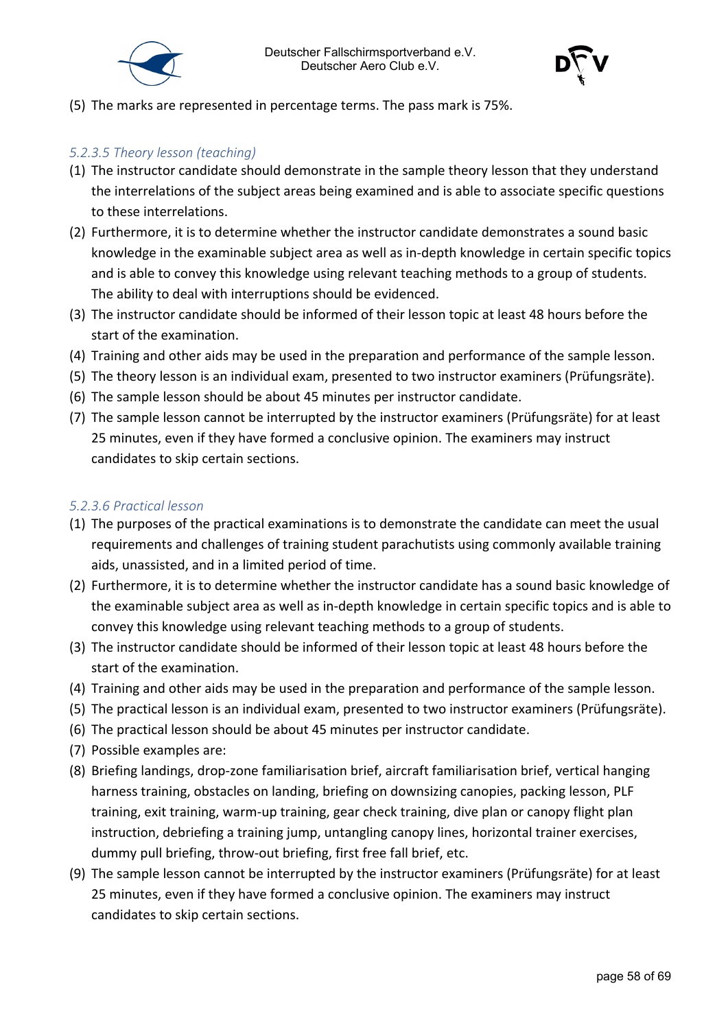(5) The marks are represented in percentage terms. The pass mark is 75%.

#### *5.2.3.5 Theory lesson (teaching)*

(1) The instructor candidate should demonstrate in the sample theory lesson that they understand the interrelations of the subject areas being examined and is able to associate specific questions to these interrelations.

(2) Furthermore, it is to determine whether the instructor candidate demonstrates a sound basic knowledge in the examinable subject area as well as in-depth knowledge in certain specific topics and is able to convey this knowledge using relevant teaching methods to a group of students. The ability to deal with interruptions should be evidenced.

(3) The instructor candidate should be informed of their lesson topic at least 48 hours before the start of the examination.

(4) Training and other aids may be used in the preparation and performance of the sample lesson.

(5) The theory lesson is an individual exam, presented to two instructor examiners (Prüfungsräte).

(6) The sample lesson should be about 45 minutes per instructor candidate.

(7) The sample lesson cannot be interrupted by the instructor examiners (Prüfungsräte) for at least 25 minutes, even if they have formed a conclusive opinion. The examiners may instruct candidates to skip certain sections.

#### *5.2.3.6 Practical lesson*

(1) The purposes of the practical examinations is to demonstrate the candidate can meet the usual requirements and challenges of training student parachutists using commonly available training aids, unassisted, and in a limited period of time.

(2) Furthermore, it is to determine whether the instructor candidate has a sound basic knowledge of the examinable subject area as well as in-depth knowledge in certain specific topics and is able to convey this knowledge using relevant teaching methods to a group of students.

(3) The instructor candidate should be informed of their lesson topic at least 48 hours before the start of the examination.

(4) Training and other aids may be used in the preparation and performance of the sample lesson.

(5) The practical lesson is an individual exam, presented to two instructor examiners (Prüfungsräte).

(6) The practical lesson should be about 45 minutes per instructor candidate.

(7) Possible examples are:

(8) Briefing landings, drop-zone familiarisation brief, aircraft familiarisation brief, vertical hanging harness training, obstacles on landing, briefing on downsizing canopies, packing lesson, PLF training, exit training, warm-up training, gear check training, dive plan or canopy flight plan instruction, debriefing a training jump, untangling canopy lines, horizontal trainer exercises, dummy pull briefing, throw-out briefing, first free fall brief, etc.

(9) The sample lesson cannot be interrupted by the instructor examiners (Prüfungsräte) for at least 25 minutes, even if they have formed a conclusive opinion. The examiners may instruct candidates to skip certain sections.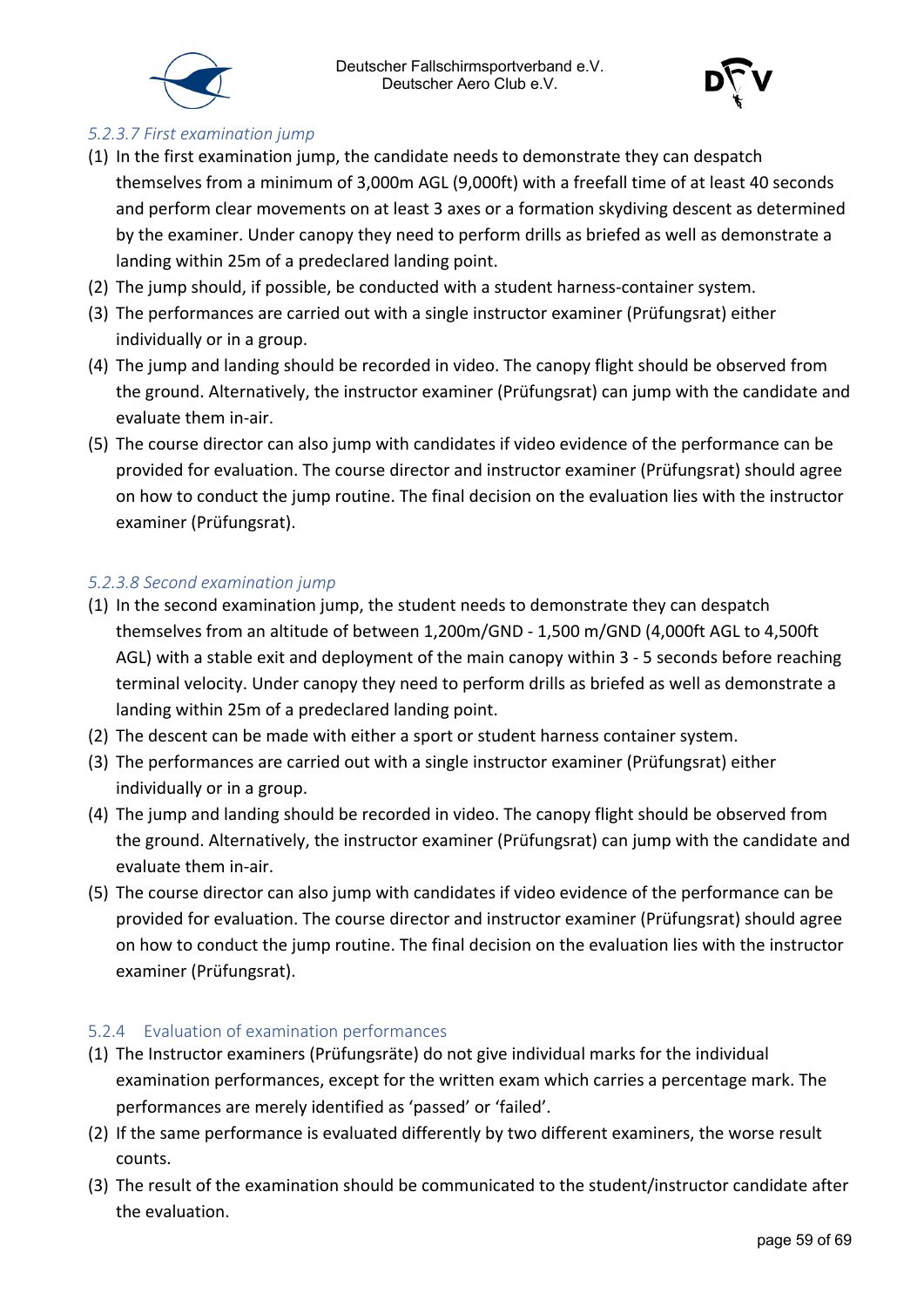#### 5.2.3.7 First examination jump

(1) In the first examination jump, the candidate needs to demonstrate they can despatch themselves from a minimum of 3,000m AGL (9,000ft) with a freefall time of at least 40 seconds and perform clear movements on at least 3 axes or a formation skydiving descent as determined by the examiner. Under canopy they need to perform drills as briefed as well as demonstrate a landing within 25m of a predeclared landing point.
(2) The jump should, if possible, be conducted with a student harness-container system.
(3) The performances are carried out with a single instructor examiner (Prüfungsrat) either individually or in a group.
(4) The jump and landing should be recorded in video. The canopy flight should be observed from the ground. Alternatively, the instructor examiner (Prüfungsrat) can jump with the candidate and evaluate them in-air.
(5) The course director can also jump with candidates if video evidence of the performance can be provided for evaluation. The course director and instructor examiner (Prüfungsrat) should agree on how to conduct the jump routine. The final decision on the evaluation lies with the instructor examiner (Prüfungsrat).

#### 5.2.3.8 Second examination jump

(1) In the second examination jump, the student needs to demonstrate they can despatch themselves from an altitude of between 1,200m/GND - 1,500 m/GND (4,000ft AGL to 4,500ft AGL) with a stable exit and deployment of the main canopy within 3 - 5 seconds before reaching terminal velocity. Under canopy they need to perform drills as briefed as well as demonstrate a landing within 25m of a predeclared landing point.
(2) The descent can be made with either a sport or student harness container system.
(3) The performances are carried out with a single instructor examiner (Prüfungsrat) either individually or in a group.
(4) The jump and landing should be recorded in video. The canopy flight should be observed from the ground. Alternatively, the instructor examiner (Prüfungsrat) can jump with the candidate and evaluate them in-air.
(5) The course director can also jump with candidates if video evidence of the performance can be provided for evaluation. The course director and instructor examiner (Prüfungsrat) should agree on how to conduct the jump routine. The final decision on the evaluation lies with the instructor examiner (Prüfungsrat).

### 5.2.4 Evaluation of examination performances

(1) The Instructor examiners (Prüfungsräte) do not give individual marks for the individual examination performances, except for the written exam which carries a percentage mark. The performances are merely identified as ‘passed’ or ‘failed’.
(2) If the same performance is evaluated differently by two different examiners, the worse result counts.
(3) The result of the examination should be communicated to the student/instructor candidate after the evaluation.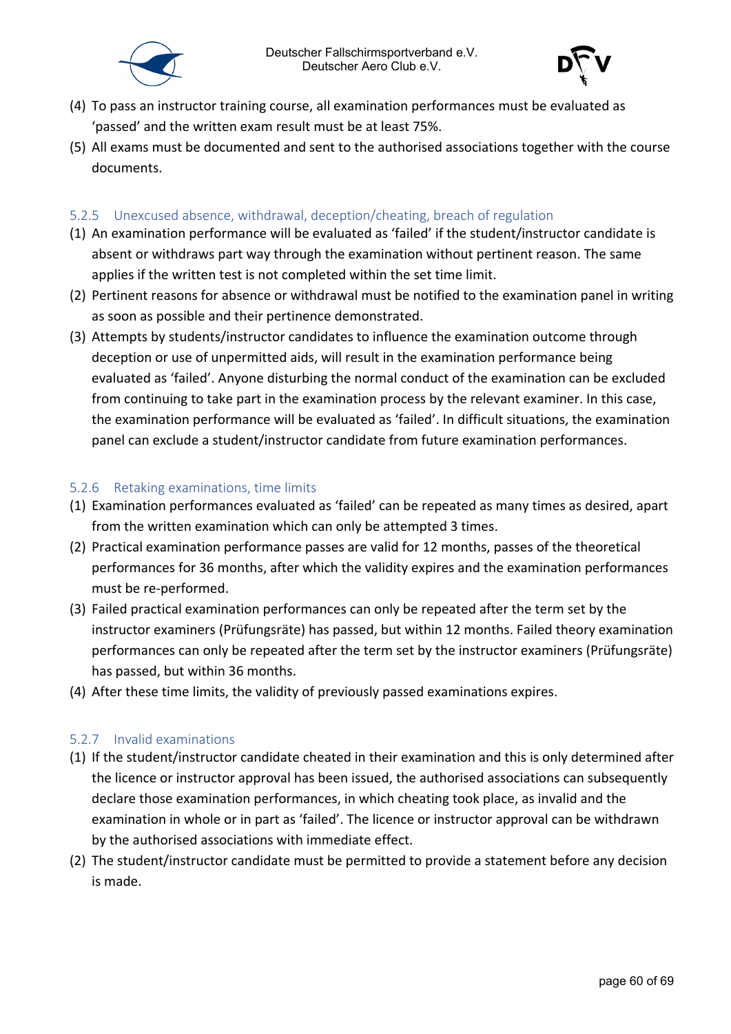(4) To pass an instructor training course, all examination performances must be evaluated as ‘passed’ and the written exam result must be at least 75%.

(5) All exams must be documented and sent to the authorised associations together with the course documents.

#### 5.2.5 Unexcused absence, withdrawal, deception/cheating, breach of regulation

(1) An examination performance will be evaluated as ‘failed’ if the student/instructor candidate is absent or withdraws part way through the examination without pertinent reason. The same applies if the written test is not completed within the set time limit.

(2) Pertinent reasons for absence or withdrawal must be notified to the examination panel in writing as soon as possible and their pertinence demonstrated.

(3) Attempts by students/instructor candidates to influence the examination outcome through deception or use of unpermitted aids, will result in the examination performance being evaluated as ‘failed’. Anyone disturbing the normal conduct of the examination can be excluded from continuing to take part in the examination process by the relevant examiner. In this case, the examination performance will be evaluated as ‘failed’. In difficult situations, the examination panel can exclude a student/instructor candidate from future examination performances.

#### 5.2.6 Retaking examinations, time limits

(1) Examination performances evaluated as ‘failed’ can be repeated as many times as desired, apart from the written examination which can only be attempted 3 times.

(2) Practical examination performance passes are valid for 12 months, passes of the theoretical performances for 36 months, after which the validity expires and the examination performances must be re-performed.

(3) Failed practical examination performances can only be repeated after the term set by the instructor examiners (Prüfungsräte) has passed, but within 12 months. Failed theory examination performances can only be repeated after the term set by the instructor examiners (Prüfungsräte) has passed, but within 36 months.

(4) After these time limits, the validity of previously passed examinations expires.

#### 5.2.7 Invalid examinations

(1) If the student/instructor candidate cheated in their examination and this is only determined after the licence or instructor approval has been issued, the authorised associations can subsequently declare those examination performances, in which cheating took place, as invalid and the examination in whole or in part as ‘failed’. The licence or instructor approval can be withdrawn by the authorised associations with immediate effect.

(2) The student/instructor candidate must be permitted to provide a statement before any decision is made.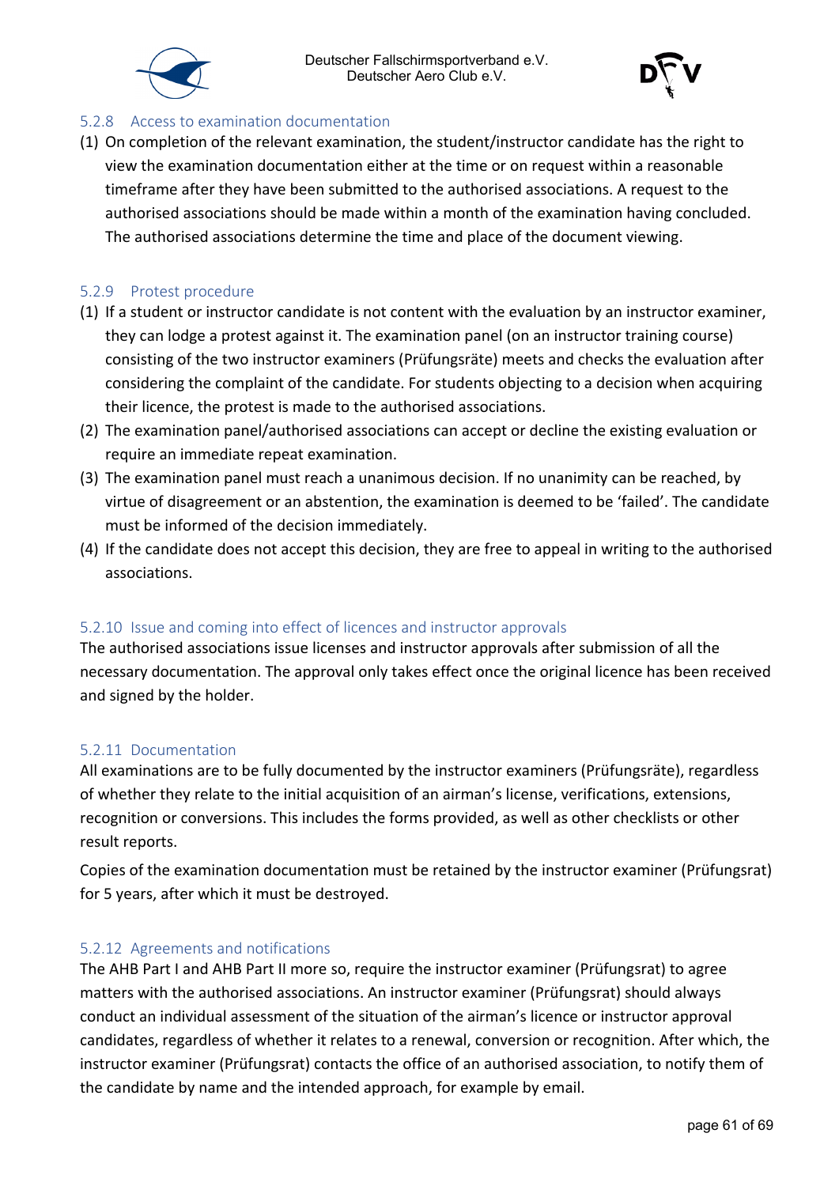### 5.2.8 Access to examination documentation

(1) On completion of the relevant examination, the student/instructor candidate has the right to view the examination documentation either at the time or on request within a reasonable timeframe after they have been submitted to the authorised associations. A request to the authorised associations should be made within a month of the examination having concluded. The authorised associations determine the time and place of the document viewing.

### 5.2.9 Protest procedure

(1) If a student or instructor candidate is not content with the evaluation by an instructor examiner, they can lodge a protest against it. The examination panel (on an instructor training course) consisting of the two instructor examiners (Prüfungsräte) meets and checks the evaluation after considering the complaint of the candidate. For students objecting to a decision when acquiring their licence, the protest is made to the authorised associations.

(2) The examination panel/authorised associations can accept or decline the existing evaluation or require an immediate repeat examination.

(3) The examination panel must reach a unanimous decision. If no unanimity can be reached, by virtue of disagreement or an abstention, the examination is deemed to be 'failed'. The candidate must be informed of the decision immediately.

(4) If the candidate does not accept this decision, they are free to appeal in writing to the authorised associations.

### 5.2.10 Issue and coming into effect of licences and instructor approvals

The authorised associations issue licenses and instructor approvals after submission of all the necessary documentation. The approval only takes effect once the original licence has been received and signed by the holder.

### 5.2.11 Documentation

All examinations are to be fully documented by the instructor examiners (Prüfungsräte), regardless of whether they relate to the initial acquisition of an airman's license, verifications, extensions, recognition or conversions. This includes the forms provided, as well as other checklists or other result reports.

Copies of the examination documentation must be retained by the instructor examiner (Prüfungsrat) for 5 years, after which it must be destroyed.

### 5.2.12 Agreements and notifications

The AHB Part I and AHB Part II more so, require the instructor examiner (Prüfungsrat) to agree matters with the authorised associations. An instructor examiner (Prüfungsrat) should always conduct an individual assessment of the situation of the airman's licence or instructor approval candidates, regardless of whether it relates to a renewal, conversion or recognition. After which, the instructor examiner (Prüfungsrat) contacts the office of an authorised association, to notify them of the candidate by name and the intended approach, for example by email.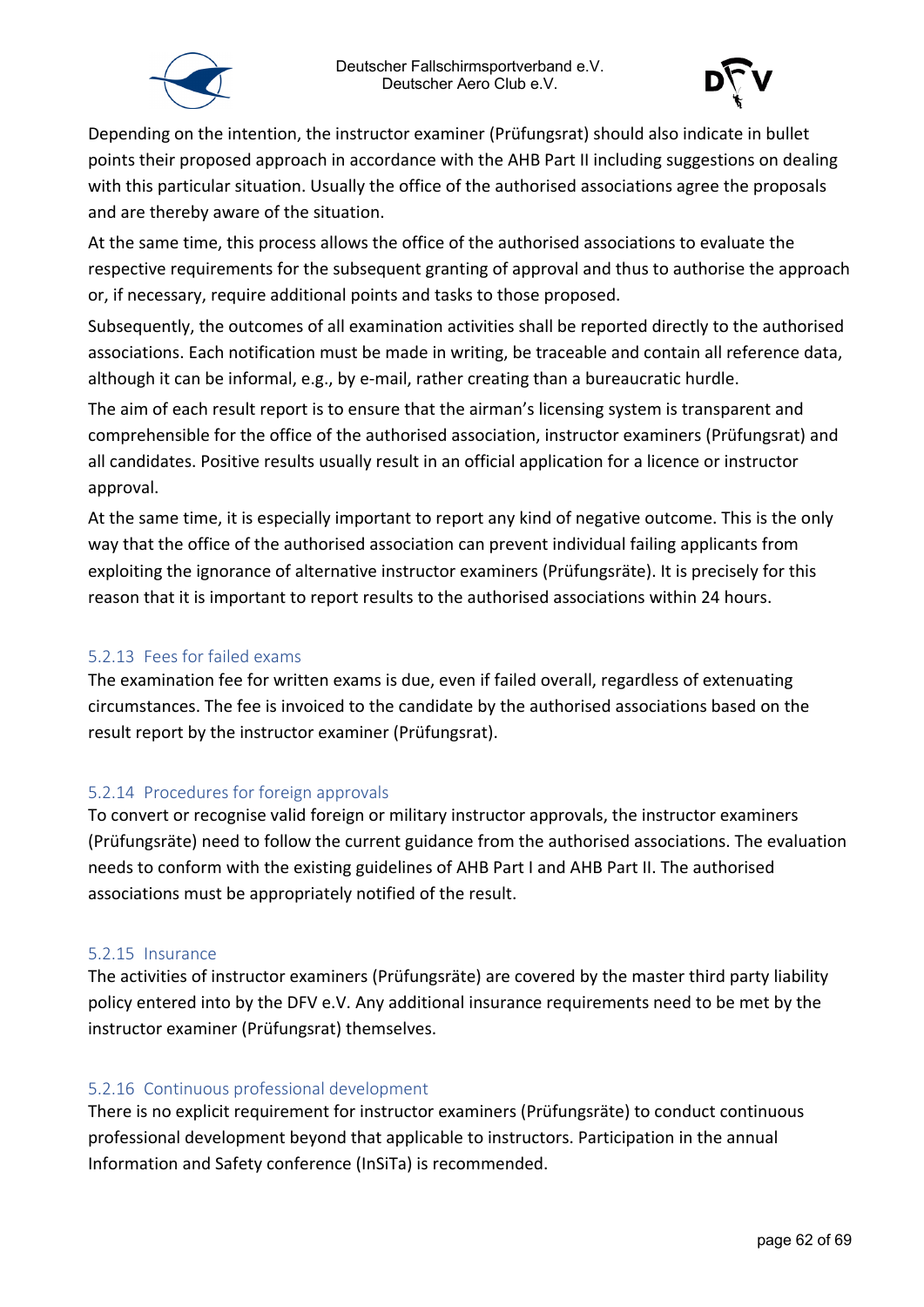Depending on the intention, the instructor examiner (Prüfungsrat) should also indicate in bullet points their proposed approach in accordance with the AHB Part II including suggestions on dealing with this particular situation. Usually the office of the authorised associations agree the proposals and are thereby aware of the situation.

At the same time, this process allows the office of the authorised associations to evaluate the respective requirements for the subsequent granting of approval and thus to authorise the approach or, if necessary, require additional points and tasks to those proposed.

Subsequently, the outcomes of all examination activities shall be reported directly to the authorised associations. Each notification must be made in writing, be traceable and contain all reference data, although it can be informal, e.g., by e-mail, rather creating than a bureaucratic hurdle.

The aim of each result report is to ensure that the airman's licensing system is transparent and comprehensible for the office of the authorised association, instructor examiners (Prüfungsrat) and all candidates. Positive results usually result in an official application for a licence or instructor approval.

At the same time, it is especially important to report any kind of negative outcome. This is the only way that the office of the authorised association can prevent individual failing applicants from exploiting the ignorance of alternative instructor examiners (Prüfungsräte). It is precisely for this reason that it is important to report results to the authorised associations within 24 hours.

### 5.2.13 Fees for failed exams

The examination fee for written exams is due, even if failed overall, regardless of extenuating circumstances. The fee is invoiced to the candidate by the authorised associations based on the result report by the instructor examiner (Prüfungsrat).

### 5.2.14 Procedures for foreign approvals

To convert or recognise valid foreign or military instructor approvals, the instructor examiners (Prüfungsräte) need to follow the current guidance from the authorised associations. The evaluation needs to conform with the existing guidelines of AHB Part I and AHB Part II. The authorised associations must be appropriately notified of the result.

### 5.2.15 Insurance

The activities of instructor examiners (Prüfungsräte) are covered by the master third party liability policy entered into by the DFV e.V. Any additional insurance requirements need to be met by the instructor examiner (Prüfungsrat) themselves.

### 5.2.16 Continuous professional development

There is no explicit requirement for instructor examiners (Prüfungsräte) to conduct continuous professional development beyond that applicable to instructors. Participation in the annual Information and Safety conference (InSiTa) is recommended.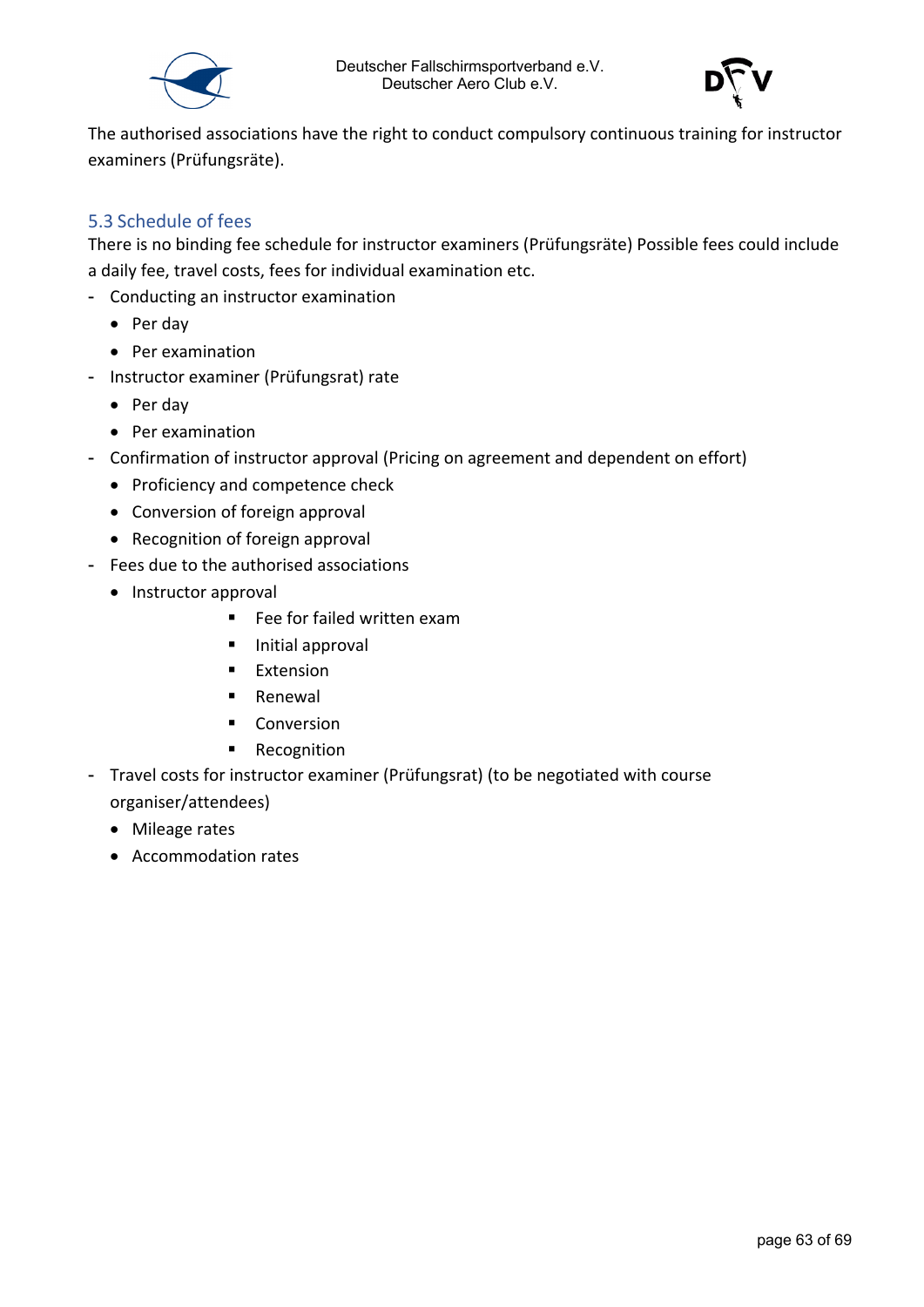The authorised associations have the right to conduct compulsory continuous training for instructor examiners (Prüfungsräte).

## 5.3 Schedule of fees

There is no binding fee schedule for instructor examiners (Prüfungsräte) Possible fees could include a daily fee, travel costs, fees for individual examination etc.

- Conducting an instructor examination
  - Per day
  - Per examination
- Instructor examiner (Prüfungsrat) rate
  - Per day
  - Per examination
- Confirmation of instructor approval (Pricing on agreement and dependent on effort)
  - Proficiency and competence check
  - Conversion of foreign approval
  - Recognition of foreign approval
- Fees due to the authorised associations
  - Instructor approval
    - Fee for failed written exam
    - Initial approval
    - Extension
    - Renewal
    - Conversion
    - Recognition
- Travel costs for instructor examiner (Prüfungsrat) (to be negotiated with course organiser/attendees)
  - Mileage rates
  - Accommodation rates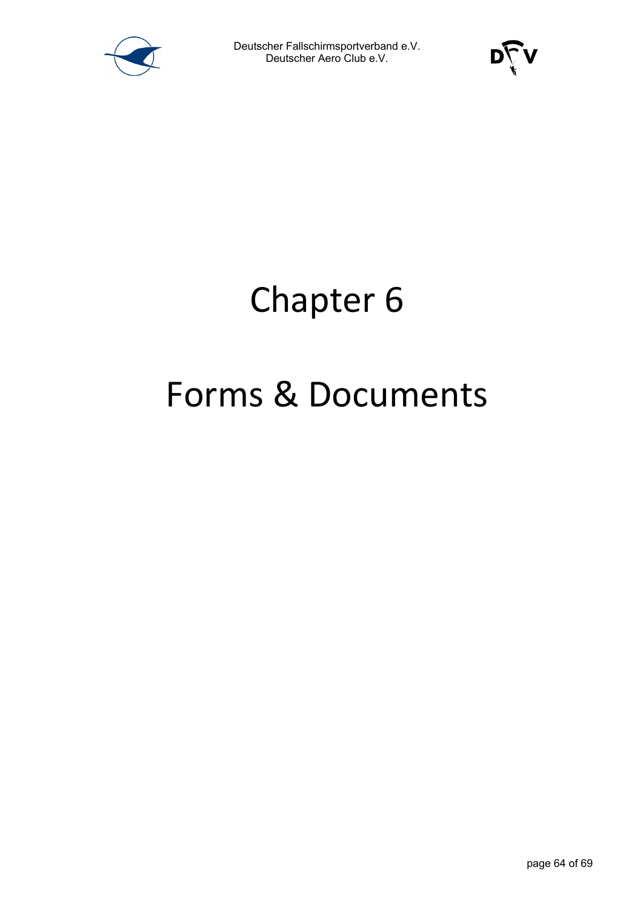# Chapter 6

# Forms & Documents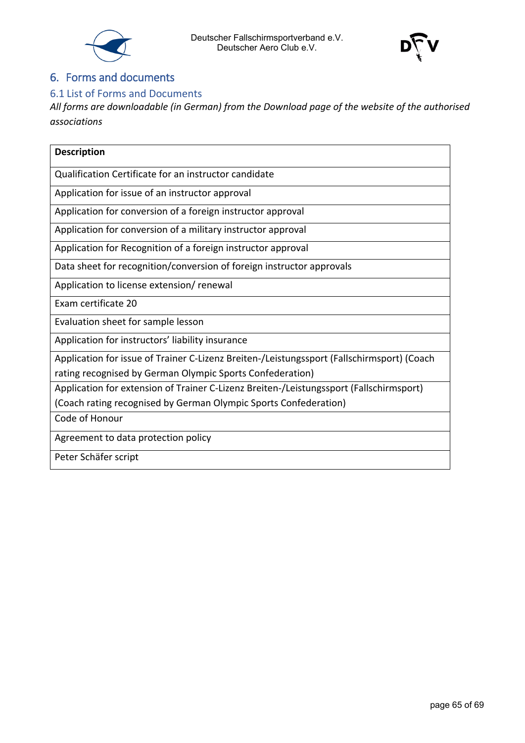# 6. Forms and documents

## 6.1 List of Forms and Documents

*All forms are downloadable (in German) from the Download page of the website of the authorised associations*

| Description |
| --- |
| Qualification Certificate for an instructor candidate |
| Application for issue of an instructor approval |
| Application for conversion of a foreign instructor approval |
| Application for conversion of a military instructor approval |
| Application for Recognition of a foreign instructor approval |
| Data sheet for recognition/conversion of foreign instructor approvals |
| Application to license extension/ renewal |
| Exam certificate 20 |
| Evaluation sheet for sample lesson |
| Application for instructors' liability insurance |
| Application for issue of Trainer C-Lizenz Breiten-/Leistungssport (Fallschirmsport) (Coach rating recognised by German Olympic Sports Confederation) |
| Application for extension of Trainer C-Lizenz Breiten-/Leistungssport (Fallschirmsport) (Coach rating recognised by German Olympic Sports Confederation) |
| Code of Honour |
| Agreement to data protection policy |
| Peter Schäfer script |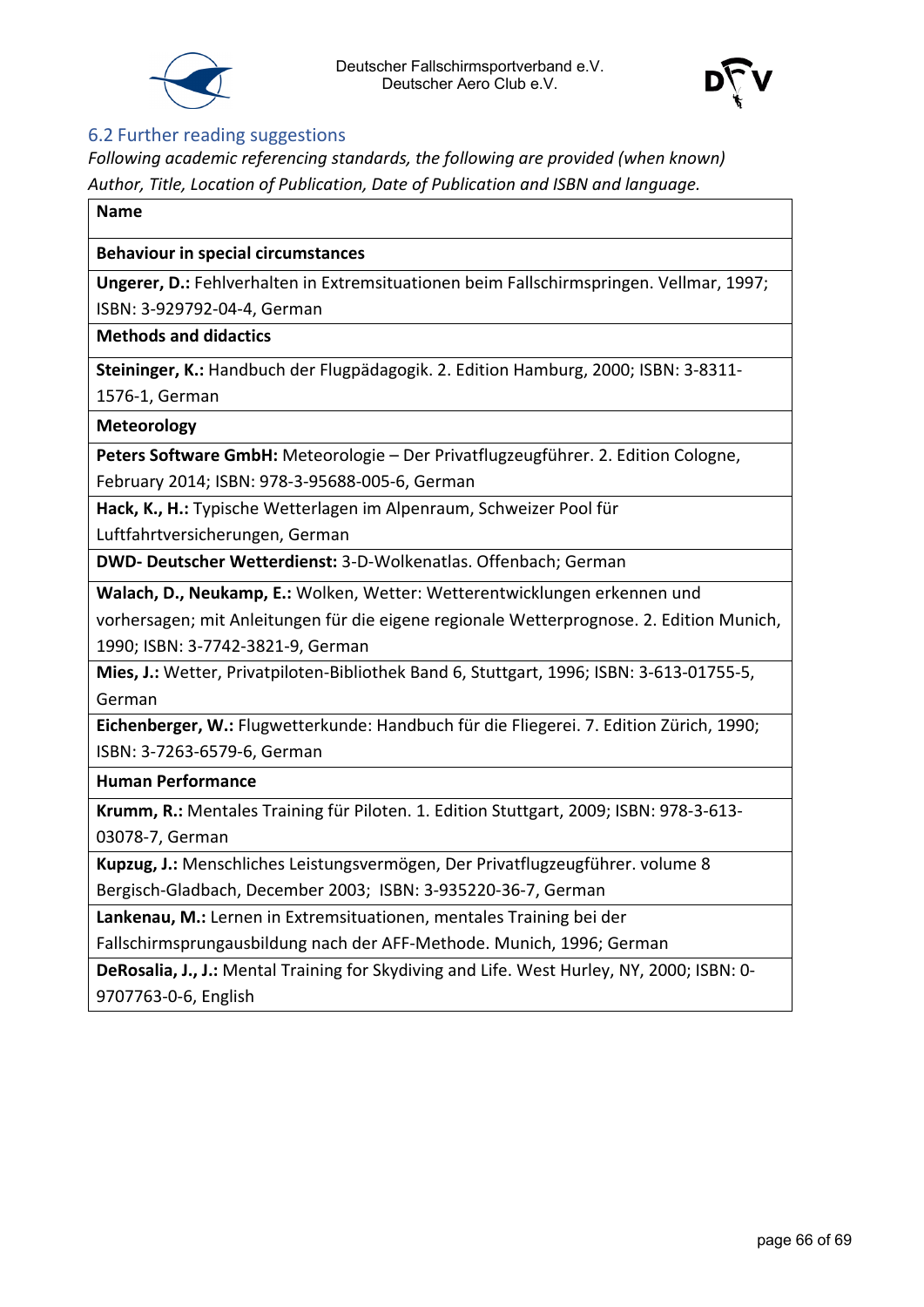## 6.2 Further reading suggestions

*Following academic referencing standards, the following are provided (when known) Author, Title, Location of Publication, Date of Publication and ISBN and language.*

| **Name** |
|---|
| **Behaviour in special circumstances** |
| **Ungerer, D.:** Fehlverhalten in Extremsituationen beim Fallschirmspringen. Vellmar, 1997; ISBN: 3-929792-04-4, German |
| **Methods and didactics** |
| **Steininger, K.:** Handbuch der Flugpädagogik. 2. Edition Hamburg, 2000; ISBN: 3-8311-1576-1, German |
| **Meteorology** |
| **Peters Software GmbH:** Meteorologie – Der Privatflugzeugführer. 2. Edition Cologne, February 2014; ISBN: 978-3-95688-005-6, German |
| **Hack, K., H.:** Typische Wetterlagen im Alpenraum, Schweizer Pool für Luftfahrtversicherungen, German |
| **DWD- Deutscher Wetterdienst:** 3-D-Wolkenatlas. Offenbach; German |
| **Walach, D., Neukamp, E.:** Wolken, Wetter: Wetterentwicklungen erkennen und vorhersagen; mit Anleitungen für die eigene regionale Wetterprognose. 2. Edition Munich, 1990; ISBN: 3-7742-3821-9, German |
| **Mies, J.:** Wetter, Privatpiloten-Bibliothek Band 6, Stuttgart, 1996; ISBN: 3-613-01755-5, German |
| **Eichenberger, W.:** Flugwetterkunde: Handbuch für die Fliegerei. 7. Edition Zürich, 1990; ISBN: 3-7263-6579-6, German |
| **Human Performance** |
| **Krumm, R.:** Mentales Training für Piloten. 1. Edition Stuttgart, 2009; ISBN: 978-3-613-03078-7, German |
| **Kupzug, J.:** Menschliches Leistungsvermögen, Der Privatflugzeugführer. volume 8 Bergisch-Gladbach, December 2003; ISBN: 3-935220-36-7, German |
| **Lankenau, M.:** Lernen in Extremsituationen, mentales Training bei der Fallschirmsprungausbildung nach der AFF-Methode. Munich, 1996; German |
| **DeRosalia, J., J.:** Mental Training for Skydiving and Life. West Hurley, NY, 2000; ISBN: 0-9707763-0-6, English |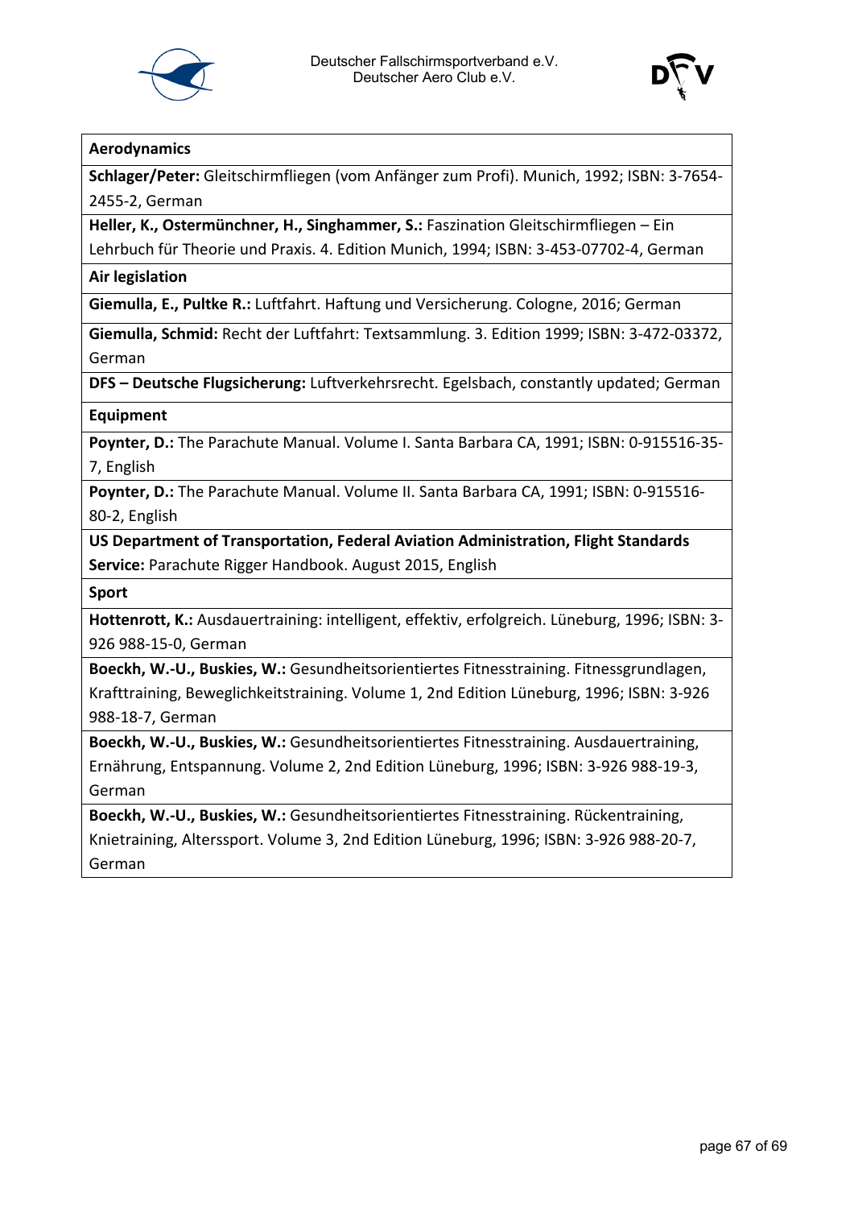| **Aerodynamics** |
|---|
| **Schlager/Peter:** Gleitschirmfliegen (vom Anfänger zum Profi). Munich, 1992; ISBN: 3-7654-2455-2, German |
| **Heller, K., Ostermünchner, H., Singhammer, S.:** Faszination Gleitschirmfliegen – Ein Lehrbuch für Theorie und Praxis. 4. Edition Munich, 1994; ISBN: 3-453-07702-4, German |
| **Air legislation** |
| **Giemulla, E., Pultke R.:** Luftfahrt. Haftung und Versicherung. Cologne, 2016; German |
| **Giemulla, Schmid:** Recht der Luftfahrt: Textsammlung. 3. Edition 1999; ISBN: 3-472-03372, German |
| **DFS – Deutsche Flugsicherung:** Luftverkehrsrecht. Egelsbach, constantly updated; German |
| **Equipment** |
| **Poynter, D.:** The Parachute Manual. Volume I. Santa Barbara CA, 1991; ISBN: 0-915516-35-7, English |
| **Poynter, D.:** The Parachute Manual. Volume II. Santa Barbara CA, 1991; ISBN: 0-915516-80-2, English |
| **US Department of Transportation, Federal Aviation Administration, Flight Standards Service:** Parachute Rigger Handbook. August 2015, English |
| **Sport** |
| **Hottenrott, K.:** Ausdauertraining: intelligent, effektiv, erfolgreich. Lüneburg, 1996; ISBN: 3-926 988-15-0, German |
| **Boeckh, W.-U., Buskies, W.:** Gesundheitsorientiertes Fitnesstraining. Fitnessgrundlagen, Krafttraining, Beweglichkeitstraining. Volume 1, 2nd Edition Lüneburg, 1996; ISBN: 3-926 988-18-7, German |
| **Boeckh, W.-U., Buskies, W.:** Gesundheitsorientiertes Fitnesstraining. Ausdauertraining, Ernährung, Entspannung. Volume 2, 2nd Edition Lüneburg, 1996; ISBN: 3-926 988-19-3, German |
| **Boeckh, W.-U., Buskies, W.:** Gesundheitsorientiertes Fitnesstraining. Rückentraining, Knietraining, Alterssport. Volume 3, 2nd Edition Lüneburg, 1996; ISBN: 3-926 988-20-7, German |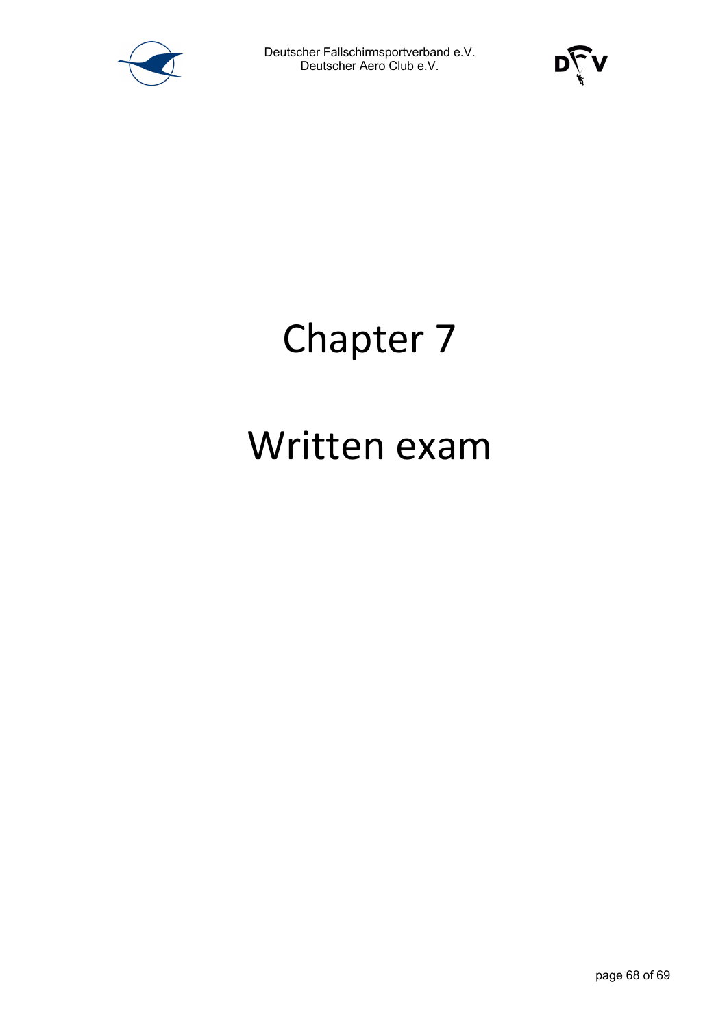# Chapter 7

# Written exam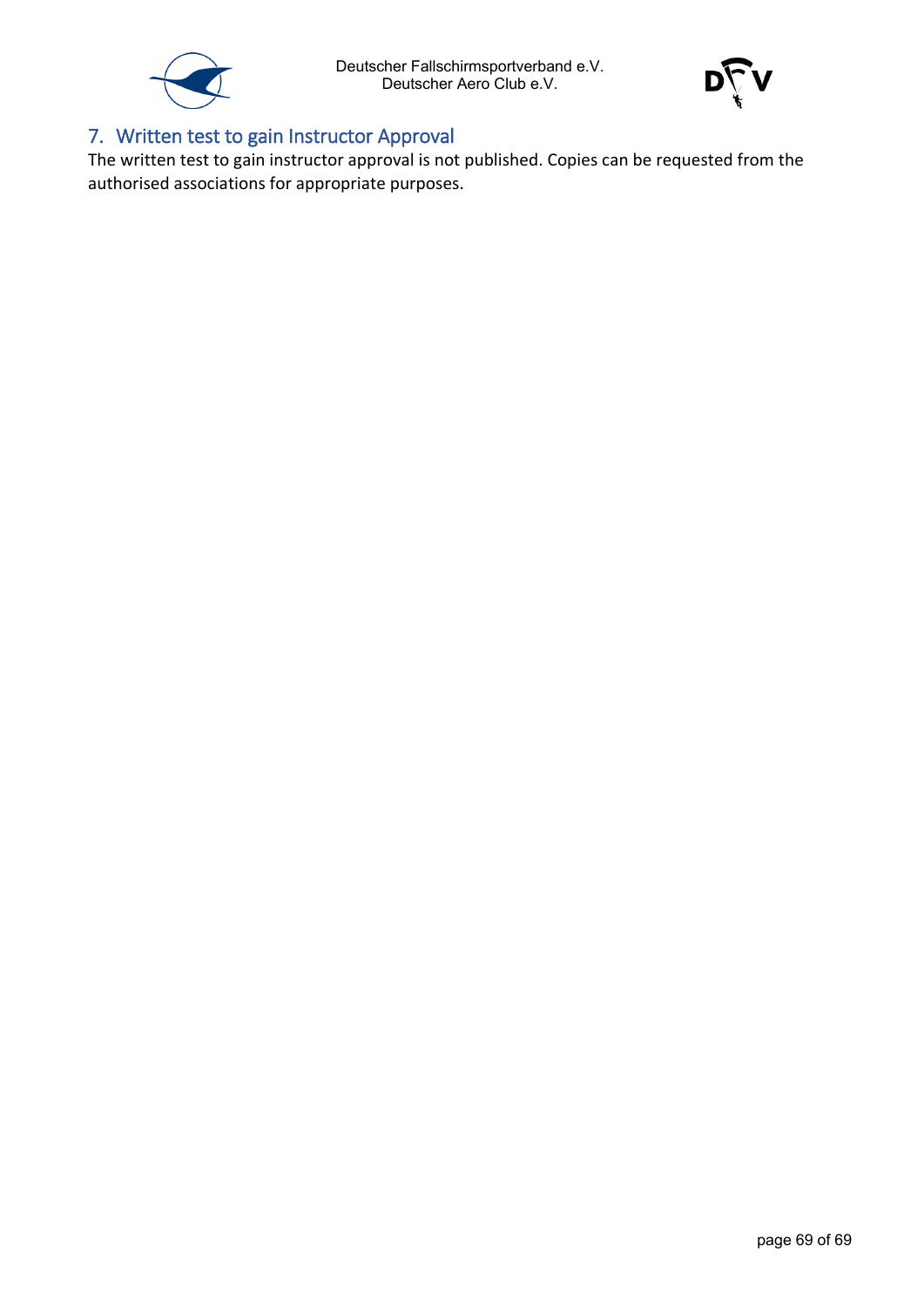## 7. Written test to gain Instructor Approval

The written test to gain instructor approval is not published. Copies can be requested from the authorised associations for appropriate purposes.